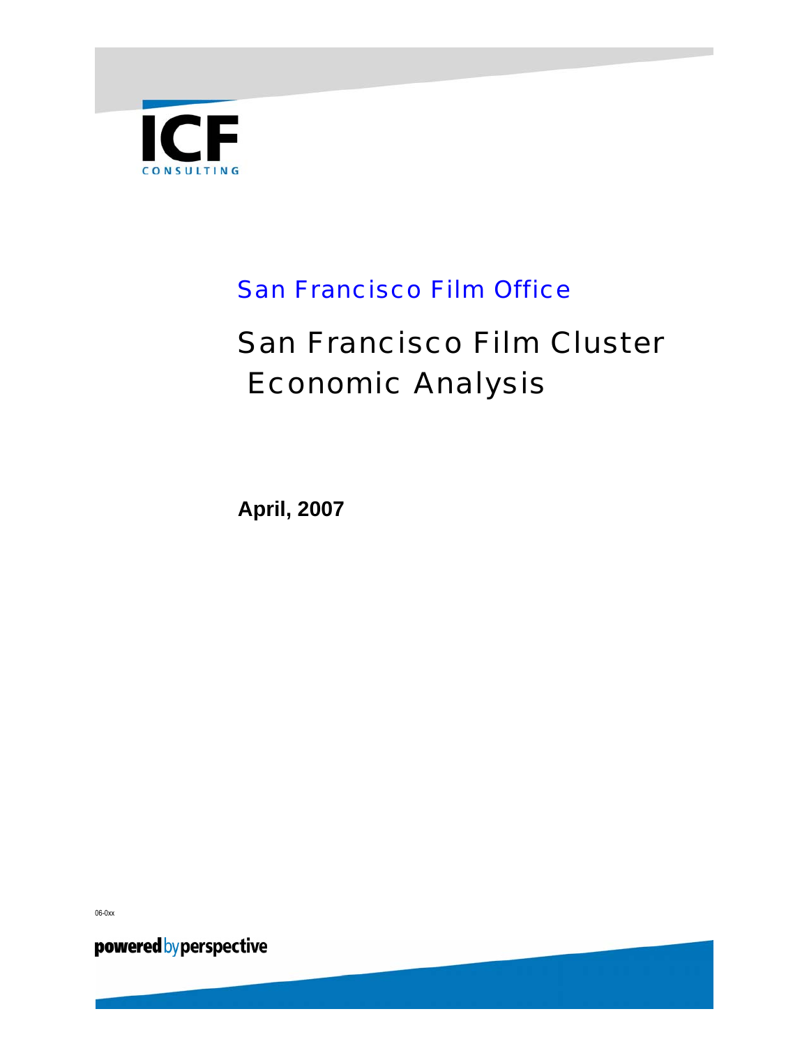ICF CONSULTING

## San Francisco Film Office

# San Francisco Film Cluster Economic Analysis

**April, 2007**

06-0xx

**powered** by **perspective**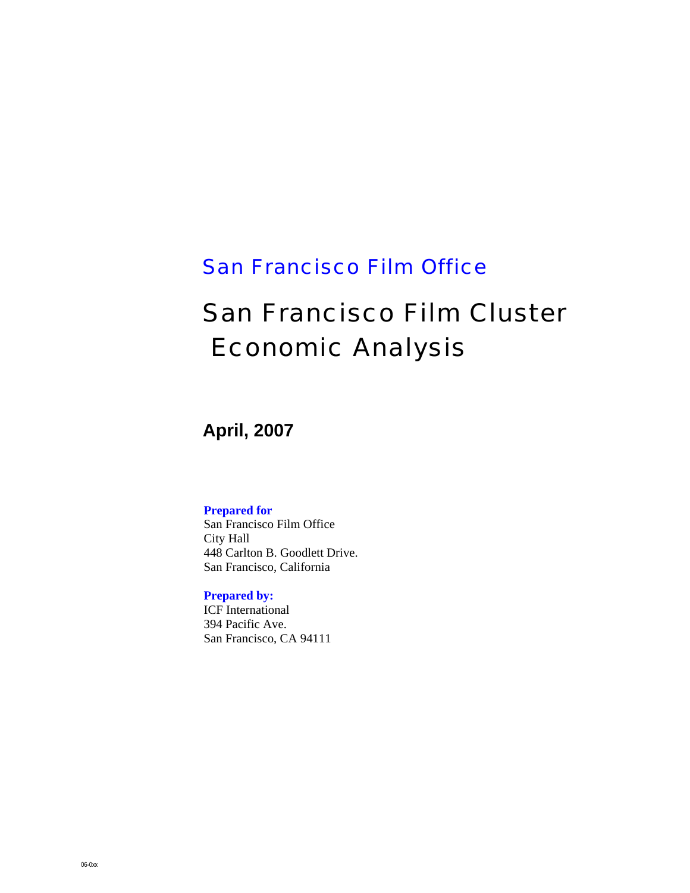## San Francisco Film Office

# San Francisco Film Cluster Economic Analysis

**April, 2007**

**Prepared for**
San Francisco Film Office
City Hall
448 Carlton B. Goodlett Drive.
San Francisco, California

**Prepared by:**
ICF International
394 Pacific Ave.
San Francisco, CA 94111

06-0xx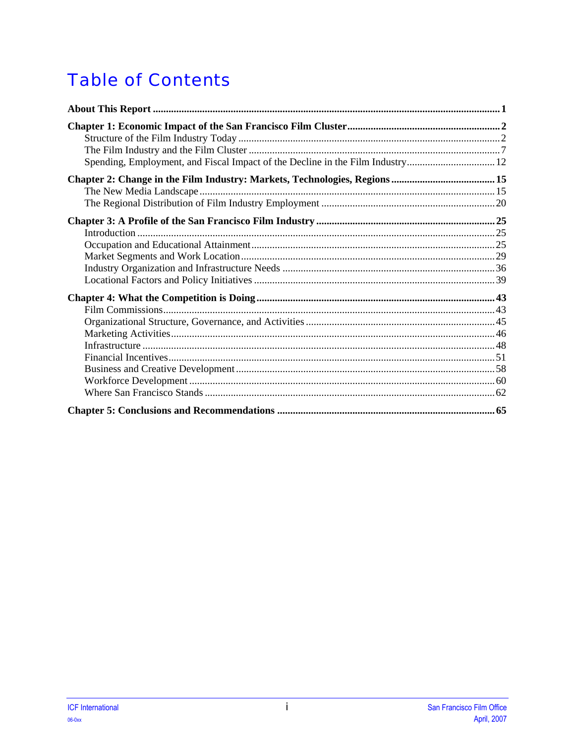# Table of Contents

**About This Report** .......... **1**

**Chapter 1: Economic Impact of the San Francisco Film Cluster** .......... **2**
- Structure of the Film Industry Today .......... 2
- The Film Industry and the Film Cluster .......... 7
- Spending, Employment, and Fiscal Impact of the Decline in the Film Industry .......... 12

**Chapter 2: Change in the Film Industry: Markets, Technologies, Regions** .......... **15**
- The New Media Landscape .......... 15
- The Regional Distribution of Film Industry Employment .......... 20

**Chapter 3: A Profile of the San Francisco Film Industry** .......... **25**
- Introduction .......... 25
- Occupation and Educational Attainment .......... 25
- Market Segments and Work Location .......... 29
- Industry Organization and Infrastructure Needs .......... 36
- Locational Factors and Policy Initiatives .......... 39

**Chapter 4: What the Competition is Doing** .......... **43**
- Film Commissions .......... 43
- Organizational Structure, Governance, and Activities .......... 45
- Marketing Activities .......... 46
- Infrastructure .......... 48
- Financial Incentives .......... 51
- Business and Creative Development .......... 58
- Workforce Development .......... 60
- Where San Francisco Stands .......... 62

**Chapter 5: Conclusions and Recommendations** .......... **65**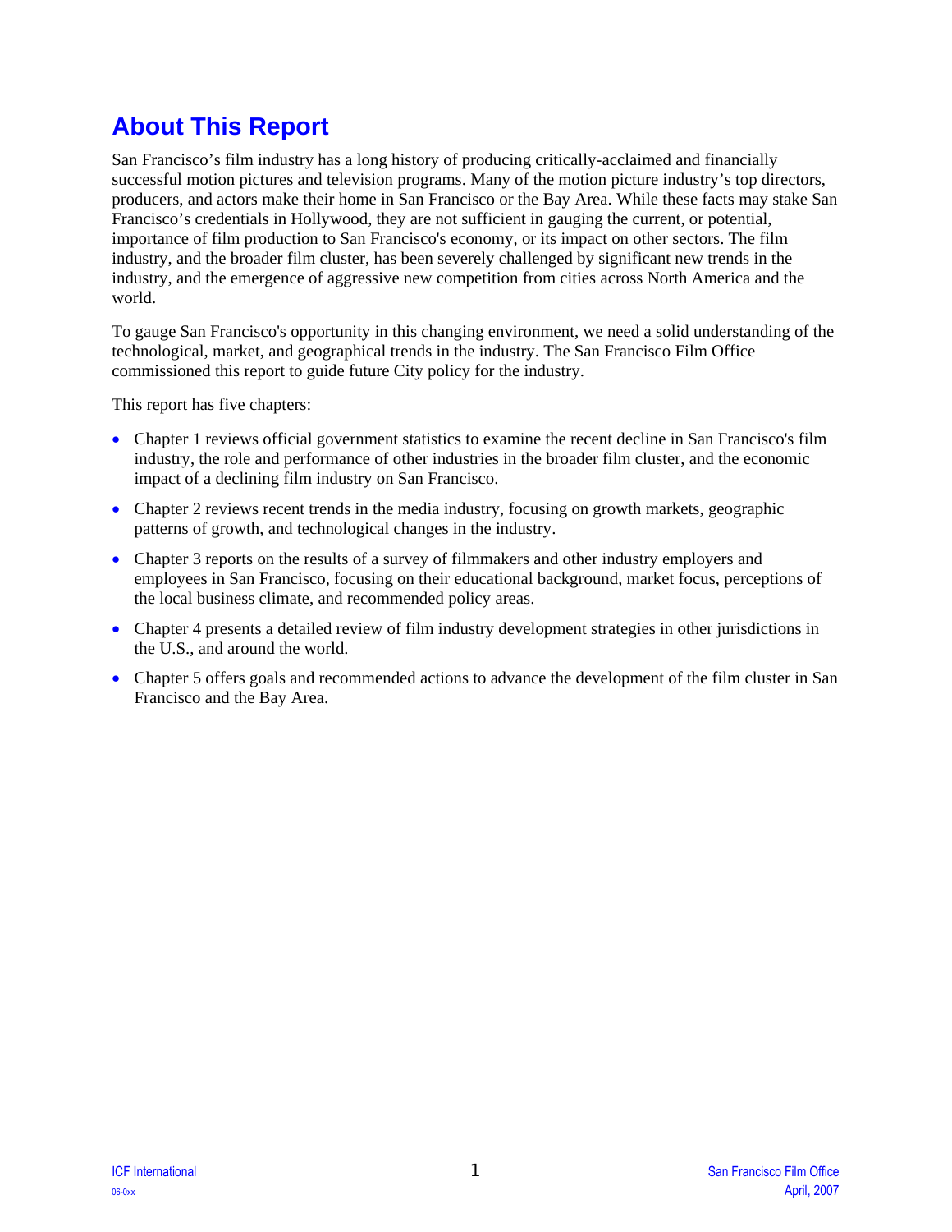# About This Report

San Francisco's film industry has a long history of producing critically-acclaimed and financially successful motion pictures and television programs. Many of the motion picture industry's top directors, producers, and actors make their home in San Francisco or the Bay Area. While these facts may stake San Francisco's credentials in Hollywood, they are not sufficient in gauging the current, or potential, importance of film production to San Francisco's economy, or its impact on other sectors. The film industry, and the broader film cluster, has been severely challenged by significant new trends in the industry, and the emergence of aggressive new competition from cities across North America and the world.

To gauge San Francisco's opportunity in this changing environment, we need a solid understanding of the technological, market, and geographical trends in the industry. The San Francisco Film Office commissioned this report to guide future City policy for the industry.

This report has five chapters:

- Chapter 1 reviews official government statistics to examine the recent decline in San Francisco's film industry, the role and performance of other industries in the broader film cluster, and the economic impact of a declining film industry on San Francisco.
- Chapter 2 reviews recent trends in the media industry, focusing on growth markets, geographic patterns of growth, and technological changes in the industry.
- Chapter 3 reports on the results of a survey of filmmakers and other industry employers and employees in San Francisco, focusing on their educational background, market focus, perceptions of the local business climate, and recommended policy areas.
- Chapter 4 presents a detailed review of film industry development strategies in other jurisdictions in the U.S., and around the world.
- Chapter 5 offers goals and recommended actions to advance the development of the film cluster in San Francisco and the Bay Area.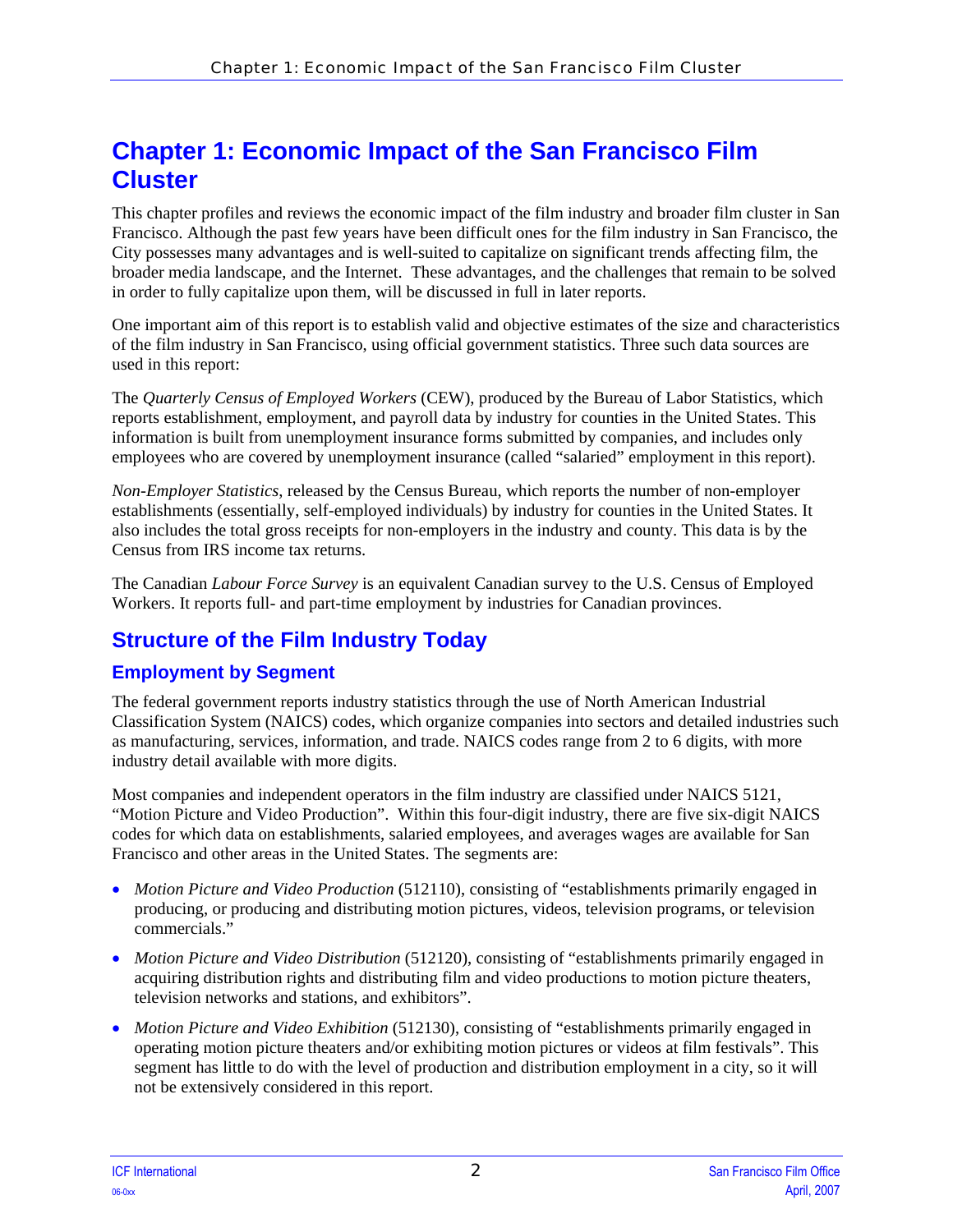# Chapter 1: Economic Impact of the San Francisco Film Cluster

This chapter profiles and reviews the economic impact of the film industry and broader film cluster in San Francisco. Although the past few years have been difficult ones for the film industry in San Francisco, the City possesses many advantages and is well-suited to capitalize on significant trends affecting film, the broader media landscape, and the Internet. These advantages, and the challenges that remain to be solved in order to fully capitalize upon them, will be discussed in full in later reports.

One important aim of this report is to establish valid and objective estimates of the size and characteristics of the film industry in San Francisco, using official government statistics. Three such data sources are used in this report:

The *Quarterly Census of Employed Workers* (CEW), produced by the Bureau of Labor Statistics, which reports establishment, employment, and payroll data by industry for counties in the United States. This information is built from unemployment insurance forms submitted by companies, and includes only employees who are covered by unemployment insurance (called "salaried" employment in this report).

*Non-Employer Statistics*, released by the Census Bureau, which reports the number of non-employer establishments (essentially, self-employed individuals) by industry for counties in the United States. It also includes the total gross receipts for non-employers in the industry and county. This data is by the Census from IRS income tax returns.

The Canadian *Labour Force Survey* is an equivalent Canadian survey to the U.S. Census of Employed Workers. It reports full- and part-time employment by industries for Canadian provinces.

## Structure of the Film Industry Today

### Employment by Segment

The federal government reports industry statistics through the use of North American Industrial Classification System (NAICS) codes, which organize companies into sectors and detailed industries such as manufacturing, services, information, and trade. NAICS codes range from 2 to 6 digits, with more industry detail available with more digits.

Most companies and independent operators in the film industry are classified under NAICS 5121, "Motion Picture and Video Production". Within this four-digit industry, there are five six-digit NAICS codes for which data on establishments, salaried employees, and averages wages are available for San Francisco and other areas in the United States. The segments are:

- *Motion Picture and Video Production* (512110), consisting of "establishments primarily engaged in producing, or producing and distributing motion pictures, videos, television programs, or television commercials."
- *Motion Picture and Video Distribution* (512120), consisting of "establishments primarily engaged in acquiring distribution rights and distributing film and video productions to motion picture theaters, television networks and stations, and exhibitors".
- *Motion Picture and Video Exhibition* (512130), consisting of "establishments primarily engaged in operating motion picture theaters and/or exhibiting motion pictures or videos at film festivals". This segment has little to do with the level of production and distribution employment in a city, so it will not be extensively considered in this report.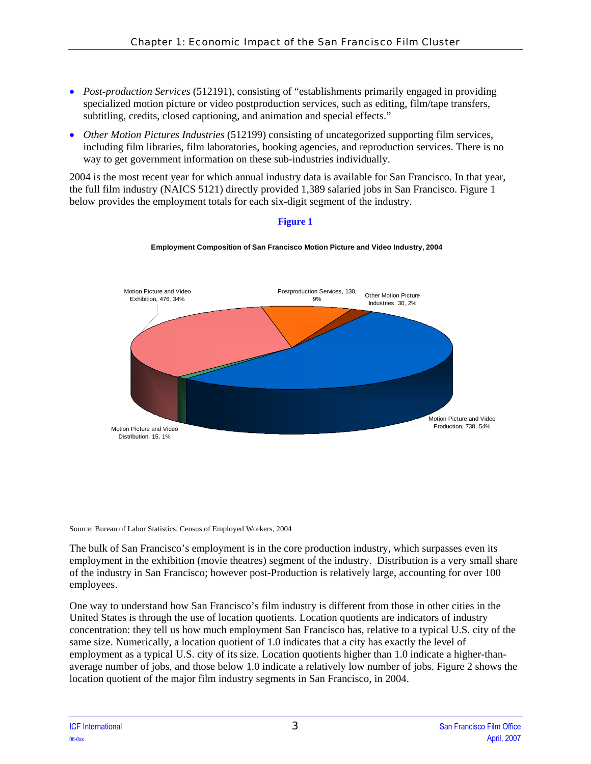- *Post-production Services* (512191), consisting of "establishments primarily engaged in providing specialized motion picture or video postproduction services, such as editing, film/tape transfers, subtitling, credits, closed captioning, and animation and special effects."
- *Other Motion Pictures Industries* (512199) consisting of uncategorized supporting film services, including film libraries, film laboratories, booking agencies, and reproduction services. There is no way to get government information on these sub-industries individually.

2004 is the most recent year for which annual industry data is available for San Francisco. In that year, the full film industry (NAICS 5121) directly provided 1,389 salaried jobs in San Francisco. Figure 1 below provides the employment totals for each six-digit segment of the industry.

**Figure 1**

**Employment Composition of San Francisco Motion Picture and Video Industry, 2004**

Motion Picture and Video Exhibition, 476, 34%

Postproduction Services, 130, 9%

Other Motion Picture Industries, 30, 2%

Motion Picture and Video Production, 738, 54%

Motion Picture and Video Distribution, 15, 1%

Source: Bureau of Labor Statistics, Census of Employed Workers, 2004

The bulk of San Francisco's employment is in the core production industry, which surpasses even its employment in the exhibition (movie theatres) segment of the industry. Distribution is a very small share of the industry in San Francisco; however post-Production is relatively large, accounting for over 100 employees.

One way to understand how San Francisco's film industry is different from those in other cities in the United States is through the use of location quotients. Location quotients are indicators of industry concentration: they tell us how much employment San Francisco has, relative to a typical U.S. city of the same size. Numerically, a location quotient of 1.0 indicates that a city has exactly the level of employment as a typical U.S. city of its size. Location quotients higher than 1.0 indicate a higher-than-average number of jobs, and those below 1.0 indicate a relatively low number of jobs. Figure 2 shows the location quotient of the major film industry segments in San Francisco, in 2004.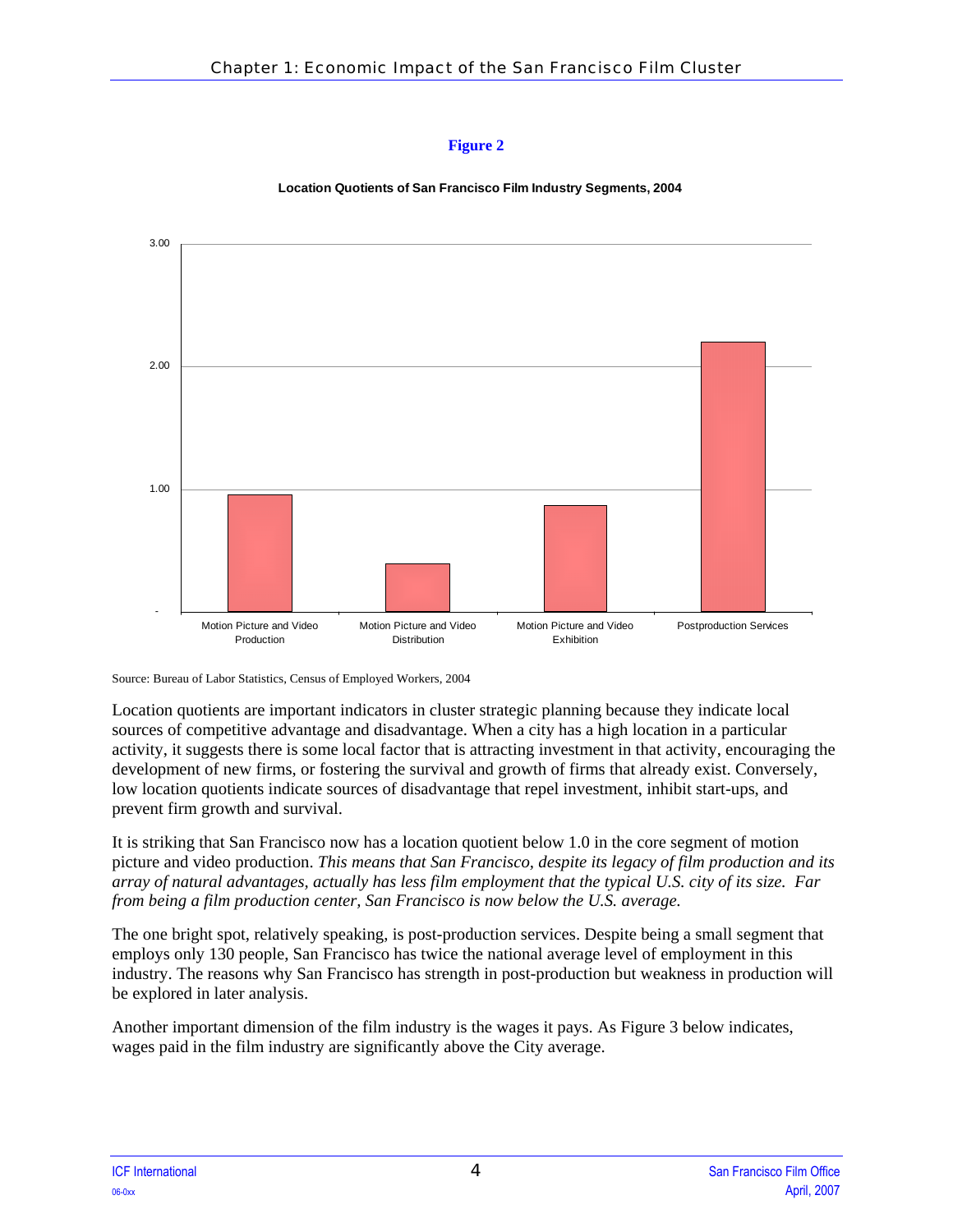**Figure 2**

**Location Quotients of San Francisco Film Industry Segments, 2004**

Source: Bureau of Labor Statistics, Census of Employed Workers, 2004

Location quotients are important indicators in cluster strategic planning because they indicate local sources of competitive advantage and disadvantage. When a city has a high location in a particular activity, it suggests there is some local factor that is attracting investment in that activity, encouraging the development of new firms, or fostering the survival and growth of firms that already exist. Conversely, low location quotients indicate sources of disadvantage that repel investment, inhibit start-ups, and prevent firm growth and survival.

It is striking that San Francisco now has a location quotient below 1.0 in the core segment of motion picture and video production. *This means that San Francisco, despite its legacy of film production and its array of natural advantages, actually has less film employment that the typical U.S. city of its size. Far from being a film production center, San Francisco is now below the U.S. average.*

The one bright spot, relatively speaking, is post-production services. Despite being a small segment that employs only 130 people, San Francisco has twice the national average level of employment in this industry. The reasons why San Francisco has strength in post-production but weakness in production will be explored in later analysis.

Another important dimension of the film industry is the wages it pays. As Figure 3 below indicates, wages paid in the film industry are significantly above the City average.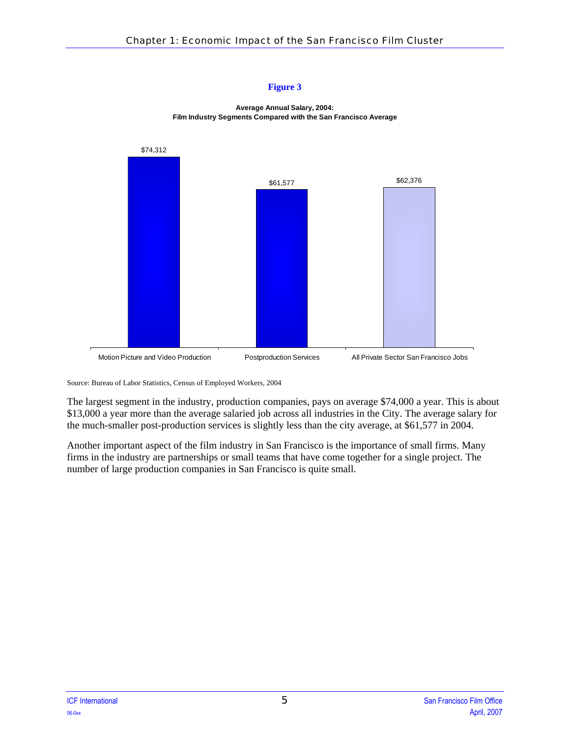**Figure 3**

**Average Annual Salary, 2004:**
**Film Industry Segments Compared with the San Francisco Average**

| Segment | Average Annual Salary |
|---|---|
| Motion Picture and Video Production | $74,312 |
| Postproduction Services | $61,577 |
| All Private Sector San Francisco Jobs | $62,376 |

Source: Bureau of Labor Statistics, Census of Employed Workers, 2004

The largest segment in the industry, production companies, pays on average $74,000 a year. This is about $13,000 a year more than the average salaried job across all industries in the City. The average salary for the much-smaller post-production services is slightly less than the city average, at $61,577 in 2004.

Another important aspect of the film industry in San Francisco is the importance of small firms. Many firms in the industry are partnerships or small teams that have come together for a single project. The number of large production companies in San Francisco is quite small.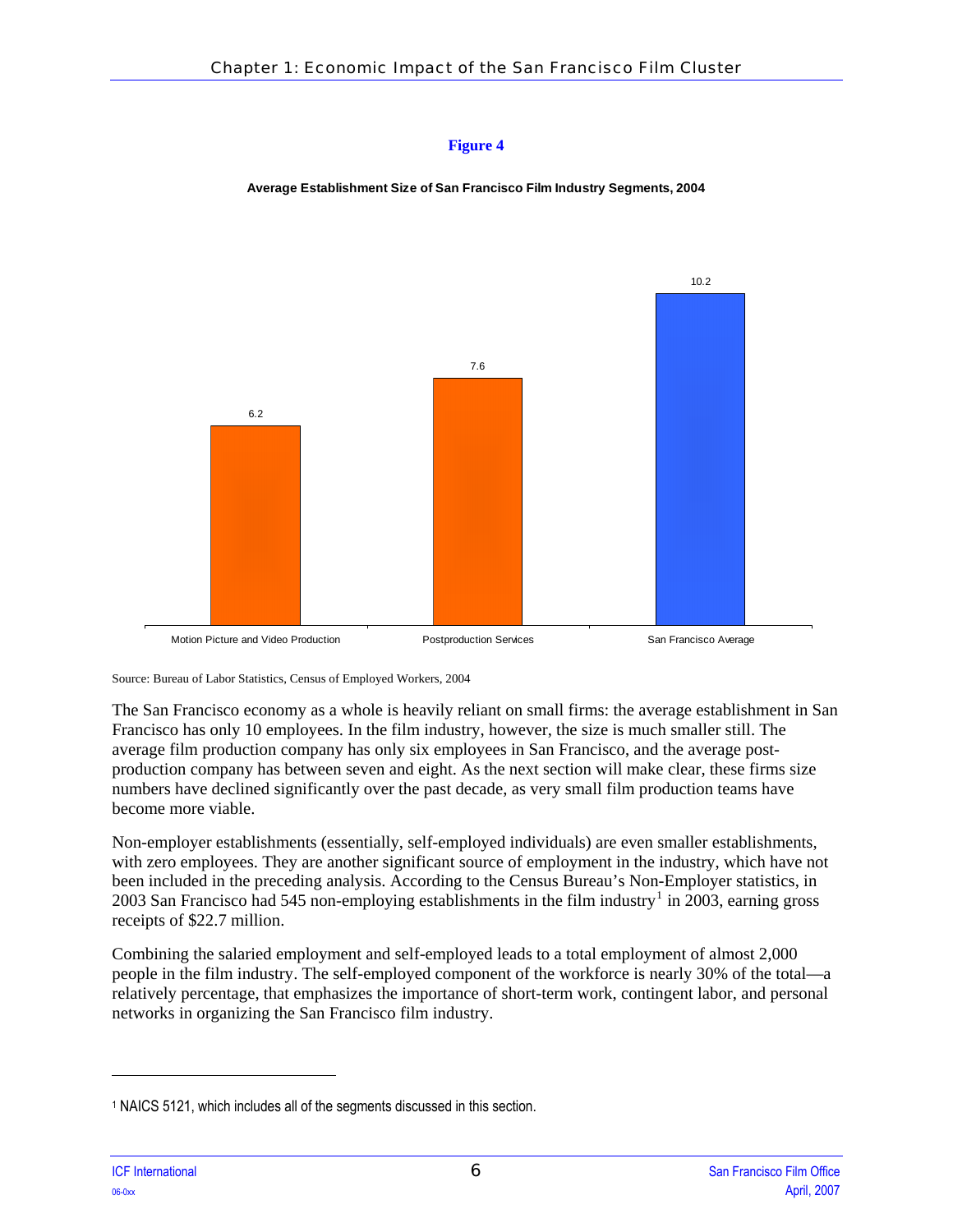**Figure 4**

**Average Establishment Size of San Francisco Film Industry Segments, 2004**

| Segment | Average Establishment Size |
|---|---|
| Motion Picture and Video Production | 6.2 |
| Postproduction Services | 7.6 |
| San Francisco Average | 10.2 |

Source: Bureau of Labor Statistics, Census of Employed Workers, 2004

The San Francisco economy as a whole is heavily reliant on small firms: the average establishment in San Francisco has only 10 employees. In the film industry, however, the size is much smaller still. The average film production company has only six employees in San Francisco, and the average post-production company has between seven and eight. As the next section will make clear, these firms size numbers have declined significantly over the past decade, as very small film production teams have become more viable.

Non-employer establishments (essentially, self-employed individuals) are even smaller establishments, with zero employees. They are another significant source of employment in the industry, which have not been included in the preceding analysis. According to the Census Bureau's Non-Employer statistics, in 2003 San Francisco had 545 non-employing establishments in the film industry[1] in 2003, earning gross receipts of $22.7 million.

Combining the salaried employment and self-employed leads to a total employment of almost 2,000 people in the film industry. The self-employed component of the workforce is nearly 30% of the total—a relatively percentage, that emphasizes the importance of short-term work, contingent labor, and personal networks in organizing the San Francisco film industry.

---

[1] NAICS 5121, which includes all of the segments discussed in this section.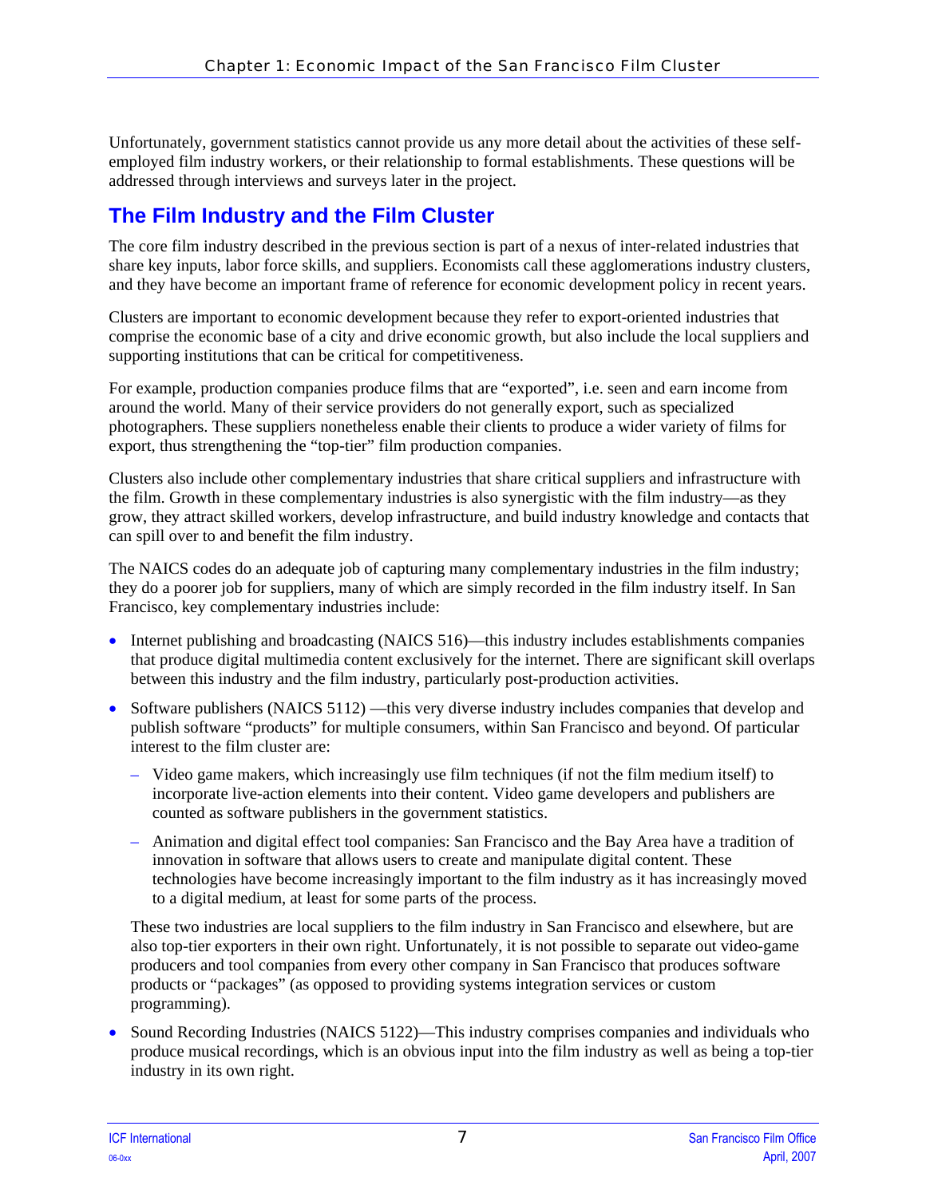Unfortunately, government statistics cannot provide us any more detail about the activities of these self-employed film industry workers, or their relationship to formal establishments. These questions will be addressed through interviews and surveys later in the project.

## The Film Industry and the Film Cluster

The core film industry described in the previous section is part of a nexus of inter-related industries that share key inputs, labor force skills, and suppliers. Economists call these agglomerations industry clusters, and they have become an important frame of reference for economic development policy in recent years.

Clusters are important to economic development because they refer to export-oriented industries that comprise the economic base of a city and drive economic growth, but also include the local suppliers and supporting institutions that can be critical for competitiveness.

For example, production companies produce films that are "exported", i.e. seen and earn income from around the world. Many of their service providers do not generally export, such as specialized photographers. These suppliers nonetheless enable their clients to produce a wider variety of films for export, thus strengthening the "top-tier" film production companies.

Clusters also include other complementary industries that share critical suppliers and infrastructure with the film. Growth in these complementary industries is also synergistic with the film industry—as they grow, they attract skilled workers, develop infrastructure, and build industry knowledge and contacts that can spill over to and benefit the film industry.

The NAICS codes do an adequate job of capturing many complementary industries in the film industry; they do a poorer job for suppliers, many of which are simply recorded in the film industry itself. In San Francisco, key complementary industries include:

- Internet publishing and broadcasting (NAICS 516)—this industry includes establishments companies that produce digital multimedia content exclusively for the internet. There are significant skill overlaps between this industry and the film industry, particularly post-production activities.
- Software publishers (NAICS 5112) —this very diverse industry includes companies that develop and publish software "products" for multiple consumers, within San Francisco and beyond. Of particular interest to the film cluster are:
  - Video game makers, which increasingly use film techniques (if not the film medium itself) to incorporate live-action elements into their content. Video game developers and publishers are counted as software publishers in the government statistics.
  - Animation and digital effect tool companies: San Francisco and the Bay Area have a tradition of innovation in software that allows users to create and manipulate digital content. These technologies have become increasingly important to the film industry as it has increasingly moved to a digital medium, at least for some parts of the process.

  These two industries are local suppliers to the film industry in San Francisco and elsewhere, but are also top-tier exporters in their own right. Unfortunately, it is not possible to separate out video-game producers and tool companies from every other company in San Francisco that produces software products or "packages" (as opposed to providing systems integration services or custom programming).
- Sound Recording Industries (NAICS 5122)—This industry comprises companies and individuals who produce musical recordings, which is an obvious input into the film industry as well as being a top-tier industry in its own right.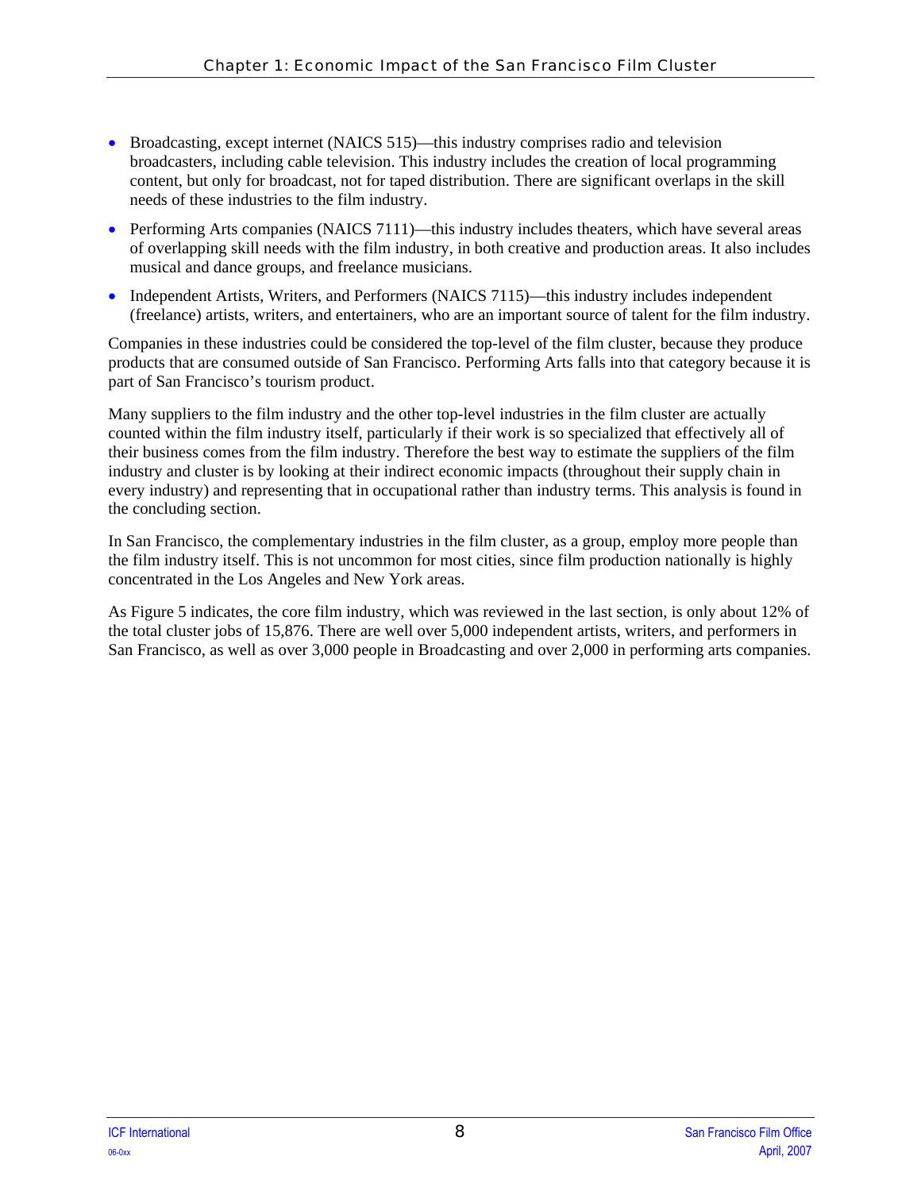- Broadcasting, except internet (NAICS 515)—this industry comprises radio and television broadcasters, including cable television. This industry includes the creation of local programming content, but only for broadcast, not for taped distribution. There are significant overlaps in the skill needs of these industries to the film industry.
- Performing Arts companies (NAICS 7111)—this industry includes theaters, which have several areas of overlapping skill needs with the film industry, in both creative and production areas. It also includes musical and dance groups, and freelance musicians.
- Independent Artists, Writers, and Performers (NAICS 7115)—this industry includes independent (freelance) artists, writers, and entertainers, who are an important source of talent for the film industry.

Companies in these industries could be considered the top-level of the film cluster, because they produce products that are consumed outside of San Francisco. Performing Arts falls into that category because it is part of San Francisco's tourism product.

Many suppliers to the film industry and the other top-level industries in the film cluster are actually counted within the film industry itself, particularly if their work is so specialized that effectively all of their business comes from the film industry. Therefore the best way to estimate the suppliers of the film industry and cluster is by looking at their indirect economic impacts (throughout their supply chain in every industry) and representing that in occupational rather than industry terms. This analysis is found in the concluding section.

In San Francisco, the complementary industries in the film cluster, as a group, employ more people than the film industry itself. This is not uncommon for most cities, since film production nationally is highly concentrated in the Los Angeles and New York areas.

As Figure 5 indicates, the core film industry, which was reviewed in the last section, is only about 12% of the total cluster jobs of 15,876. There are well over 5,000 independent artists, writers, and performers in San Francisco, as well as over 3,000 people in Broadcasting and over 2,000 in performing arts companies.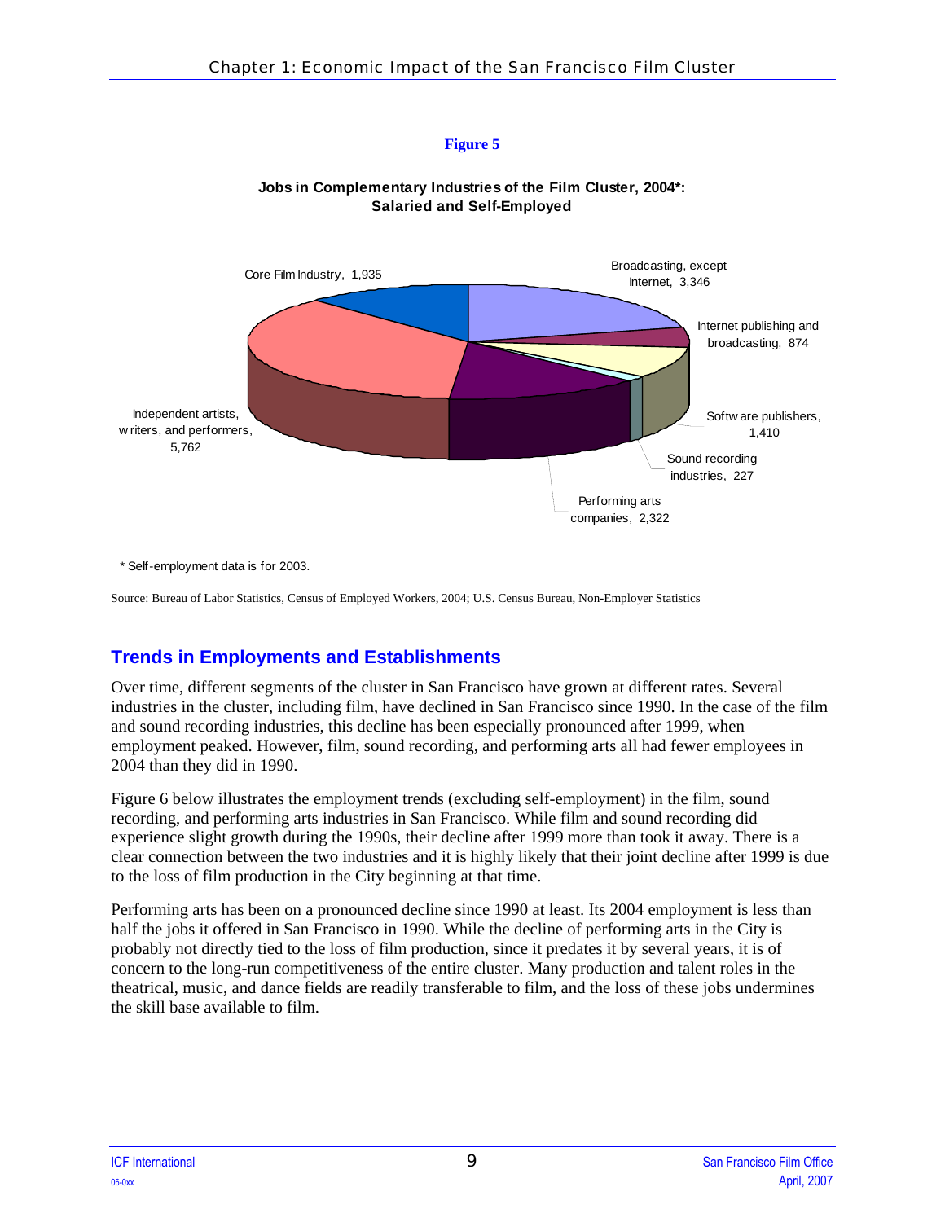**Figure 5**

**Jobs in Complementary Industries of the Film Cluster, 2004*: Salaried and Self-Employed**

Core Film Industry, 1,935

Broadcasting, except Internet, 3,346

Internet publishing and broadcasting, 874

Software publishers, 1,410

Sound recording industries, 227

Performing arts companies, 2,322

Independent artists, writers, and performers, 5,762

* Self-employment data is for 2003.

Source: Bureau of Labor Statistics, Census of Employed Workers, 2004; U.S. Census Bureau, Non-Employer Statistics

## Trends in Employments and Establishments

Over time, different segments of the cluster in San Francisco have grown at different rates. Several industries in the cluster, including film, have declined in San Francisco since 1990. In the case of the film and sound recording industries, this decline has been especially pronounced after 1999, when employment peaked. However, film, sound recording, and performing arts all had fewer employees in 2004 than they did in 1990.

Figure 6 below illustrates the employment trends (excluding self-employment) in the film, sound recording, and performing arts industries in San Francisco. While film and sound recording did experience slight growth during the 1990s, their decline after 1999 more than took it away. There is a clear connection between the two industries and it is highly likely that their joint decline after 1999 is due to the loss of film production in the City beginning at that time.

Performing arts has been on a pronounced decline since 1990 at least. Its 2004 employment is less than half the jobs it offered in San Francisco in 1990. While the decline of performing arts in the City is probably not directly tied to the loss of film production, since it predates it by several years, it is of concern to the long-run competitiveness of the entire cluster. Many production and talent roles in the theatrical, music, and dance fields are readily transferable to film, and the loss of these jobs undermines the skill base available to film.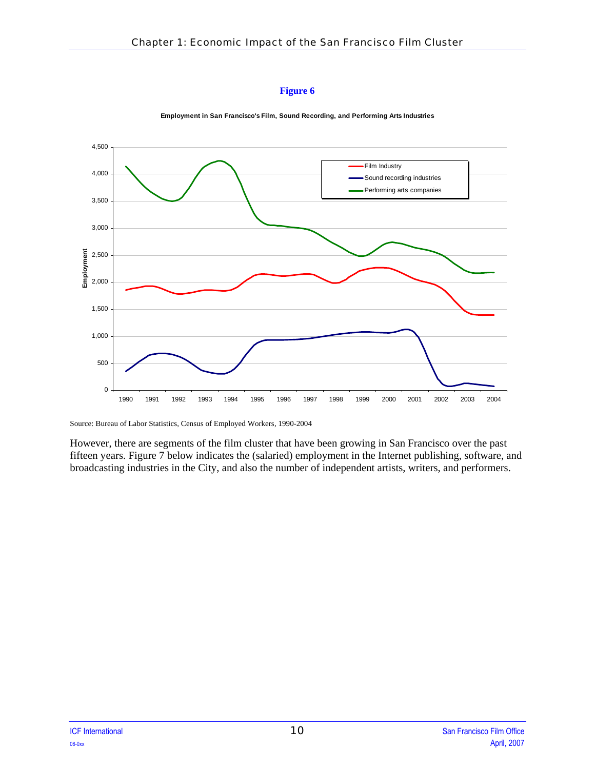**Figure 6**

**Employment in San Francisco's Film, Sound Recording, and Performing Arts Industries**

Source: Bureau of Labor Statistics, Census of Employed Workers, 1990-2004

However, there are segments of the film cluster that have been growing in San Francisco over the past fifteen years. Figure 7 below indicates the (salaried) employment in the Internet publishing, software, and broadcasting industries in the City, and also the number of independent artists, writers, and performers.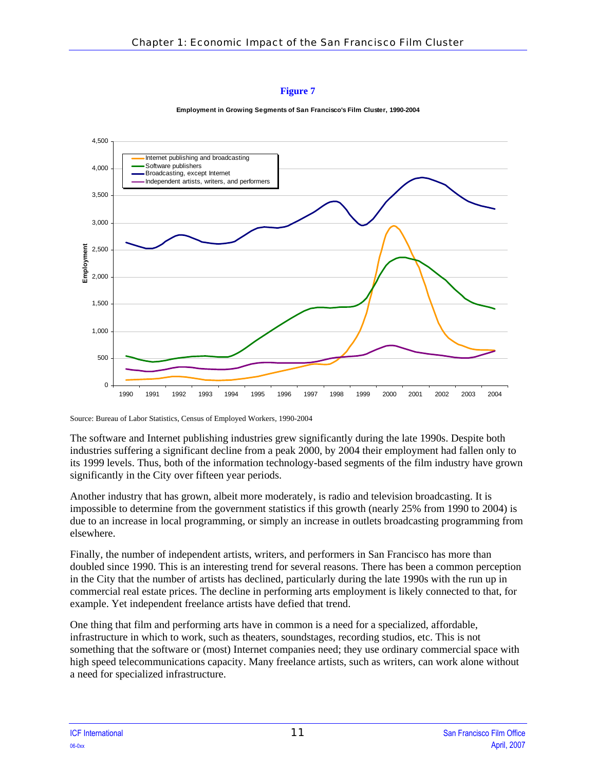**Figure 7**

**Employment in Growing Segments of San Francisco's Film Cluster, 1990-2004**

Source: Bureau of Labor Statistics, Census of Employed Workers, 1990-2004

The software and Internet publishing industries grew significantly during the late 1990s. Despite both industries suffering a significant decline from a peak 2000, by 2004 their employment had fallen only to its 1999 levels. Thus, both of the information technology-based segments of the film industry have grown significantly in the City over fifteen year periods.

Another industry that has grown, albeit more moderately, is radio and television broadcasting. It is impossible to determine from the government statistics if this growth (nearly 25% from 1990 to 2004) is due to an increase in local programming, or simply an increase in outlets broadcasting programming from elsewhere.

Finally, the number of independent artists, writers, and performers in San Francisco has more than doubled since 1990. This is an interesting trend for several reasons. There has been a common perception in the City that the number of artists has declined, particularly during the late 1990s with the run up in commercial real estate prices. The decline in performing arts employment is likely connected to that, for example. Yet independent freelance artists have defied that trend.

One thing that film and performing arts have in common is a need for a specialized, affordable, infrastructure in which to work, such as theaters, soundstages, recording studios, etc. This is not something that the software or (most) Internet companies need; they use ordinary commercial space with high speed telecommunications capacity. Many freelance artists, such as writers, can work alone without a need for specialized infrastructure.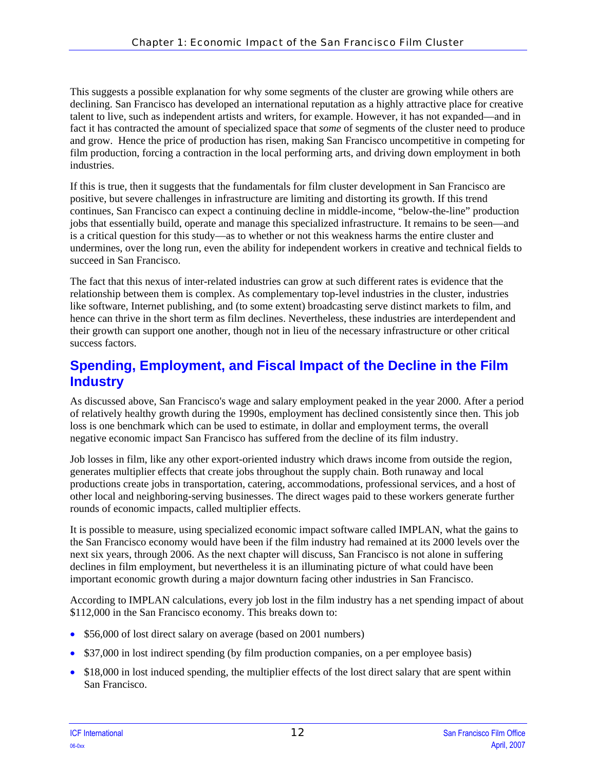This suggests a possible explanation for why some segments of the cluster are growing while others are declining. San Francisco has developed an international reputation as a highly attractive place for creative talent to live, such as independent artists and writers, for example. However, it has not expanded—and in fact it has contracted the amount of specialized space that *some* of segments of the cluster need to produce and grow. Hence the price of production has risen, making San Francisco uncompetitive in competing for film production, forcing a contraction in the local performing arts, and driving down employment in both industries.

If this is true, then it suggests that the fundamentals for film cluster development in San Francisco are positive, but severe challenges in infrastructure are limiting and distorting its growth. If this trend continues, San Francisco can expect a continuing decline in middle-income, "below-the-line" production jobs that essentially build, operate and manage this specialized infrastructure. It remains to be seen—and is a critical question for this study—as to whether or not this weakness harms the entire cluster and undermines, over the long run, even the ability for independent workers in creative and technical fields to succeed in San Francisco.

The fact that this nexus of inter-related industries can grow at such different rates is evidence that the relationship between them is complex. As complementary top-level industries in the cluster, industries like software, Internet publishing, and (to some extent) broadcasting serve distinct markets to film, and hence can thrive in the short term as film declines. Nevertheless, these industries are interdependent and their growth can support one another, though not in lieu of the necessary infrastructure or other critical success factors.

## Spending, Employment, and Fiscal Impact of the Decline in the Film Industry

As discussed above, San Francisco's wage and salary employment peaked in the year 2000. After a period of relatively healthy growth during the 1990s, employment has declined consistently since then. This job loss is one benchmark which can be used to estimate, in dollar and employment terms, the overall negative economic impact San Francisco has suffered from the decline of its film industry.

Job losses in film, like any other export-oriented industry which draws income from outside the region, generates multiplier effects that create jobs throughout the supply chain. Both runaway and local productions create jobs in transportation, catering, accommodations, professional services, and a host of other local and neighboring-serving businesses. The direct wages paid to these workers generate further rounds of economic impacts, called multiplier effects.

It is possible to measure, using specialized economic impact software called IMPLAN, what the gains to the San Francisco economy would have been if the film industry had remained at its 2000 levels over the next six years, through 2006. As the next chapter will discuss, San Francisco is not alone in suffering declines in film employment, but nevertheless it is an illuminating picture of what could have been important economic growth during a major downturn facing other industries in San Francisco.

According to IMPLAN calculations, every job lost in the film industry has a net spending impact of about $112,000 in the San Francisco economy. This breaks down to:

- $56,000 of lost direct salary on average (based on 2001 numbers)
- $37,000 in lost indirect spending (by film production companies, on a per employee basis)
- $18,000 in lost induced spending, the multiplier effects of the lost direct salary that are spent within San Francisco.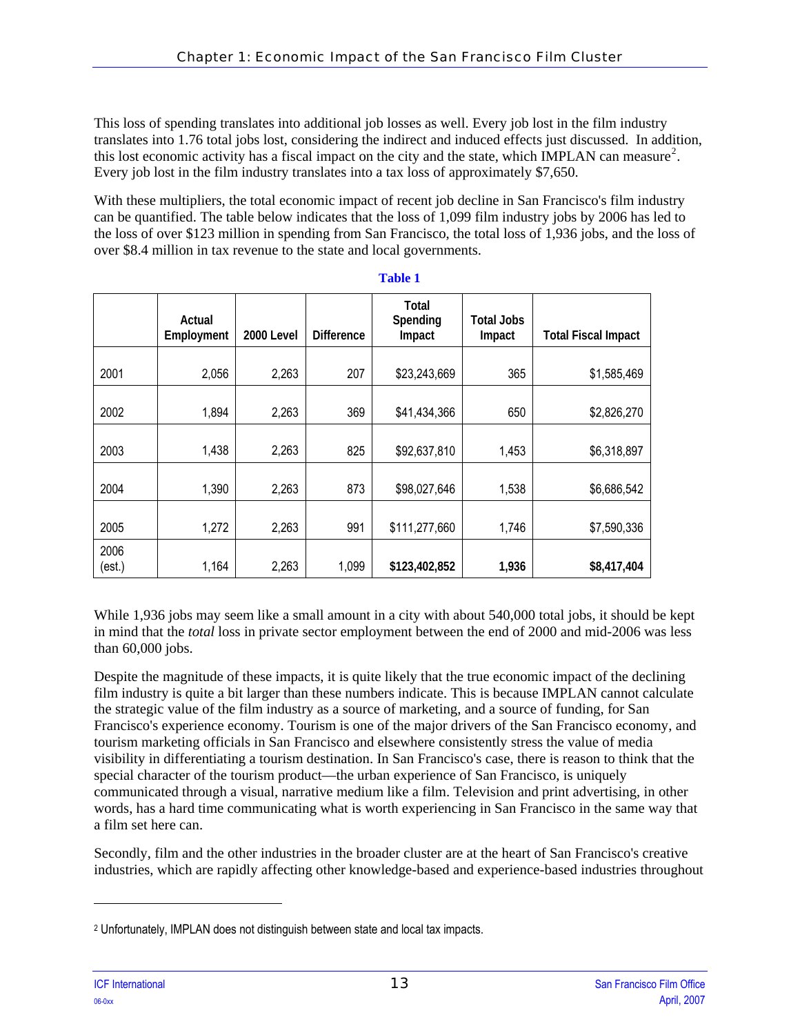This loss of spending translates into additional job losses as well. Every job lost in the film industry translates into 1.76 total jobs lost, considering the indirect and induced effects just discussed. In addition, this lost economic activity has a fiscal impact on the city and the state, which IMPLAN can measure[2]. Every job lost in the film industry translates into a tax loss of approximately $7,650.

With these multipliers, the total economic impact of recent job decline in San Francisco's film industry can be quantified. The table below indicates that the loss of 1,099 film industry jobs by 2006 has led to the loss of over $123 million in spending from San Francisco, the total loss of 1,936 jobs, and the loss of over $8.4 million in tax revenue to the state and local governments.

**Table 1**

| | Actual Employment | 2000 Level | Difference | Total Spending Impact | Total Jobs Impact | Total Fiscal Impact |
|---|---|---|---|---|---|---|
| 2001 | 2,056 | 2,263 | 207 | $23,243,669 | 365 | $1,585,469 |
| 2002 | 1,894 | 2,263 | 369 | $41,434,366 | 650 | $2,826,270 |
| 2003 | 1,438 | 2,263 | 825 | $92,637,810 | 1,453 | $6,318,897 |
| 2004 | 1,390 | 2,263 | 873 | $98,027,646 | 1,538 | $6,686,542 |
| 2005 | 1,272 | 2,263 | 991 | $111,277,660 | 1,746 | $7,590,336 |
| 2006 (est.) | 1,164 | 2,263 | 1,099 | **$123,402,852** | **1,936** | **$8,417,404** |

While 1,936 jobs may seem like a small amount in a city with about 540,000 total jobs, it should be kept in mind that the *total* loss in private sector employment between the end of 2000 and mid-2006 was less than 60,000 jobs.

Despite the magnitude of these impacts, it is quite likely that the true economic impact of the declining film industry is quite a bit larger than these numbers indicate. This is because IMPLAN cannot calculate the strategic value of the film industry as a source of marketing, and a source of funding, for San Francisco's experience economy. Tourism is one of the major drivers of the San Francisco economy, and tourism marketing officials in San Francisco and elsewhere consistently stress the value of media visibility in differentiating a tourism destination. In San Francisco's case, there is reason to think that the special character of the tourism product—the urban experience of San Francisco, is uniquely communicated through a visual, narrative medium like a film. Television and print advertising, in other words, has a hard time communicating what is worth experiencing in San Francisco in the same way that a film set here can.

Secondly, film and the other industries in the broader cluster are at the heart of San Francisco's creative industries, which are rapidly affecting other knowledge-based and experience-based industries throughout

[2] Unfortunately, IMPLAN does not distinguish between state and local tax impacts.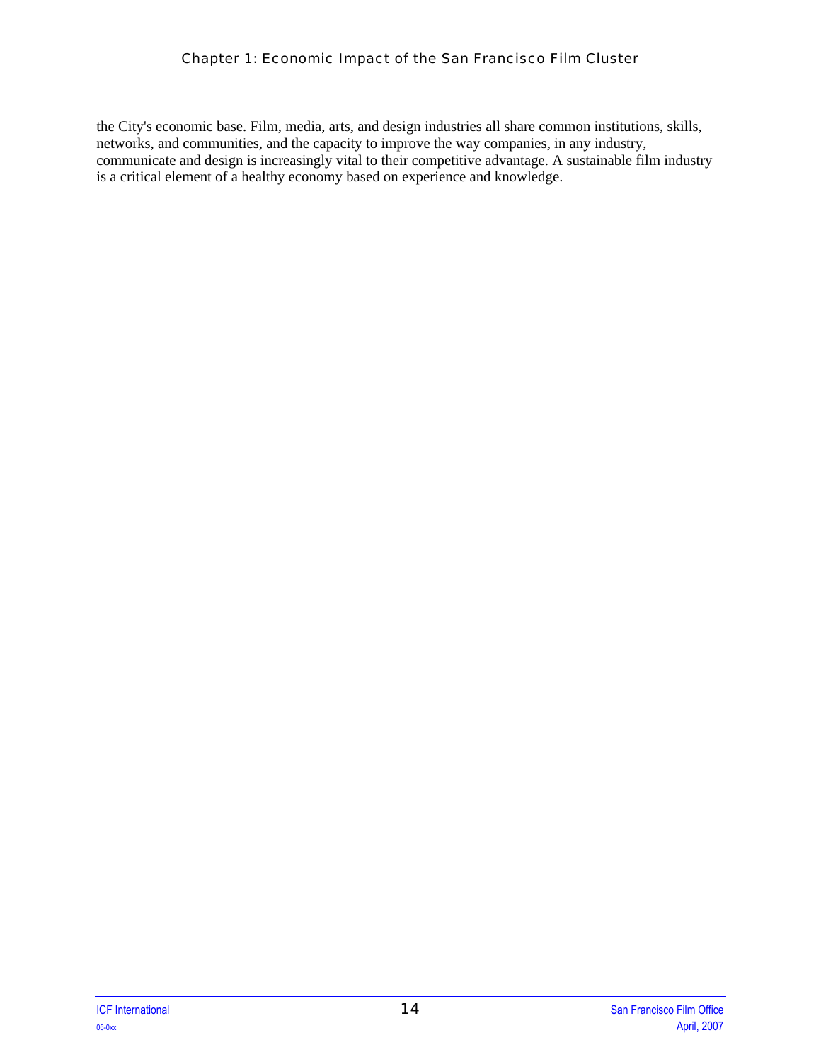the City's economic base. Film, media, arts, and design industries all share common institutions, skills, networks, and communities, and the capacity to improve the way companies, in any industry, communicate and design is increasingly vital to their competitive advantage. A sustainable film industry is a critical element of a healthy economy based on experience and knowledge.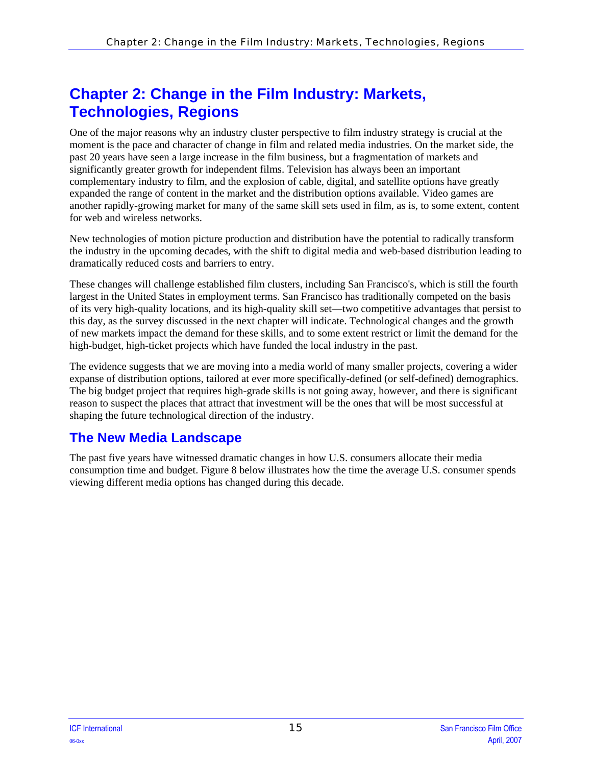# Chapter 2: Change in the Film Industry: Markets, Technologies, Regions

One of the major reasons why an industry cluster perspective to film industry strategy is crucial at the moment is the pace and character of change in film and related media industries. On the market side, the past 20 years have seen a large increase in the film business, but a fragmentation of markets and significantly greater growth for independent films. Television has always been an important complementary industry to film, and the explosion of cable, digital, and satellite options have greatly expanded the range of content in the market and the distribution options available. Video games are another rapidly-growing market for many of the same skill sets used in film, as is, to some extent, content for web and wireless networks.

New technologies of motion picture production and distribution have the potential to radically transform the industry in the upcoming decades, with the shift to digital media and web-based distribution leading to dramatically reduced costs and barriers to entry.

These changes will challenge established film clusters, including San Francisco's, which is still the fourth largest in the United States in employment terms. San Francisco has traditionally competed on the basis of its very high-quality locations, and its high-quality skill set—two competitive advantages that persist to this day, as the survey discussed in the next chapter will indicate. Technological changes and the growth of new markets impact the demand for these skills, and to some extent restrict or limit the demand for the high-budget, high-ticket projects which have funded the local industry in the past.

The evidence suggests that we are moving into a media world of many smaller projects, covering a wider expanse of distribution options, tailored at ever more specifically-defined (or self-defined) demographics. The big budget project that requires high-grade skills is not going away, however, and there is significant reason to suspect the places that attract that investment will be the ones that will be most successful at shaping the future technological direction of the industry.

## The New Media Landscape

The past five years have witnessed dramatic changes in how U.S. consumers allocate their media consumption time and budget. Figure 8 below illustrates how the time the average U.S. consumer spends viewing different media options has changed during this decade.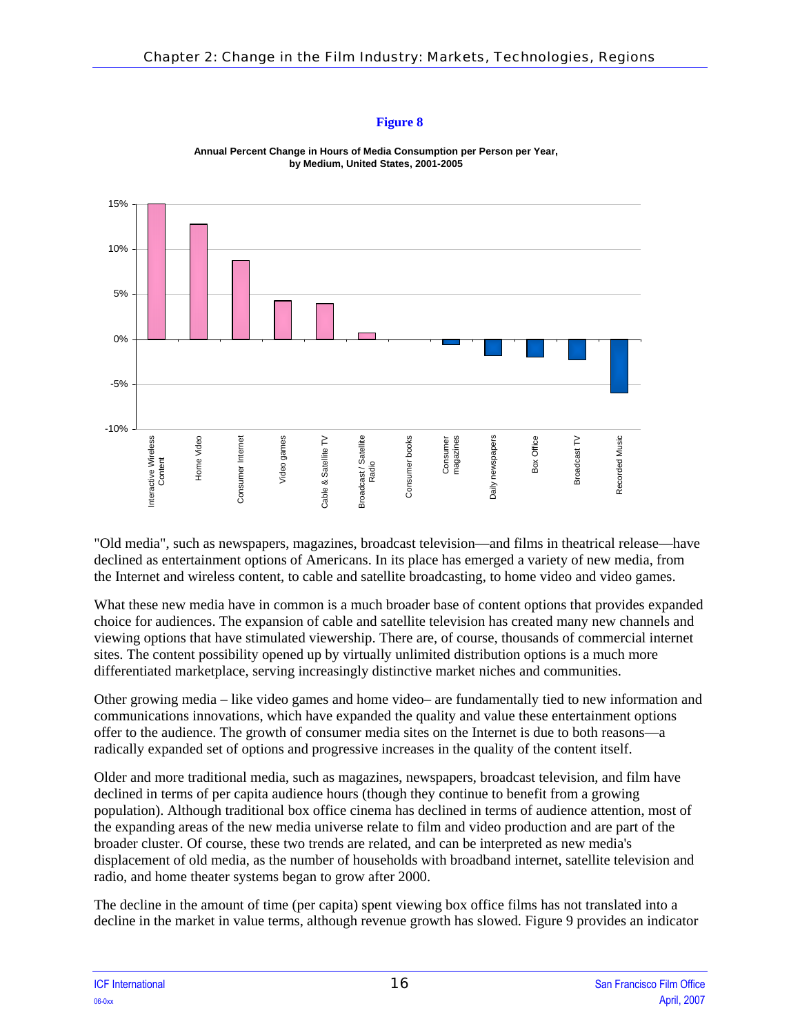**Figure 8**

**Annual Percent Change in Hours of Media Consumption per Person per Year, by Medium, United States, 2001-2005**

"Old media", such as newspapers, magazines, broadcast television—and films in theatrical release—have declined as entertainment options of Americans. In its place has emerged a variety of new media, from the Internet and wireless content, to cable and satellite broadcasting, to home video and video games.

What these new media have in common is a much broader base of content options that provides expanded choice for audiences. The expansion of cable and satellite television has created many new channels and viewing options that have stimulated viewership. There are, of course, thousands of commercial internet sites. The content possibility opened up by virtually unlimited distribution options is a much more differentiated marketplace, serving increasingly distinctive market niches and communities.

Other growing media – like video games and home video– are fundamentally tied to new information and communications innovations, which have expanded the quality and value these entertainment options offer to the audience. The growth of consumer media sites on the Internet is due to both reasons—a radically expanded set of options and progressive increases in the quality of the content itself.

Older and more traditional media, such as magazines, newspapers, broadcast television, and film have declined in terms of per capita audience hours (though they continue to benefit from a growing population). Although traditional box office cinema has declined in terms of audience attention, most of the expanding areas of the new media universe relate to film and video production and are part of the broader cluster. Of course, these two trends are related, and can be interpreted as new media's displacement of old media, as the number of households with broadband internet, satellite television and radio, and home theater systems began to grow after 2000.

The decline in the amount of time (per capita) spent viewing box office films has not translated into a decline in the market in value terms, although revenue growth has slowed. Figure 9 provides an indicator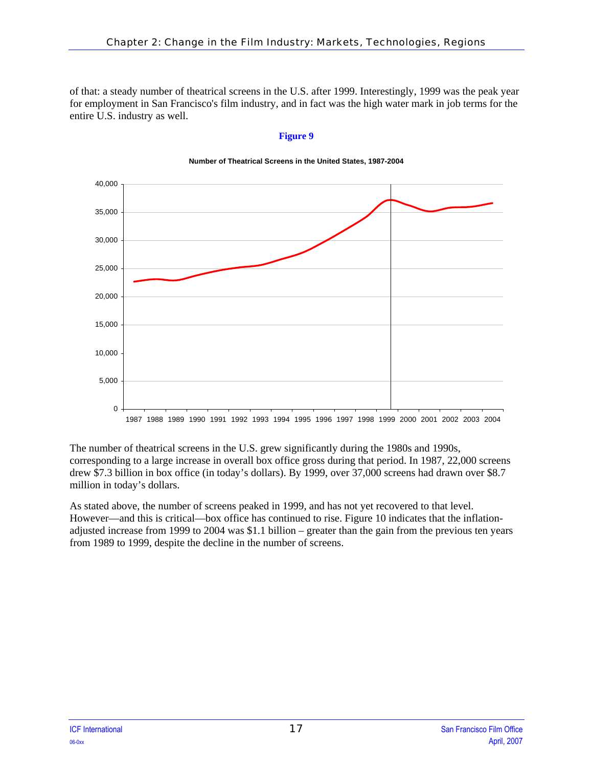of that: a steady number of theatrical screens in the U.S. after 1999. Interestingly, 1999 was the peak year for employment in San Francisco's film industry, and in fact was the high water mark in job terms for the entire U.S. industry as well.

**Figure 9**

**Number of Theatrical Screens in the United States, 1987-2004**

The number of theatrical screens in the U.S. grew significantly during the 1980s and 1990s, corresponding to a large increase in overall box office gross during that period. In 1987, 22,000 screens drew $7.3 billion in box office (in today's dollars). By 1999, over 37,000 screens had drawn over $8.7 million in today's dollars.

As stated above, the number of screens peaked in 1999, and has not yet recovered to that level. However—and this is critical—box office has continued to rise. Figure 10 indicates that the inflation-adjusted increase from 1999 to 2004 was $1.1 billion – greater than the gain from the previous ten years from 1989 to 1999, despite the decline in the number of screens.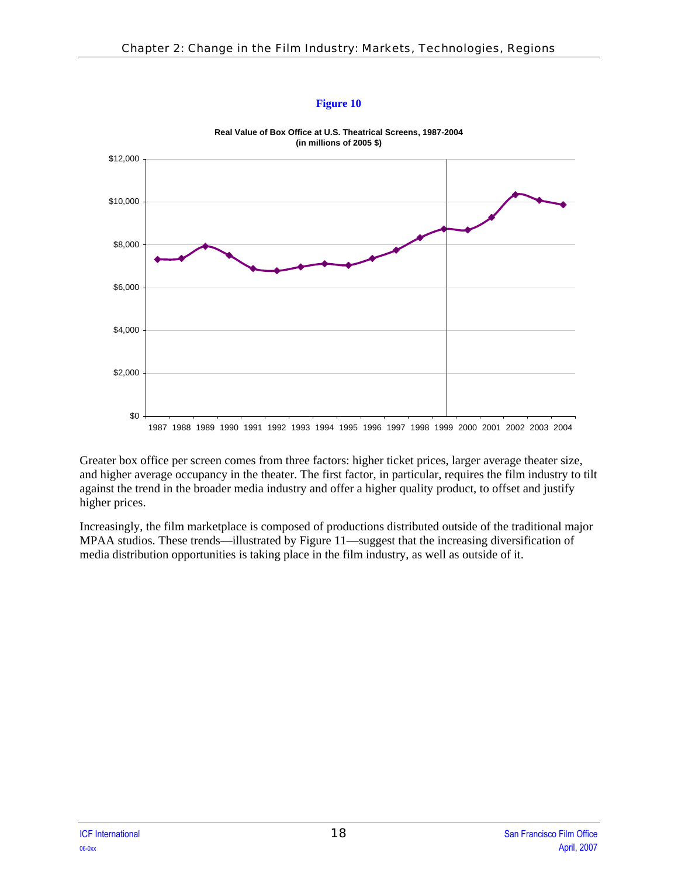**Figure 10**

**Real Value of Box Office at U.S. Theatrical Screens, 1987-2004 (in millions of 2005 $)**

Greater box office per screen comes from three factors: higher ticket prices, larger average theater size, and higher average occupancy in the theater. The first factor, in particular, requires the film industry to tilt against the trend in the broader media industry and offer a higher quality product, to offset and justify higher prices.

Increasingly, the film marketplace is composed of productions distributed outside of the traditional major MPAA studios. These trends—illustrated by Figure 11—suggest that the increasing diversification of media distribution opportunities is taking place in the film industry, as well as outside of it.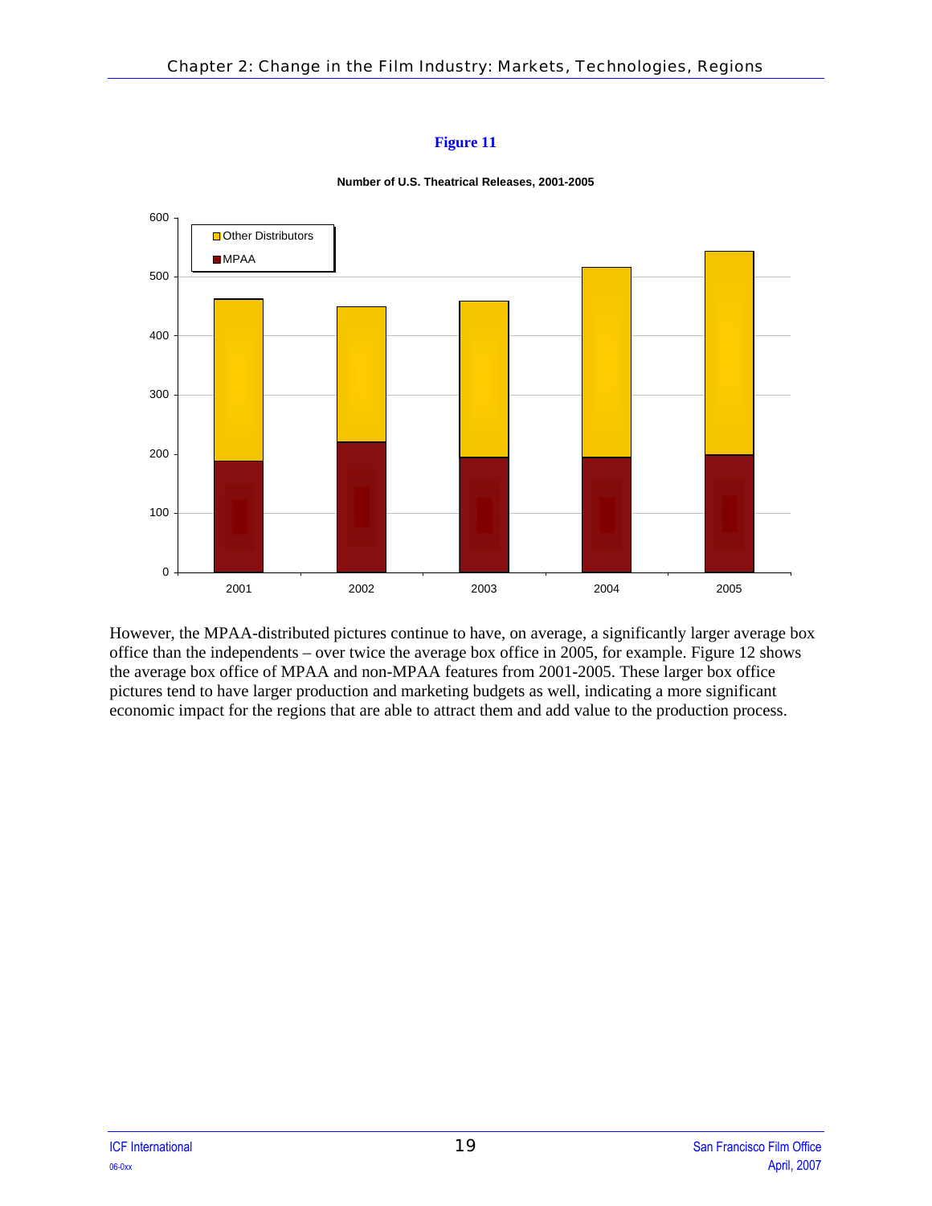**Figure 11**

**Number of U.S. Theatrical Releases, 2001-2005**

However, the MPAA-distributed pictures continue to have, on average, a significantly larger average box office than the independents – over twice the average box office in 2005, for example. Figure 12 shows the average box office of MPAA and non-MPAA features from 2001-2005. These larger box office pictures tend to have larger production and marketing budgets as well, indicating a more significant economic impact for the regions that are able to attract them and add value to the production process.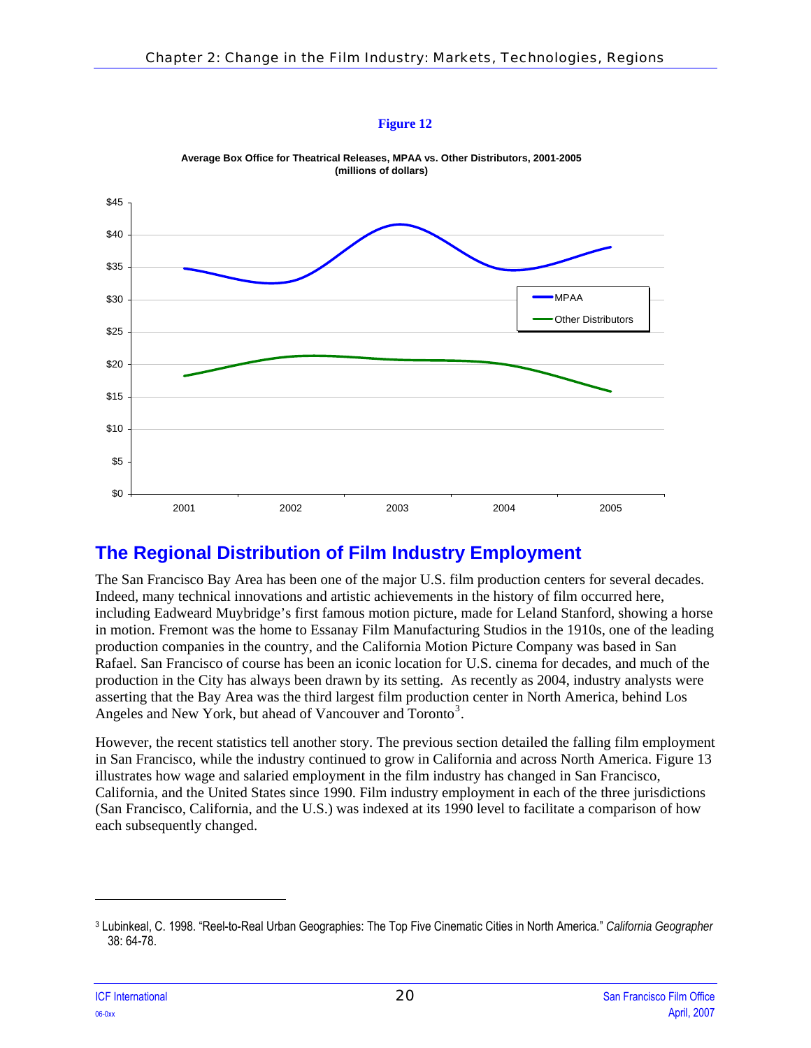**Figure 12**

**Average Box Office for Theatrical Releases, MPAA vs. Other Distributors, 2001-2005 (millions of dollars)**

## The Regional Distribution of Film Industry Employment

The San Francisco Bay Area has been one of the major U.S. film production centers for several decades. Indeed, many technical innovations and artistic achievements in the history of film occurred here, including Eadweard Muybridge's first famous motion picture, made for Leland Stanford, showing a horse in motion. Fremont was the home to Essanay Film Manufacturing Studios in the 1910s, one of the leading production companies in the country, and the California Motion Picture Company was based in San Rafael. San Francisco of course has been an iconic location for U.S. cinema for decades, and much of the production in the City has always been drawn by its setting. As recently as 2004, industry analysts were asserting that the Bay Area was the third largest film production center in North America, behind Los Angeles and New York, but ahead of Vancouver and Toronto[3].

However, the recent statistics tell another story. The previous section detailed the falling film employment in San Francisco, while the industry continued to grow in California and across North America. Figure 13 illustrates how wage and salaried employment in the film industry has changed in San Francisco, California, and the United States since 1990. Film industry employment in each of the three jurisdictions (San Francisco, California, and the U.S.) was indexed at its 1990 level to facilitate a comparison of how each subsequently changed.

---

[3] Lubinkeal, C. 1998. "Reel-to-Real Urban Geographies: The Top Five Cinematic Cities in North America." *California Geographer* 38: 64-78.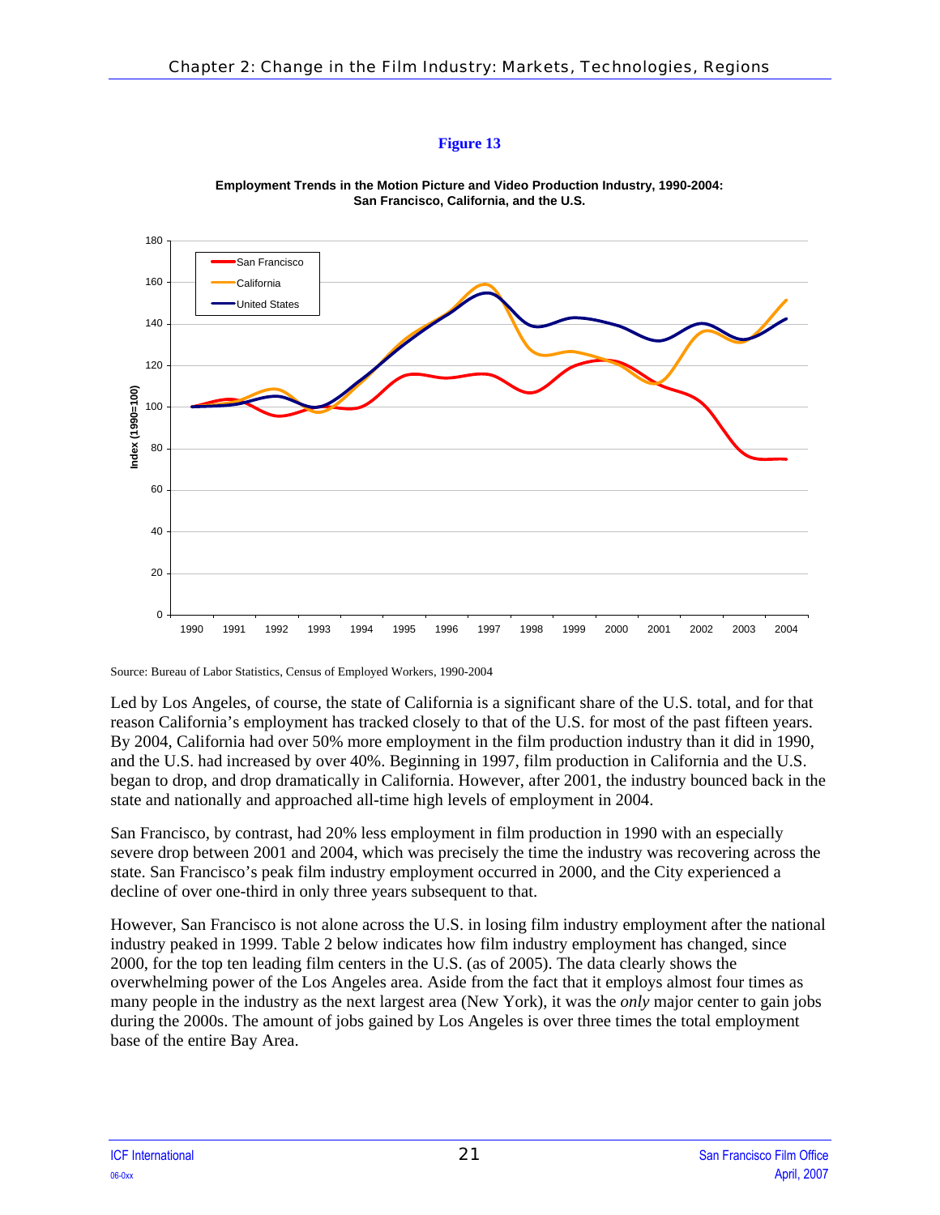**Figure 13**

**Employment Trends in the Motion Picture and Video Production Industry, 1990-2004: San Francisco, California, and the U.S.**

Source: Bureau of Labor Statistics, Census of Employed Workers, 1990-2004

Led by Los Angeles, of course, the state of California is a significant share of the U.S. total, and for that reason California's employment has tracked closely to that of the U.S. for most of the past fifteen years. By 2004, California had over 50% more employment in the film production industry than it did in 1990, and the U.S. had increased by over 40%. Beginning in 1997, film production in California and the U.S. began to drop, and drop dramatically in California. However, after 2001, the industry bounced back in the state and nationally and approached all-time high levels of employment in 2004.

San Francisco, by contrast, had 20% less employment in film production in 1990 with an especially severe drop between 2001 and 2004, which was precisely the time the industry was recovering across the state. San Francisco's peak film industry employment occurred in 2000, and the City experienced a decline of over one-third in only three years subsequent to that.

However, San Francisco is not alone across the U.S. in losing film industry employment after the national industry peaked in 1999. Table 2 below indicates how film industry employment has changed, since 2000, for the top ten leading film centers in the U.S. (as of 2005). The data clearly shows the overwhelming power of the Los Angeles area. Aside from the fact that it employs almost four times as many people in the industry as the next largest area (New York), it was the *only* major center to gain jobs during the 2000s. The amount of jobs gained by Los Angeles is over three times the total employment base of the entire Bay Area.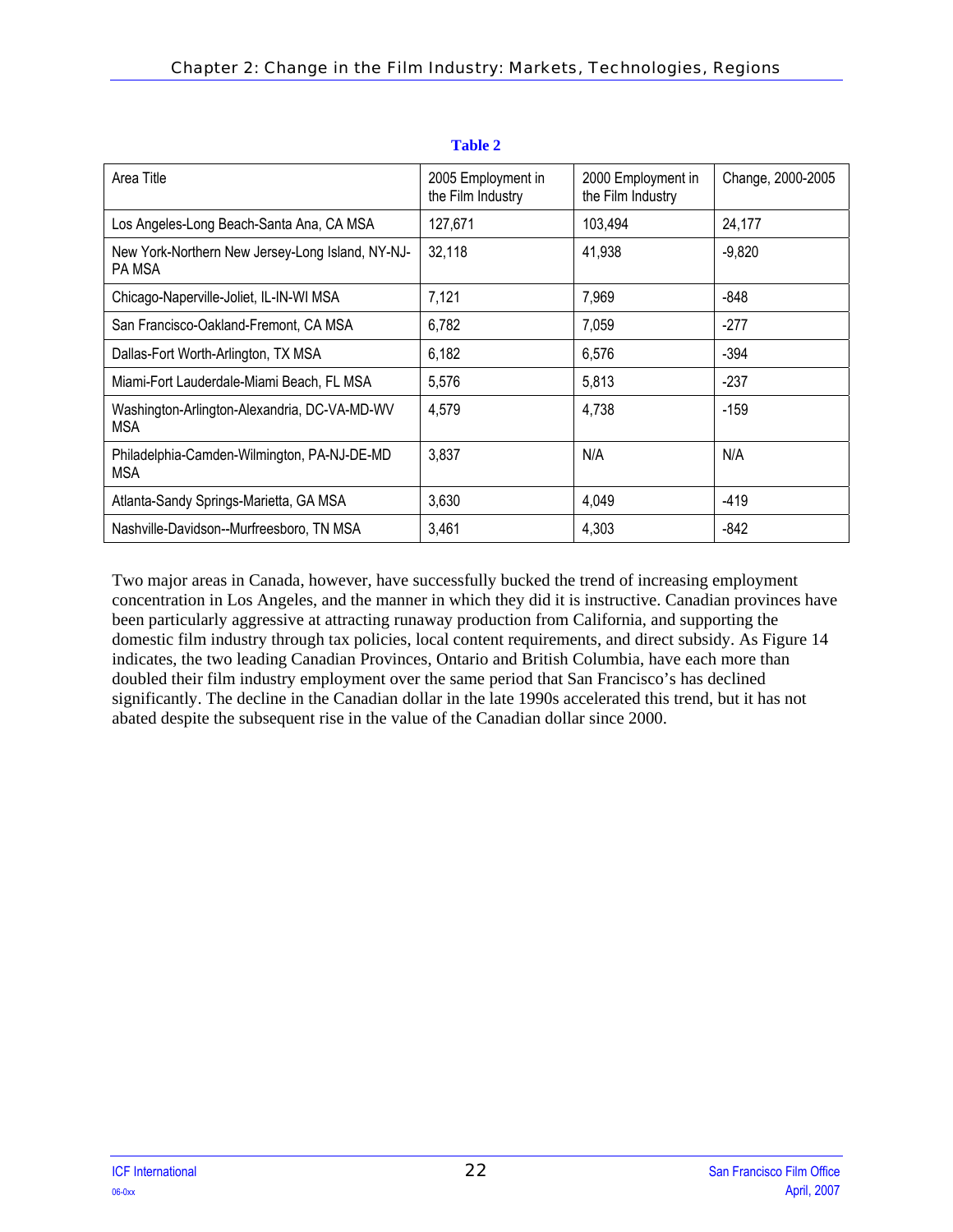**Table 2**

| Area Title | 2005 Employment in the Film Industry | 2000 Employment in the Film Industry | Change, 2000-2005 |
| --- | --- | --- | --- |
| Los Angeles-Long Beach-Santa Ana, CA MSA | 127,671 | 103,494 | 24,177 |
| New York-Northern New Jersey-Long Island, NY-NJ-PA MSA | 32,118 | 41,938 | -9,820 |
| Chicago-Naperville-Joliet, IL-IN-WI MSA | 7,121 | 7,969 | -848 |
| San Francisco-Oakland-Fremont, CA MSA | 6,782 | 7,059 | -277 |
| Dallas-Fort Worth-Arlington, TX MSA | 6,182 | 6,576 | -394 |
| Miami-Fort Lauderdale-Miami Beach, FL MSA | 5,576 | 5,813 | -237 |
| Washington-Arlington-Alexandria, DC-VA-MD-WV MSA | 4,579 | 4,738 | -159 |
| Philadelphia-Camden-Wilmington, PA-NJ-DE-MD MSA | 3,837 | N/A | N/A |
| Atlanta-Sandy Springs-Marietta, GA MSA | 3,630 | 4,049 | -419 |
| Nashville-Davidson--Murfreesboro, TN MSA | 3,461 | 4,303 | -842 |

Two major areas in Canada, however, have successfully bucked the trend of increasing employment concentration in Los Angeles, and the manner in which they did it is instructive. Canadian provinces have been particularly aggressive at attracting runaway production from California, and supporting the domestic film industry through tax policies, local content requirements, and direct subsidy. As Figure 14 indicates, the two leading Canadian Provinces, Ontario and British Columbia, have each more than doubled their film industry employment over the same period that San Francisco's has declined significantly. The decline in the Canadian dollar in the late 1990s accelerated this trend, but it has not abated despite the subsequent rise in the value of the Canadian dollar since 2000.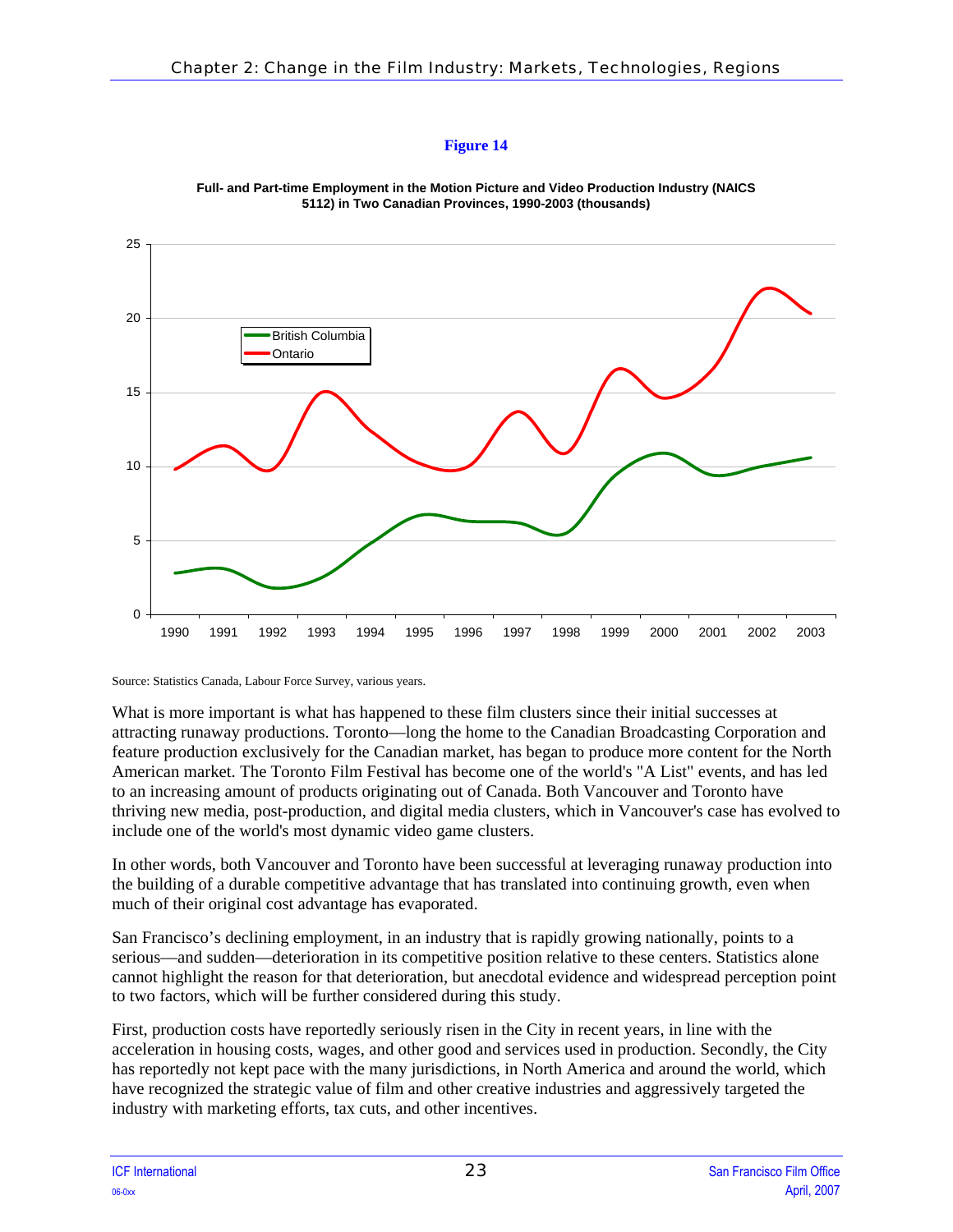**Figure 14**

**Full- and Part-time Employment in the Motion Picture and Video Production Industry (NAICS 5112) in Two Canadian Provinces, 1990-2003 (thousands)**

Source: Statistics Canada, Labour Force Survey, various years.

What is more important is what has happened to these film clusters since their initial successes at attracting runaway productions. Toronto—long the home to the Canadian Broadcasting Corporation and feature production exclusively for the Canadian market, has began to produce more content for the North American market. The Toronto Film Festival has become one of the world's "A List" events, and has led to an increasing amount of products originating out of Canada. Both Vancouver and Toronto have thriving new media, post-production, and digital media clusters, which in Vancouver's case has evolved to include one of the world's most dynamic video game clusters.

In other words, both Vancouver and Toronto have been successful at leveraging runaway production into the building of a durable competitive advantage that has translated into continuing growth, even when much of their original cost advantage has evaporated.

San Francisco's declining employment, in an industry that is rapidly growing nationally, points to a serious—and sudden—deterioration in its competitive position relative to these centers. Statistics alone cannot highlight the reason for that deterioration, but anecdotal evidence and widespread perception point to two factors, which will be further considered during this study.

First, production costs have reportedly seriously risen in the City in recent years, in line with the acceleration in housing costs, wages, and other good and services used in production. Secondly, the City has reportedly not kept pace with the many jurisdictions, in North America and around the world, which have recognized the strategic value of film and other creative industries and aggressively targeted the industry with marketing efforts, tax cuts, and other incentives.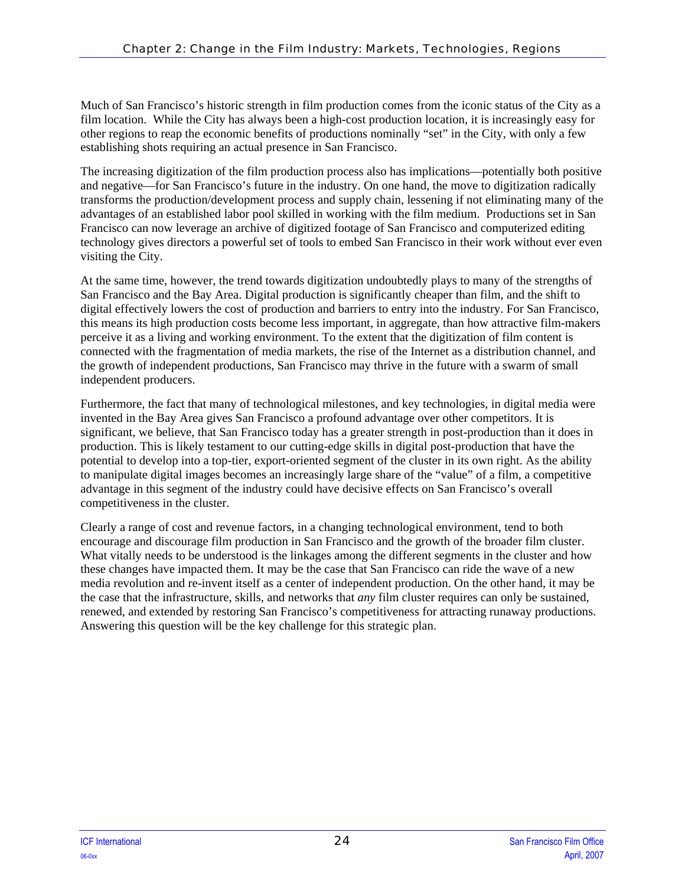Much of San Francisco's historic strength in film production comes from the iconic status of the City as a film location. While the City has always been a high-cost production location, it is increasingly easy for other regions to reap the economic benefits of productions nominally "set" in the City, with only a few establishing shots requiring an actual presence in San Francisco.

The increasing digitization of the film production process also has implications—potentially both positive and negative—for San Francisco's future in the industry. On one hand, the move to digitization radically transforms the production/development process and supply chain, lessening if not eliminating many of the advantages of an established labor pool skilled in working with the film medium. Productions set in San Francisco can now leverage an archive of digitized footage of San Francisco and computerized editing technology gives directors a powerful set of tools to embed San Francisco in their work without ever even visiting the City.

At the same time, however, the trend towards digitization undoubtedly plays to many of the strengths of San Francisco and the Bay Area. Digital production is significantly cheaper than film, and the shift to digital effectively lowers the cost of production and barriers to entry into the industry. For San Francisco, this means its high production costs become less important, in aggregate, than how attractive film-makers perceive it as a living and working environment. To the extent that the digitization of film content is connected with the fragmentation of media markets, the rise of the Internet as a distribution channel, and the growth of independent productions, San Francisco may thrive in the future with a swarm of small independent producers.

Furthermore, the fact that many of technological milestones, and key technologies, in digital media were invented in the Bay Area gives San Francisco a profound advantage over other competitors. It is significant, we believe, that San Francisco today has a greater strength in post-production than it does in production. This is likely testament to our cutting-edge skills in digital post-production that have the potential to develop into a top-tier, export-oriented segment of the cluster in its own right. As the ability to manipulate digital images becomes an increasingly large share of the "value" of a film, a competitive advantage in this segment of the industry could have decisive effects on San Francisco's overall competitiveness in the cluster.

Clearly a range of cost and revenue factors, in a changing technological environment, tend to both encourage and discourage film production in San Francisco and the growth of the broader film cluster. What vitally needs to be understood is the linkages among the different segments in the cluster and how these changes have impacted them. It may be the case that San Francisco can ride the wave of a new media revolution and re-invent itself as a center of independent production. On the other hand, it may be the case that the infrastructure, skills, and networks that *any* film cluster requires can only be sustained, renewed, and extended by restoring San Francisco's competitiveness for attracting runaway productions. Answering this question will be the key challenge for this strategic plan.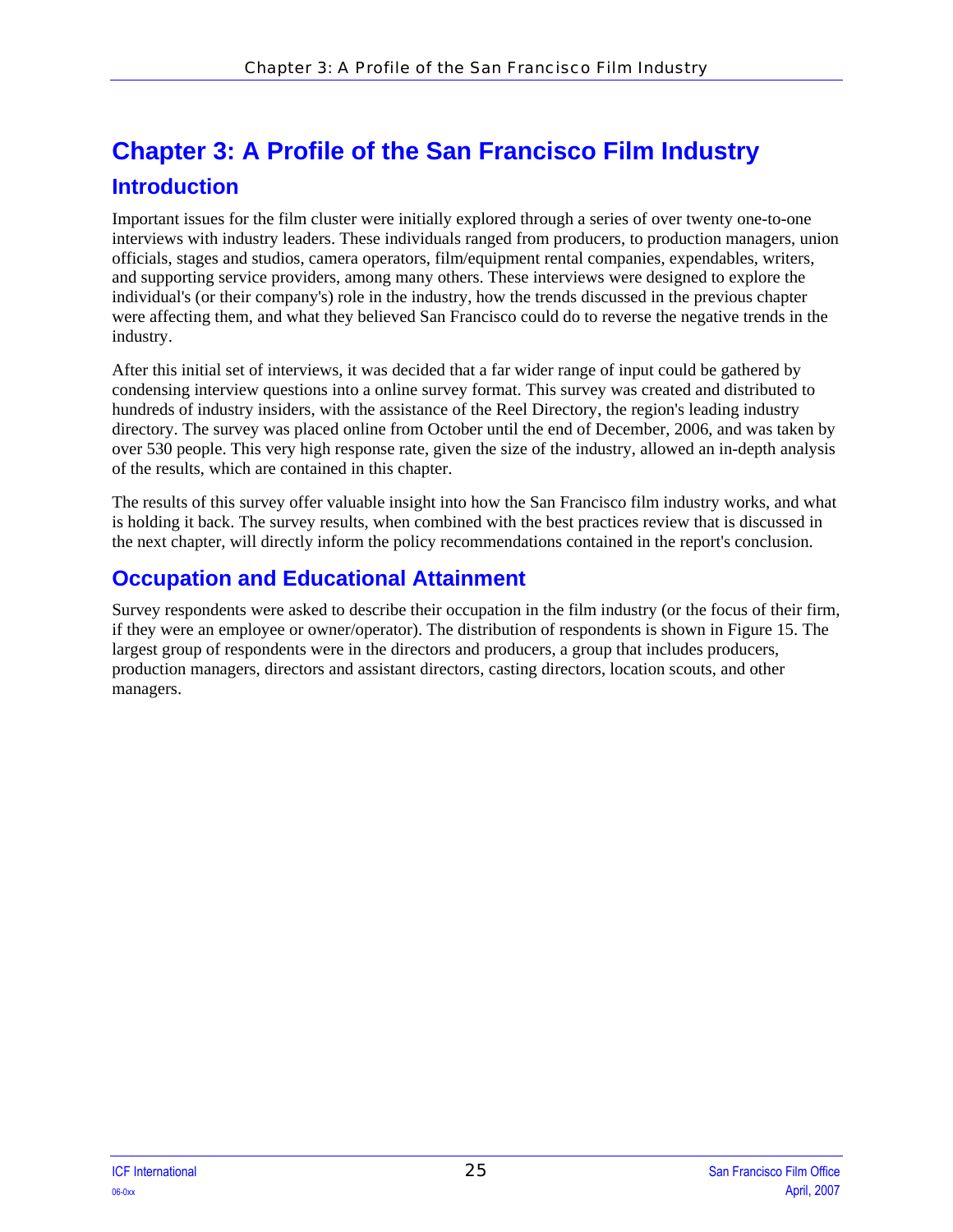# Chapter 3: A Profile of the San Francisco Film Industry

## Introduction

Important issues for the film cluster were initially explored through a series of over twenty one-to-one interviews with industry leaders. These individuals ranged from producers, to production managers, union officials, stages and studios, camera operators, film/equipment rental companies, expendables, writers, and supporting service providers, among many others. These interviews were designed to explore the individual's (or their company's) role in the industry, how the trends discussed in the previous chapter were affecting them, and what they believed San Francisco could do to reverse the negative trends in the industry.

After this initial set of interviews, it was decided that a far wider range of input could be gathered by condensing interview questions into a online survey format. This survey was created and distributed to hundreds of industry insiders, with the assistance of the Reel Directory, the region's leading industry directory. The survey was placed online from October until the end of December, 2006, and was taken by over 530 people. This very high response rate, given the size of the industry, allowed an in-depth analysis of the results, which are contained in this chapter.

The results of this survey offer valuable insight into how the San Francisco film industry works, and what is holding it back. The survey results, when combined with the best practices review that is discussed in the next chapter, will directly inform the policy recommendations contained in the report's conclusion.

## Occupation and Educational Attainment

Survey respondents were asked to describe their occupation in the film industry (or the focus of their firm, if they were an employee or owner/operator). The distribution of respondents is shown in Figure 15. The largest group of respondents were in the directors and producers, a group that includes producers, production managers, directors and assistant directors, casting directors, location scouts, and other managers.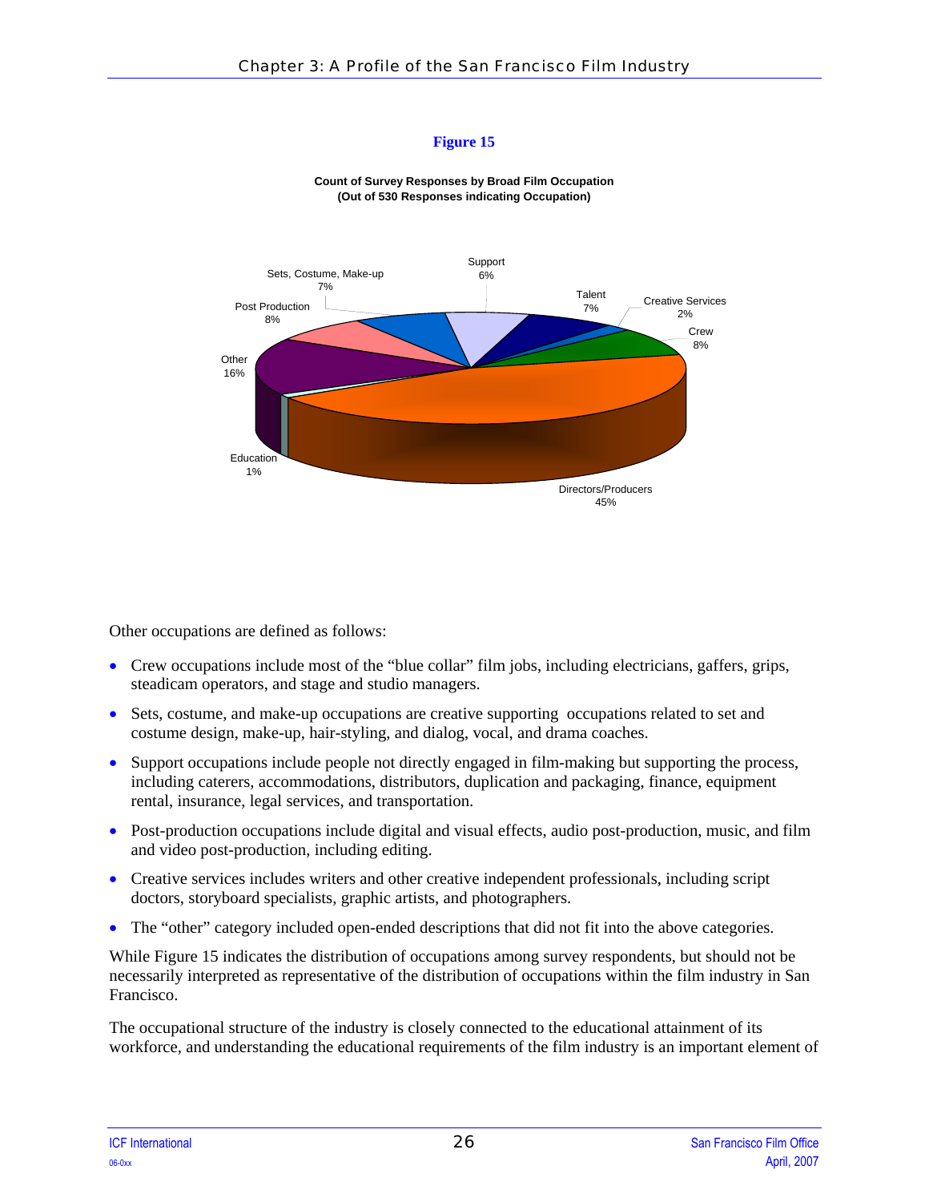**Figure 15**

**Count of Survey Responses by Broad Film Occupation**
**(Out of 530 Responses indicating Occupation)**

| Occupation | Share |
| --- | --- |
| Directors/Producers | 45% |
| Other | 16% |
| Post Production | 8% |
| Crew | 8% |
| Sets, Costume, Make-up | 7% |
| Talent | 7% |
| Support | 6% |
| Creative Services | 2% |
| Education | 1% |

Other occupations are defined as follows:

- Crew occupations include most of the "blue collar" film jobs, including electricians, gaffers, grips, steadicam operators, and stage and studio managers.
- Sets, costume, and make-up occupations are creative supporting occupations related to set and costume design, make-up, hair-styling, and dialog, vocal, and drama coaches.
- Support occupations include people not directly engaged in film-making but supporting the process, including caterers, accommodations, distributors, duplication and packaging, finance, equipment rental, insurance, legal services, and transportation.
- Post-production occupations include digital and visual effects, audio post-production, music, and film and video post-production, including editing.
- Creative services includes writers and other creative independent professionals, including script doctors, storyboard specialists, graphic artists, and photographers.
- The "other" category included open-ended descriptions that did not fit into the above categories.

While Figure 15 indicates the distribution of occupations among survey respondents, but should not be necessarily interpreted as representative of the distribution of occupations within the film industry in San Francisco.

The occupational structure of the industry is closely connected to the educational attainment of its workforce, and understanding the educational requirements of the film industry is an important element of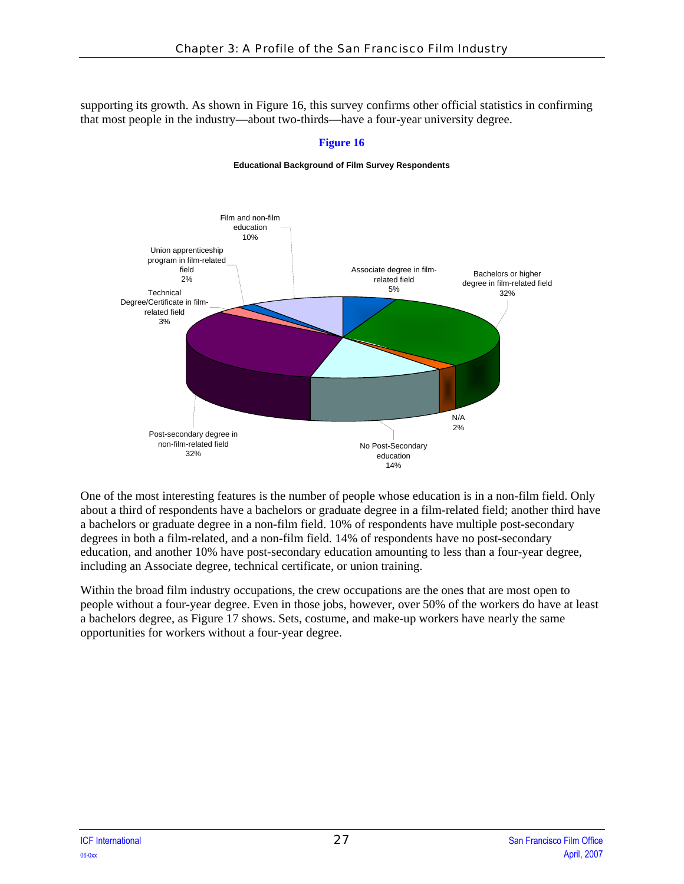supporting its growth. As shown in Figure 16, this survey confirms other official statistics in confirming that most people in the industry—about two-thirds—have a four-year university degree.

**Figure 16**

**Educational Background of Film Survey Respondents**

| Category | Percent |
|---|---|
| Associate degree in film-related field | 5% |
| Bachelors or higher degree in film-related field | 32% |
| N/A | 2% |
| No Post-Secondary education | 14% |
| Post-secondary degree in non-film-related field | 32% |
| Technical Degree/Certificate in film-related field | 3% |
| Union apprenticeship program in film-related field | 2% |
| Film and non-film education | 10% |

One of the most interesting features is the number of people whose education is in a non-film field. Only about a third of respondents have a bachelors or graduate degree in a film-related field; another third have a bachelors or graduate degree in a non-film field. 10% of respondents have multiple post-secondary degrees in both a film-related, and a non-film field. 14% of respondents have no post-secondary education, and another 10% have post-secondary education amounting to less than a four-year degree, including an Associate degree, technical certificate, or union training.

Within the broad film industry occupations, the crew occupations are the ones that are most open to people without a four-year degree. Even in those jobs, however, over 50% of the workers do have at least a bachelors degree, as Figure 17 shows. Sets, costume, and make-up workers have nearly the same opportunities for workers without a four-year degree.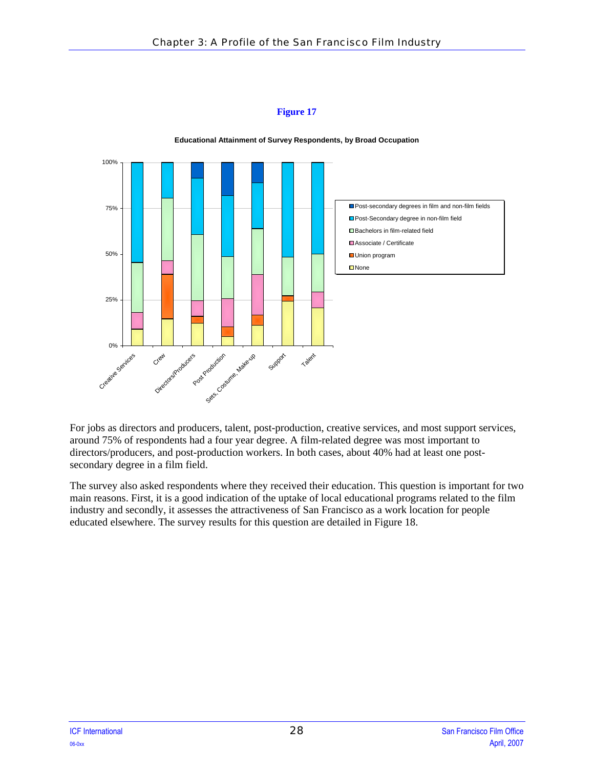**Figure 17**

**Educational Attainment of Survey Respondents, by Broad Occupation**

For jobs as directors and producers, talent, post-production, creative services, and most support services, around 75% of respondents had a four year degree. A film-related degree was most important to directors/producers, and post-production workers. In both cases, about 40% had at least one post-secondary degree in a film field.

The survey also asked respondents where they received their education. This question is important for two main reasons. First, it is a good indication of the uptake of local educational programs related to the film industry and secondly, it assesses the attractiveness of San Francisco as a work location for people educated elsewhere. The survey results for this question are detailed in Figure 18.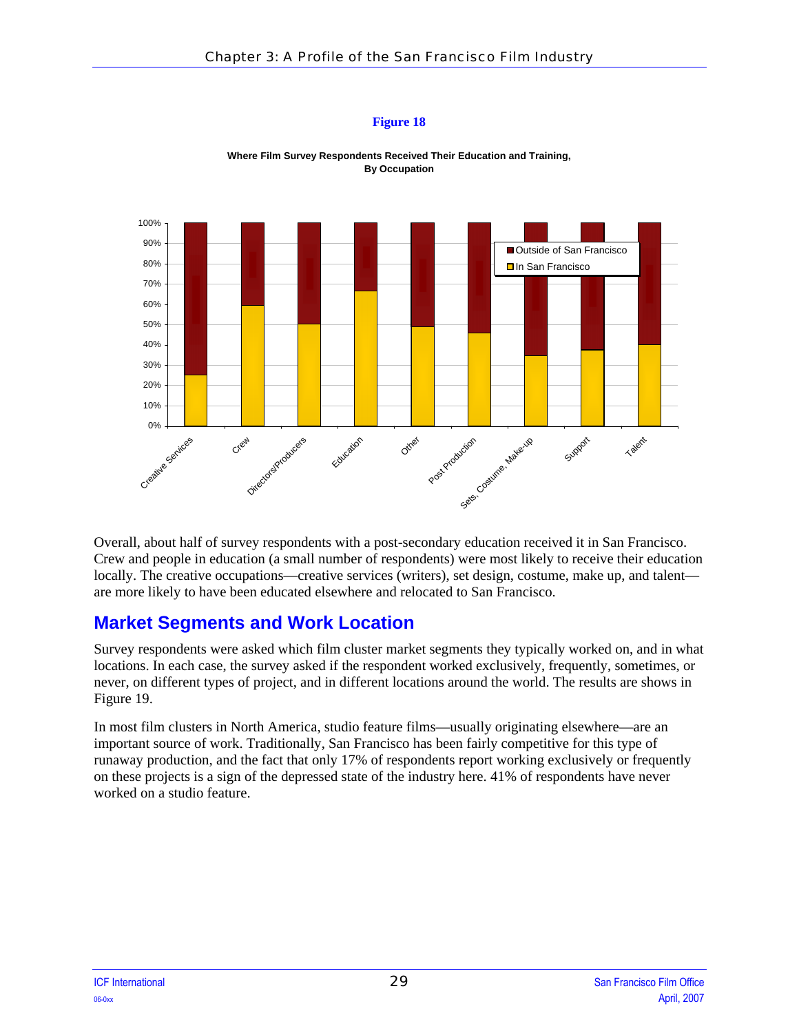**Figure 18**

**Where Film Survey Respondents Received Their Education and Training, By Occupation**

Overall, about half of survey respondents with a post-secondary education received it in San Francisco. Crew and people in education (a small number of respondents) were most likely to receive their education locally. The creative occupations—creative services (writers), set design, costume, make up, and talent—are more likely to have been educated elsewhere and relocated to San Francisco.

## Market Segments and Work Location

Survey respondents were asked which film cluster market segments they typically worked on, and in what locations. In each case, the survey asked if the respondent worked exclusively, frequently, sometimes, or never, on different types of project, and in different locations around the world. The results are shows in Figure 19.

In most film clusters in North America, studio feature films—usually originating elsewhere—are an important source of work. Traditionally, San Francisco has been fairly competitive for this type of runaway production, and the fact that only 17% of respondents report working exclusively or frequently on these projects is a sign of the depressed state of the industry here. 41% of respondents have never worked on a studio feature.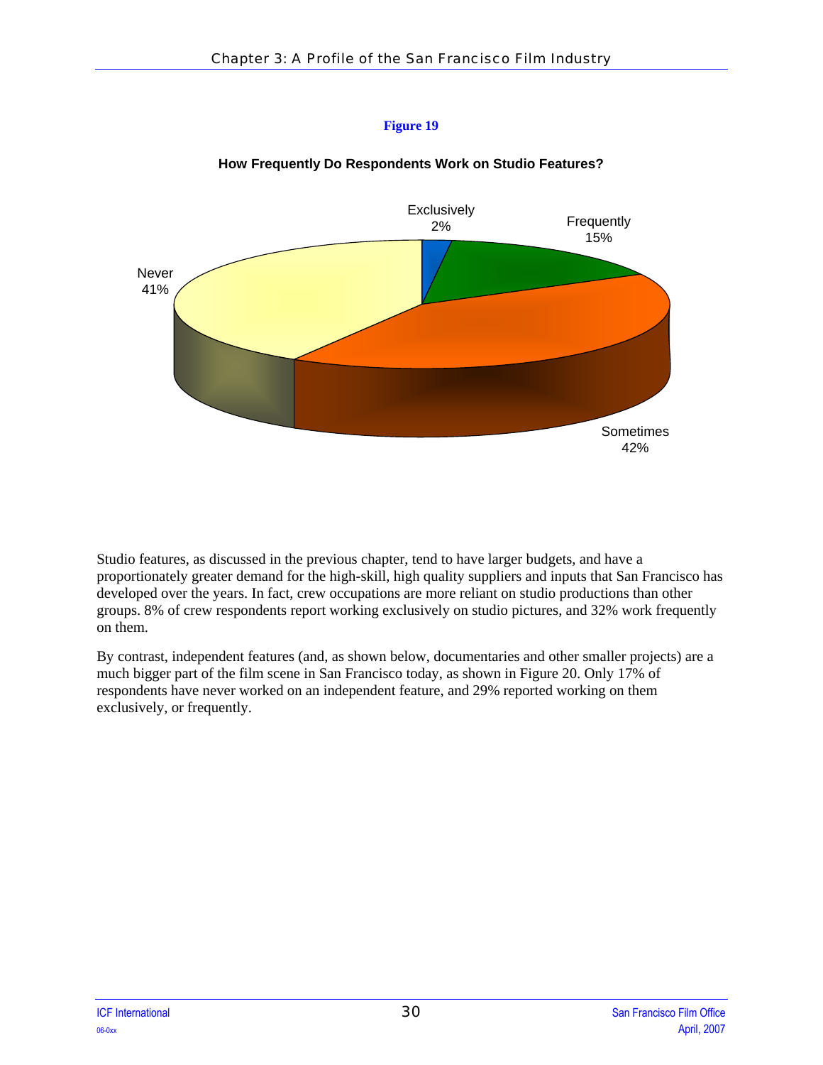**Figure 19**

**How Frequently Do Respondents Work on Studio Features?**

| Response | Percent |
| --- | --- |
| Exclusively | 2% |
| Frequently | 15% |
| Sometimes | 42% |
| Never | 41% |

Studio features, as discussed in the previous chapter, tend to have larger budgets, and have a proportionately greater demand for the high-skill, high quality suppliers and inputs that San Francisco has developed over the years. In fact, crew occupations are more reliant on studio productions than other groups. 8% of crew respondents report working exclusively on studio pictures, and 32% work frequently on them.

By contrast, independent features (and, as shown below, documentaries and other smaller projects) are a much bigger part of the film scene in San Francisco today, as shown in Figure 20. Only 17% of respondents have never worked on an independent feature, and 29% reported working on them exclusively, or frequently.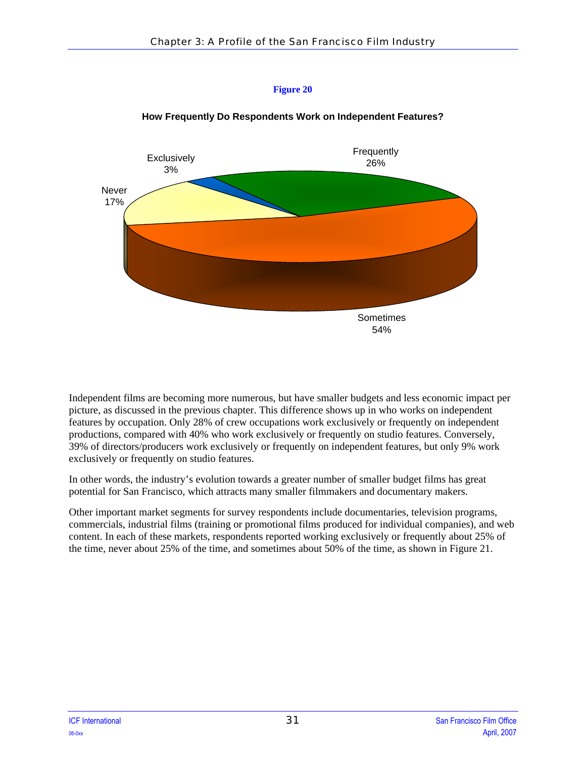**Figure 20**

**How Frequently Do Respondents Work on Independent Features?**

Exclusively 3%

Frequently 26%

Never 17%

Sometimes 54%

Independent films are becoming more numerous, but have smaller budgets and less economic impact per picture, as discussed in the previous chapter. This difference shows up in who works on independent features by occupation. Only 28% of crew occupations work exclusively or frequently on independent productions, compared with 40% who work exclusively or frequently on studio features. Conversely, 39% of directors/producers work exclusively or frequently on independent features, but only 9% work exclusively or frequently on studio features.

In other words, the industry's evolution towards a greater number of smaller budget films has great potential for San Francisco, which attracts many smaller filmmakers and documentary makers.

Other important market segments for survey respondents include documentaries, television programs, commercials, industrial films (training or promotional films produced for individual companies), and web content. In each of these markets, respondents reported working exclusively or frequently about 25% of the time, never about 25% of the time, and sometimes about 50% of the time, as shown in Figure 21.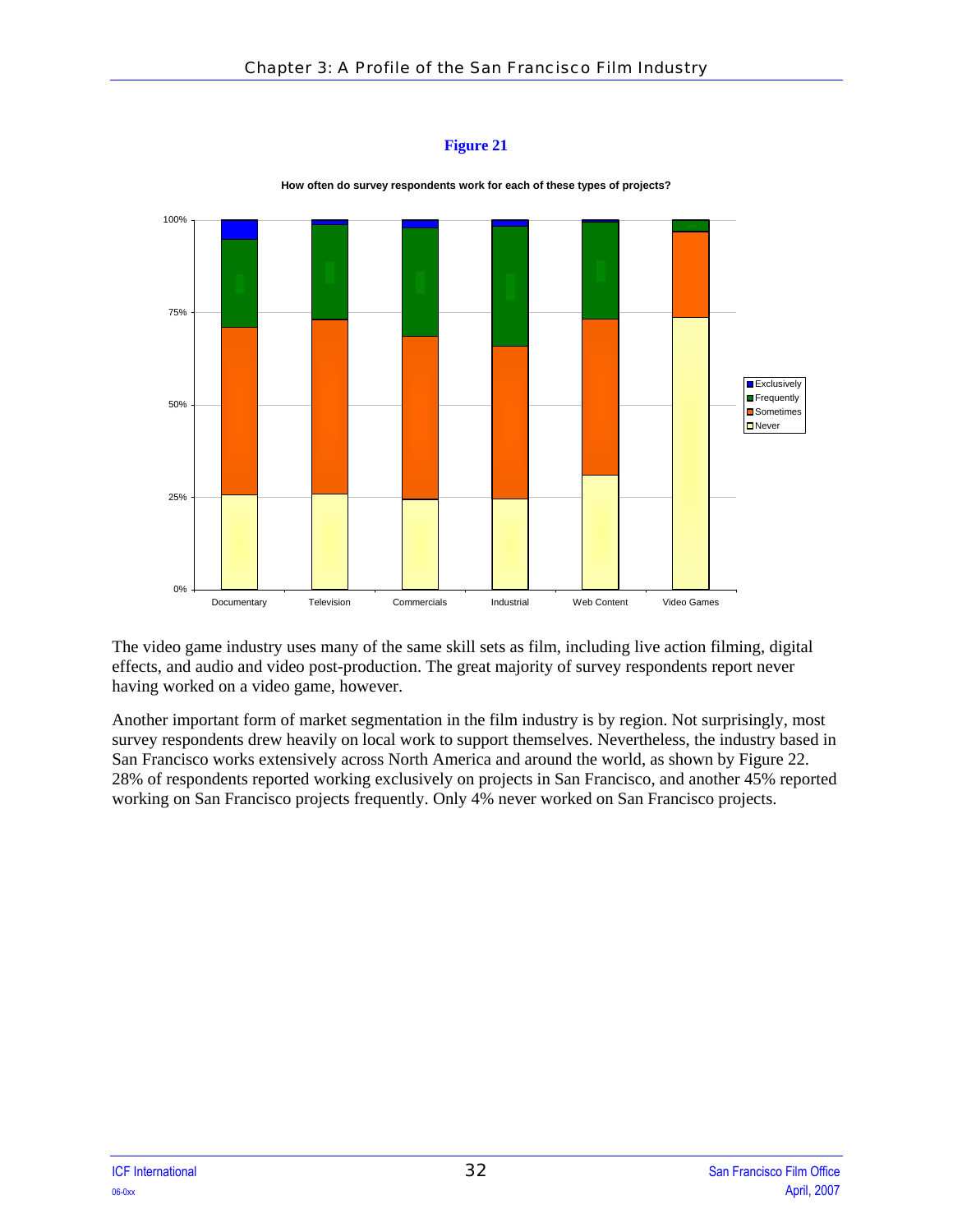**Figure 21**

How often do survey respondents work for each of these types of projects?

The video game industry uses many of the same skill sets as film, including live action filming, digital effects, and audio and video post-production. The great majority of survey respondents report never having worked on a video game, however.

Another important form of market segmentation in the film industry is by region. Not surprisingly, most survey respondents drew heavily on local work to support themselves. Nevertheless, the industry based in San Francisco works extensively across North America and around the world, as shown by Figure 22. 28% of respondents reported working exclusively on projects in San Francisco, and another 45% reported working on San Francisco projects frequently. Only 4% never worked on San Francisco projects.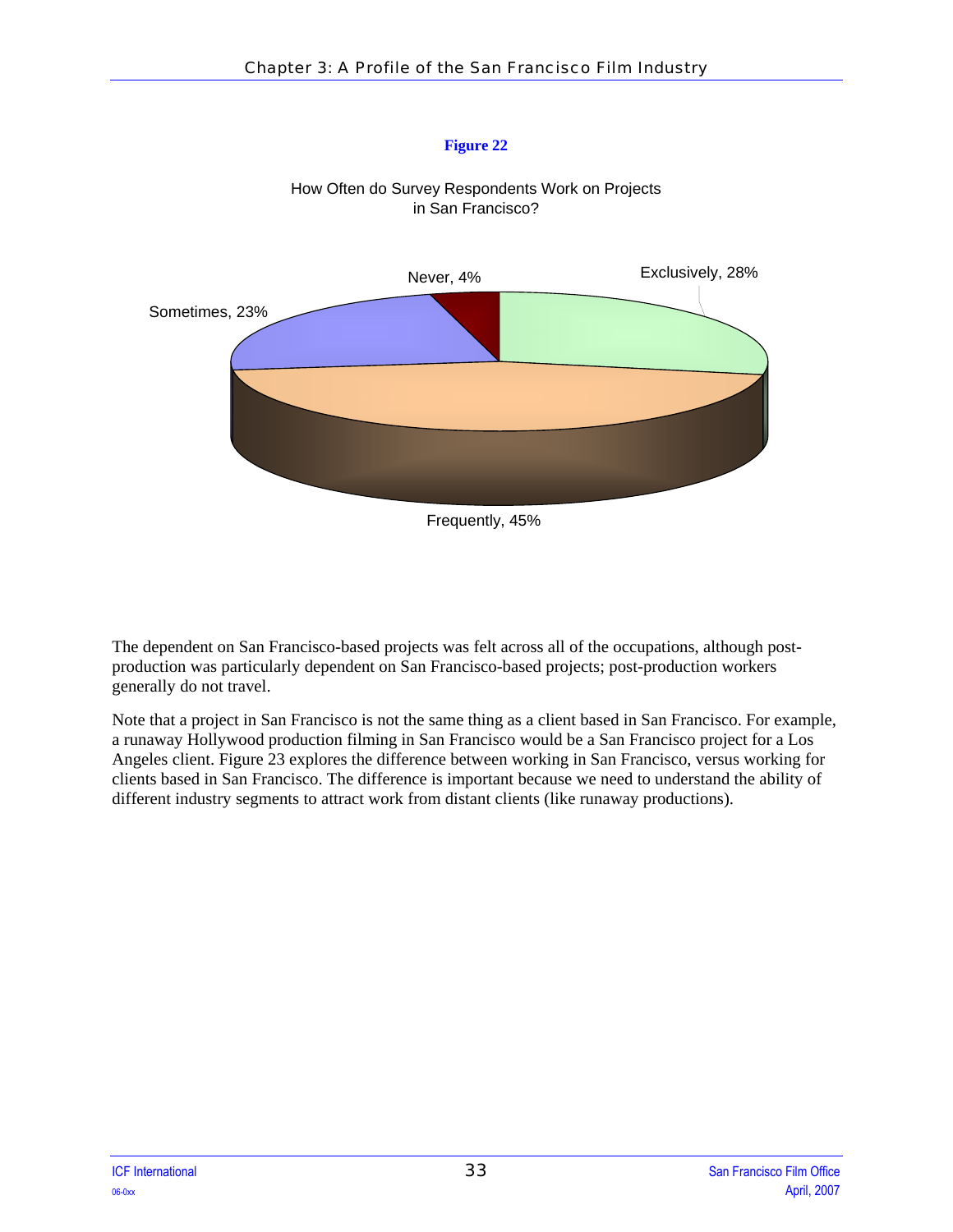**Figure 22**

How Often do Survey Respondents Work on Projects in San Francisco?

Never, 4%

Exclusively, 28%

Sometimes, 23%

Frequently, 45%

The dependent on San Francisco-based projects was felt across all of the occupations, although post-production was particularly dependent on San Francisco-based projects; post-production workers generally do not travel.

Note that a project in San Francisco is not the same thing as a client based in San Francisco. For example, a runaway Hollywood production filming in San Francisco would be a San Francisco project for a Los Angeles client. Figure 23 explores the difference between working in San Francisco, versus working for clients based in San Francisco. The difference is important because we need to understand the ability of different industry segments to attract work from distant clients (like runaway productions).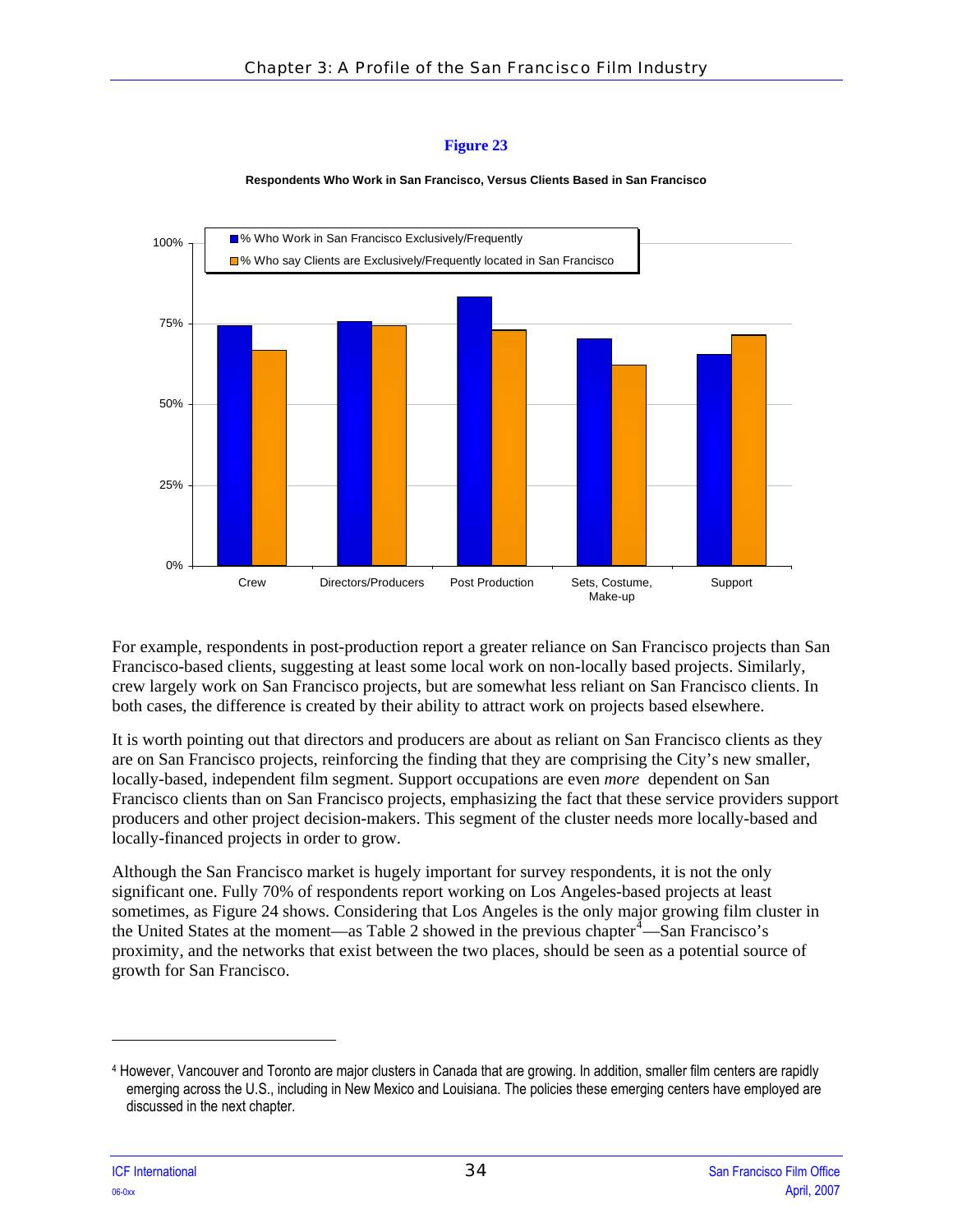**Figure 23**

**Respondents Who Work in San Francisco, Versus Clients Based in San Francisco**

For example, respondents in post-production report a greater reliance on San Francisco projects than San Francisco-based clients, suggesting at least some local work on non-locally based projects. Similarly, crew largely work on San Francisco projects, but are somewhat less reliant on San Francisco clients. In both cases, the difference is created by their ability to attract work on projects based elsewhere.

It is worth pointing out that directors and producers are about as reliant on San Francisco clients as they are on San Francisco projects, reinforcing the finding that they are comprising the City's new smaller, locally-based, independent film segment. Support occupations are even *more* dependent on San Francisco clients than on San Francisco projects, emphasizing the fact that these service providers support producers and other project decision-makers. This segment of the cluster needs more locally-based and locally-financed projects in order to grow.

Although the San Francisco market is hugely important for survey respondents, it is not the only significant one. Fully 70% of respondents report working on Los Angeles-based projects at least sometimes, as Figure 24 shows. Considering that Los Angeles is the only major growing film cluster in the United States at the moment—as Table 2 showed in the previous chapter[4]—San Francisco's proximity, and the networks that exist between the two places, should be seen as a potential source of growth for San Francisco.

---

[4] However, Vancouver and Toronto are major clusters in Canada that are growing. In addition, smaller film centers are rapidly emerging across the U.S., including in New Mexico and Louisiana. The policies these emerging centers have employed are discussed in the next chapter.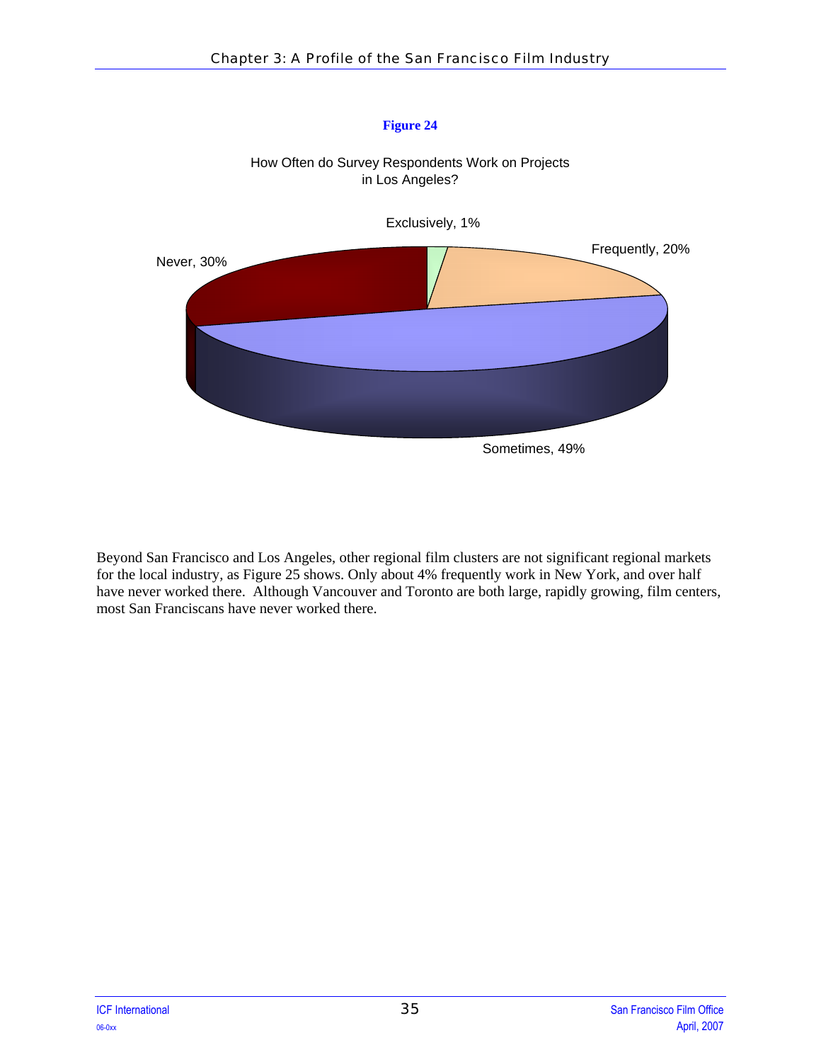**Figure 24**

How Often do Survey Respondents Work on Projects in Los Angeles?

Exclusively, 1%

Frequently, 20%

Never, 30%

Sometimes, 49%

Beyond San Francisco and Los Angeles, other regional film clusters are not significant regional markets for the local industry, as Figure 25 shows. Only about 4% frequently work in New York, and over half have never worked there. Although Vancouver and Toronto are both large, rapidly growing, film centers, most San Franciscans have never worked there.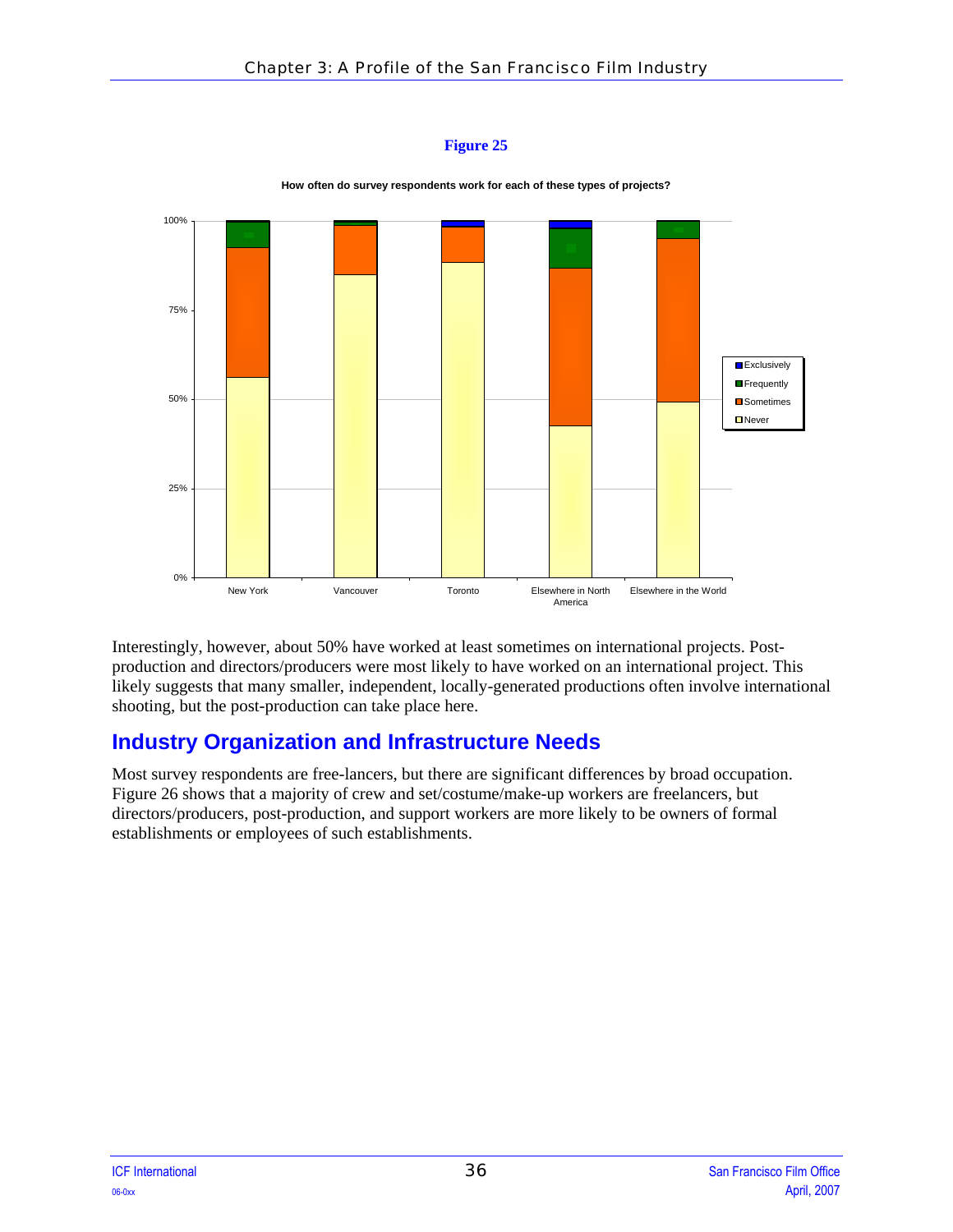**Figure 25**

**How often do survey respondents work for each of these types of projects?**

Interestingly, however, about 50% have worked at least sometimes on international projects. Post-production and directors/producers were most likely to have worked on an international project. This likely suggests that many smaller, independent, locally-generated productions often involve international shooting, but the post-production can take place here.

## Industry Organization and Infrastructure Needs

Most survey respondents are free-lancers, but there are significant differences by broad occupation. Figure 26 shows that a majority of crew and set/costume/make-up workers are freelancers, but directors/producers, post-production, and support workers are more likely to be owners of formal establishments or employees of such establishments.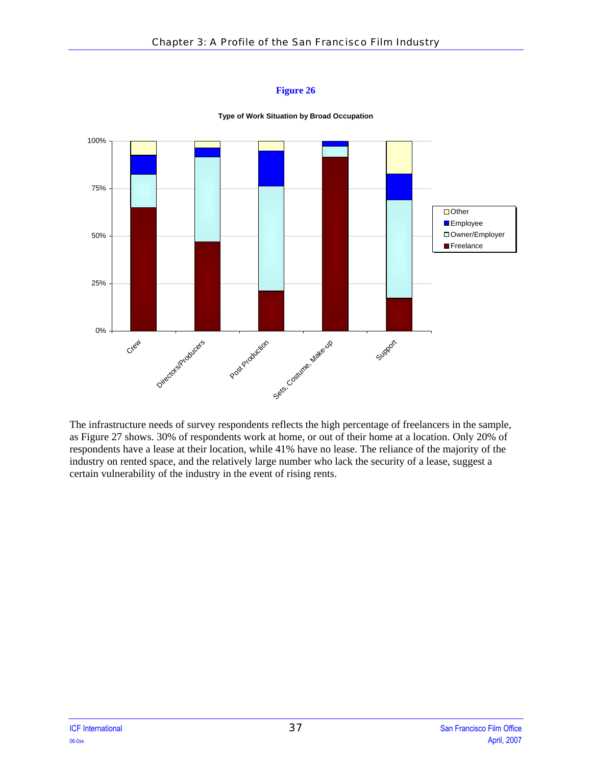**Figure 26**

**Type of Work Situation by Broad Occupation**

The infrastructure needs of survey respondents reflects the high percentage of freelancers in the sample, as Figure 27 shows. 30% of respondents work at home, or out of their home at a location. Only 20% of respondents have a lease at their location, while 41% have no lease. The reliance of the majority of the industry on rented space, and the relatively large number who lack the security of a lease, suggest a certain vulnerability of the industry in the event of rising rents.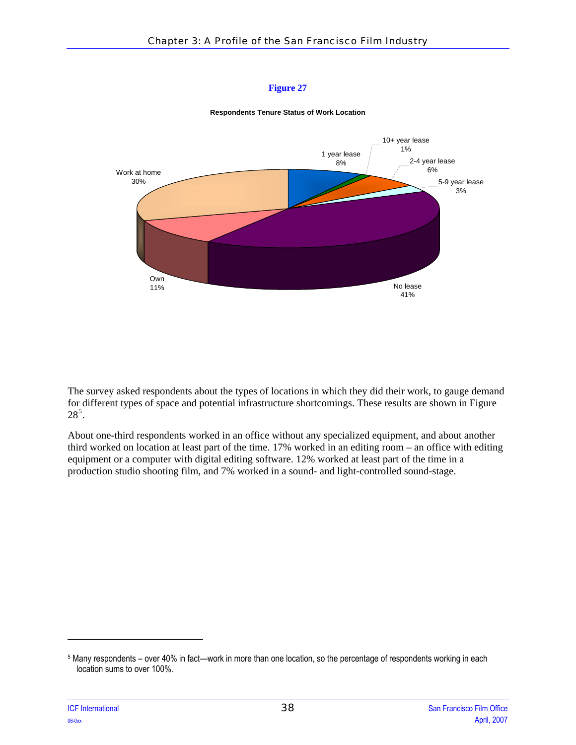**Figure 27**

**Respondents Tenure Status of Work Location**

| Tenure Status | Percent |
|---|---|
| 1 year lease | 8% |
| 10+ year lease | 1% |
| 2-4 year lease | 6% |
| 5-9 year lease | 3% |
| No lease | 41% |
| Own | 11% |
| Work at home | 30% |

The survey asked respondents about the types of locations in which they did their work, to gauge demand for different types of space and potential infrastructure shortcomings. These results are shown in Figure 28[5].

About one-third respondents worked in an office without any specialized equipment, and about another third worked on location at least part of the time. 17% worked in an editing room – an office with editing equipment or a computer with digital editing software. 12% worked at least part of the time in a production studio shooting film, and 7% worked in a sound- and light-controlled sound-stage.

[5] Many respondents – over 40% in fact—work in more than one location, so the percentage of respondents working in each location sums to over 100%.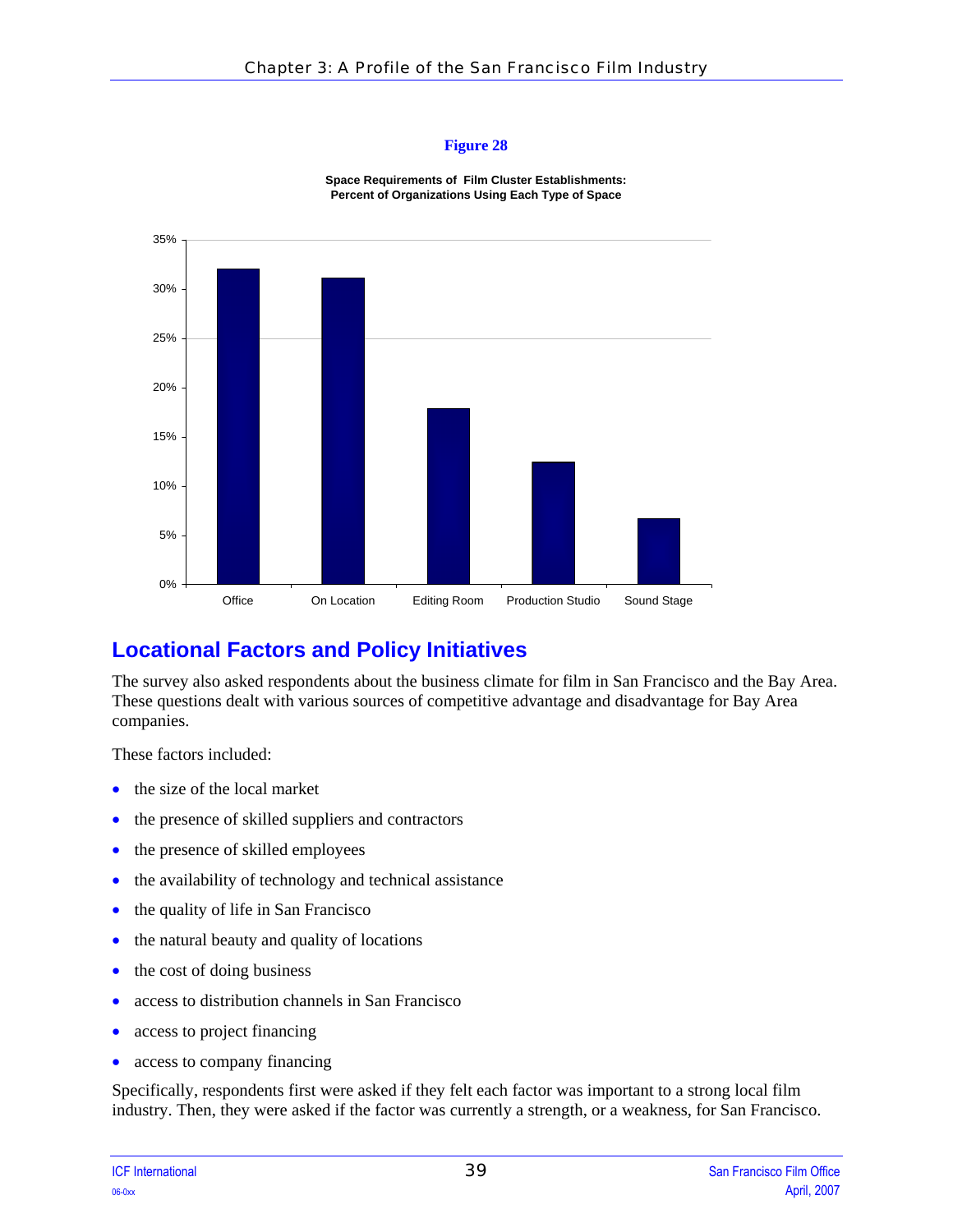**Figure 28**

**Space Requirements of Film Cluster Establishments: Percent of Organizations Using Each Type of Space**

## Locational Factors and Policy Initiatives

The survey also asked respondents about the business climate for film in San Francisco and the Bay Area. These questions dealt with various sources of competitive advantage and disadvantage for Bay Area companies.

These factors included:

- the size of the local market
- the presence of skilled suppliers and contractors
- the presence of skilled employees
- the availability of technology and technical assistance
- the quality of life in San Francisco
- the natural beauty and quality of locations
- the cost of doing business
- access to distribution channels in San Francisco
- access to project financing
- access to company financing

Specifically, respondents first were asked if they felt each factor was important to a strong local film industry. Then, they were asked if the factor was currently a strength, or a weakness, for San Francisco.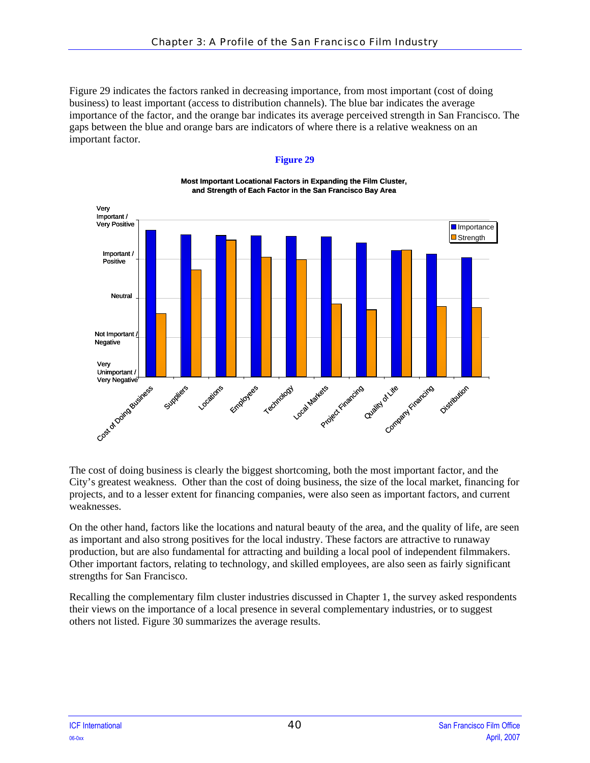Figure 29 indicates the factors ranked in decreasing importance, from most important (cost of doing business) to least important (access to distribution channels). The blue bar indicates the average importance of the factor, and the orange bar indicates its average perceived strength in San Francisco. The gaps between the blue and orange bars are indicators of where there is a relative weakness on an important factor.

**Figure 29**

**Most Important Locational Factors in Expanding the Film Cluster, and Strength of Each Factor in the San Francisco Bay Area**

The cost of doing business is clearly the biggest shortcoming, both the most important factor, and the City's greatest weakness. Other than the cost of doing business, the size of the local market, financing for projects, and to a lesser extent for financing companies, were also seen as important factors, and current weaknesses.

On the other hand, factors like the locations and natural beauty of the area, and the quality of life, are seen as important and also strong positives for the local industry. These factors are attractive to runaway production, but are also fundamental for attracting and building a local pool of independent filmmakers. Other important factors, relating to technology, and skilled employees, are also seen as fairly significant strengths for San Francisco.

Recalling the complementary film cluster industries discussed in Chapter 1, the survey asked respondents their views on the importance of a local presence in several complementary industries, or to suggest others not listed. Figure 30 summarizes the average results.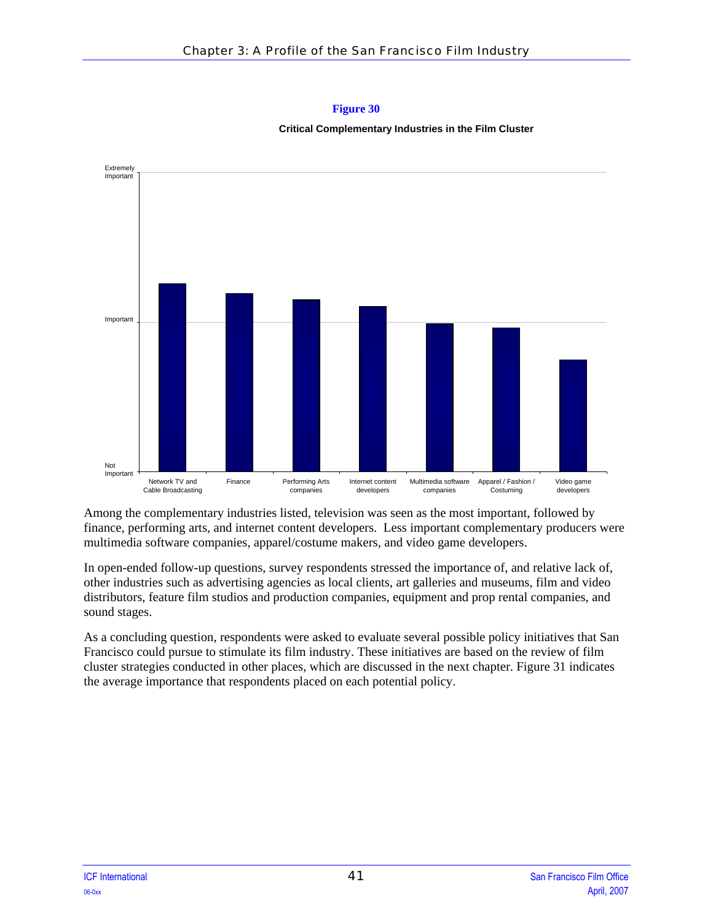**Figure 30**

**Critical Complementary Industries in the Film Cluster**

Among the complementary industries listed, television was seen as the most important, followed by finance, performing arts, and internet content developers. Less important complementary producers were multimedia software companies, apparel/costume makers, and video game developers.

In open-ended follow-up questions, survey respondents stressed the importance of, and relative lack of, other industries such as advertising agencies as local clients, art galleries and museums, film and video distributors, feature film studios and production companies, equipment and prop rental companies, and sound stages.

As a concluding question, respondents were asked to evaluate several possible policy initiatives that San Francisco could pursue to stimulate its film industry. These initiatives are based on the review of film cluster strategies conducted in other places, which are discussed in the next chapter. Figure 31 indicates the average importance that respondents placed on each potential policy.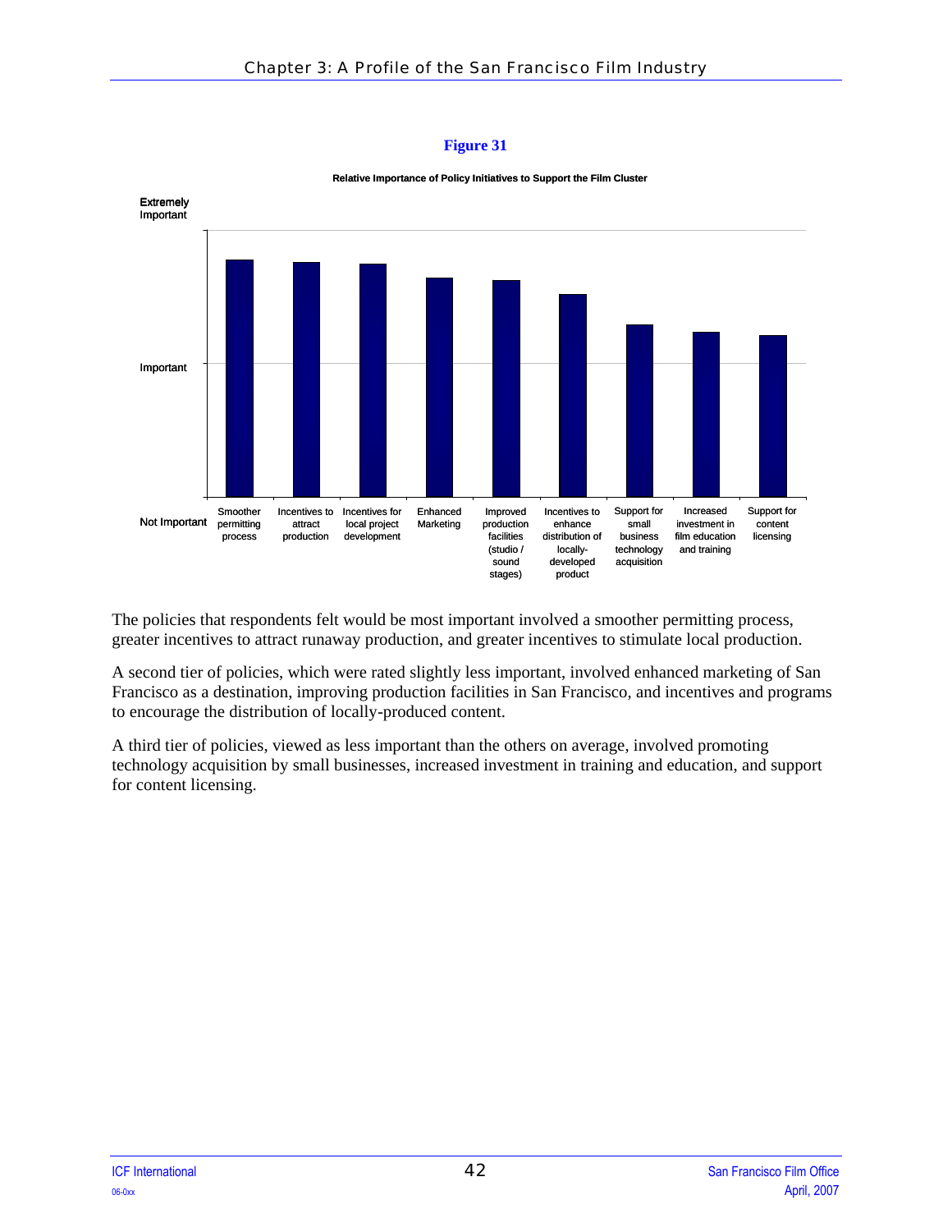**Figure 31**

**Relative Importance of Policy Initiatives to Support the Film Cluster**

Extremely Important

Important

Not Important

Smoother permitting process | Incentives to attract production | Incentives for local project development | Enhanced Marketing | Improved production facilities (studio / sound stages) | Incentives to enhance distribution of locally-developed product | Support for small business technology acquisition | Increased investment in film education and training | Support for content licensing

The policies that respondents felt would be most important involved a smoother permitting process, greater incentives to attract runaway production, and greater incentives to stimulate local production.

A second tier of policies, which were rated slightly less important, involved enhanced marketing of San Francisco as a destination, improving production facilities in San Francisco, and incentives and programs to encourage the distribution of locally-produced content.

A third tier of policies, viewed as less important than the others on average, involved promoting technology acquisition by small businesses, increased investment in training and education, and support for content licensing.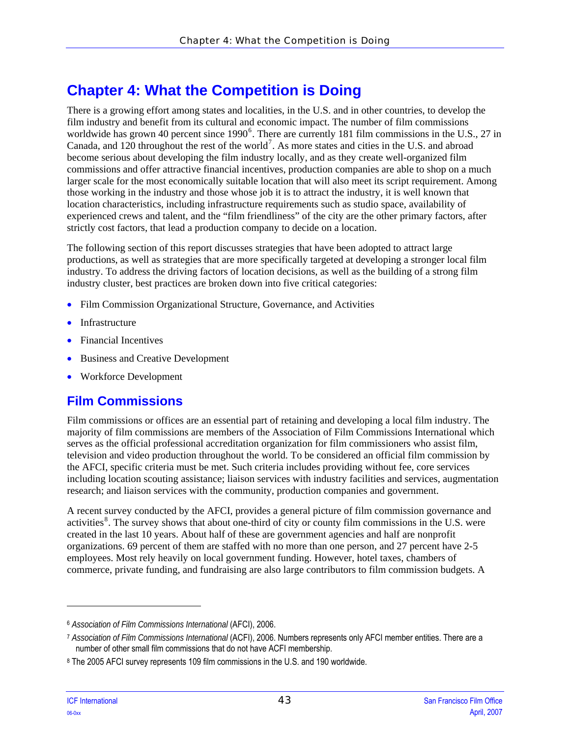# Chapter 4: What the Competition is Doing

There is a growing effort among states and localities, in the U.S. and in other countries, to develop the film industry and benefit from its cultural and economic impact. The number of film commissions worldwide has grown 40 percent since 1990[6]. There are currently 181 film commissions in the U.S., 27 in Canada, and 120 throughout the rest of the world[7]. As more states and cities in the U.S. and abroad become serious about developing the film industry locally, and as they create well-organized film commissions and offer attractive financial incentives, production companies are able to shop on a much larger scale for the most economically suitable location that will also meet its script requirement. Among those working in the industry and those whose job it is to attract the industry, it is well known that location characteristics, including infrastructure requirements such as studio space, availability of experienced crews and talent, and the "film friendliness" of the city are the other primary factors, after strictly cost factors, that lead a production company to decide on a location.

The following section of this report discusses strategies that have been adopted to attract large productions, as well as strategies that are more specifically targeted at developing a stronger local film industry. To address the driving factors of location decisions, as well as the building of a strong film industry cluster, best practices are broken down into five critical categories:

- Film Commission Organizational Structure, Governance, and Activities
- Infrastructure
- Financial Incentives
- Business and Creative Development
- Workforce Development

## Film Commissions

Film commissions or offices are an essential part of retaining and developing a local film industry. The majority of film commissions are members of the Association of Film Commissions International which serves as the official professional accreditation organization for film commissioners who assist film, television and video production throughout the world. To be considered an official film commission by the AFCI, specific criteria must be met. Such criteria includes providing without fee, core services including location scouting assistance; liaison services with industry facilities and services, augmentation research; and liaison services with the community, production companies and government.

A recent survey conducted by the AFCI, provides a general picture of film commission governance and activities[8]. The survey shows that about one-third of city or county film commissions in the U.S. were created in the last 10 years. About half of these are government agencies and half are nonprofit organizations. 69 percent of them are staffed with no more than one person, and 27 percent have 2-5 employees. Most rely heavily on local government funding. However, hotel taxes, chambers of commerce, private funding, and fundraising are also large contributors to film commission budgets. A

---

[6] *Association of Film Commissions International* (AFCI), 2006.

[7] *Association of Film Commissions International* (ACFI), 2006. Numbers represents only AFCI member entities. There are a number of other small film commissions that do not have ACFI membership.

[8] The 2005 AFCI survey represents 109 film commissions in the U.S. and 190 worldwide.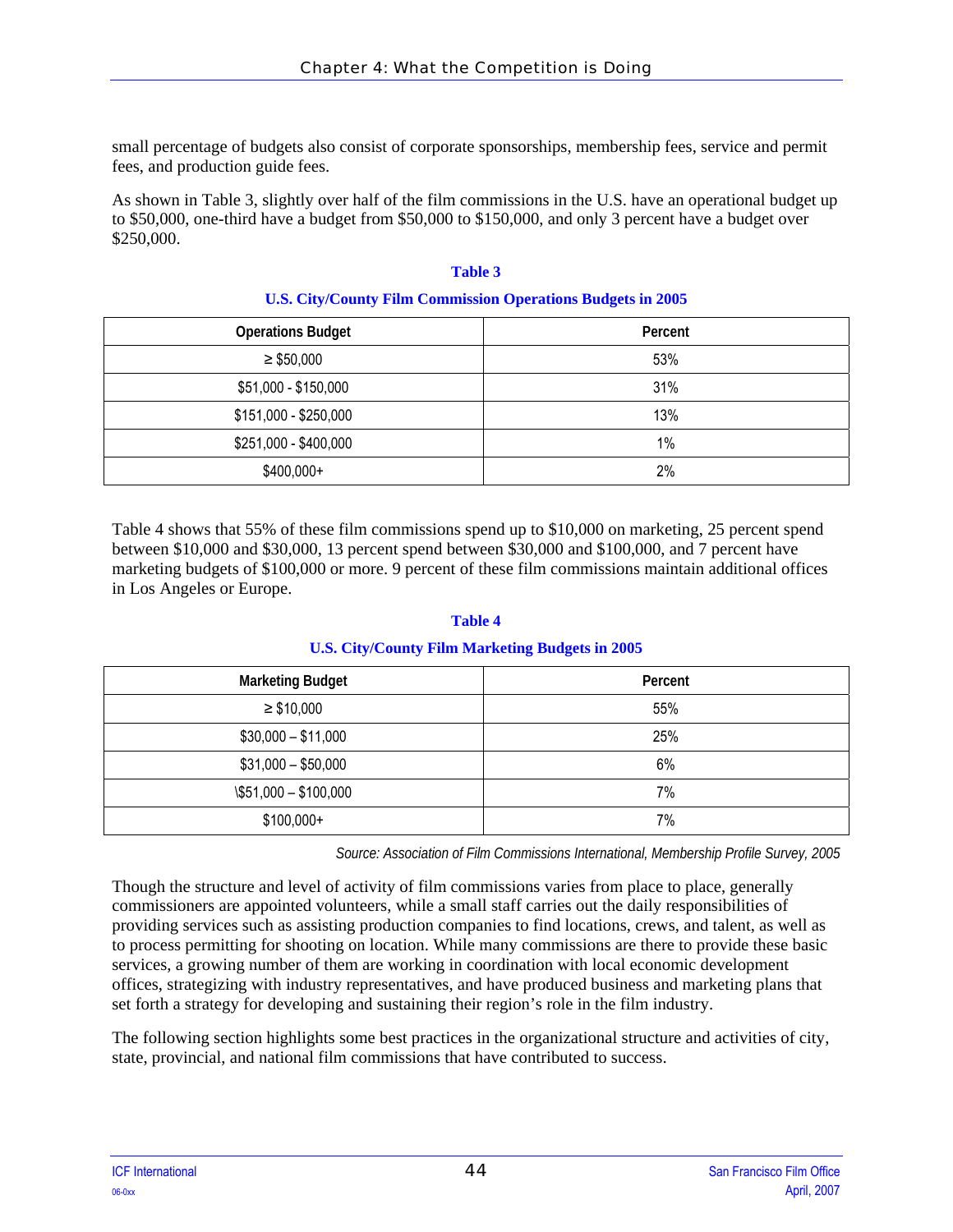small percentage of budgets also consist of corporate sponsorships, membership fees, service and permit fees, and production guide fees.

As shown in Table 3, slightly over half of the film commissions in the U.S. have an operational budget up to $50,000, one-third have a budget from $50,000 to $150,000, and only 3 percent have a budget over $250,000.

**Table 3**

**U.S. City/County Film Commission Operations Budgets in 2005**

| Operations Budget | Percent |
|---|---|
| ≥ $50,000 | 53% |
| $51,000 - $150,000 | 31% |
| $151,000 - $250,000 | 13% |
| $251,000 - $400,000 | 1% |
| $400,000+ | 2% |

Table 4 shows that 55% of these film commissions spend up to $10,000 on marketing, 25 percent spend between $10,000 and $30,000, 13 percent spend between $30,000 and $100,000, and 7 percent have marketing budgets of $100,000 or more. 9 percent of these film commissions maintain additional offices in Los Angeles or Europe.

**Table 4**

**U.S. City/County Film Marketing Budgets in 2005**

| Marketing Budget | Percent |
|---|---|
| ≥ $10,000 | 55% |
| $30,000 – $11,000 | 25% |
| $31,000 – $50,000 | 6% |
| \$51,000 – $100,000 | 7% |
| $100,000+ | 7% |

*Source: Association of Film Commissions International, Membership Profile Survey, 2005*

Though the structure and level of activity of film commissions varies from place to place, generally commissioners are appointed volunteers, while a small staff carries out the daily responsibilities of providing services such as assisting production companies to find locations, crews, and talent, as well as to process permitting for shooting on location. While many commissions are there to provide these basic services, a growing number of them are working in coordination with local economic development offices, strategizing with industry representatives, and have produced business and marketing plans that set forth a strategy for developing and sustaining their region's role in the film industry.

The following section highlights some best practices in the organizational structure and activities of city, state, provincial, and national film commissions that have contributed to success.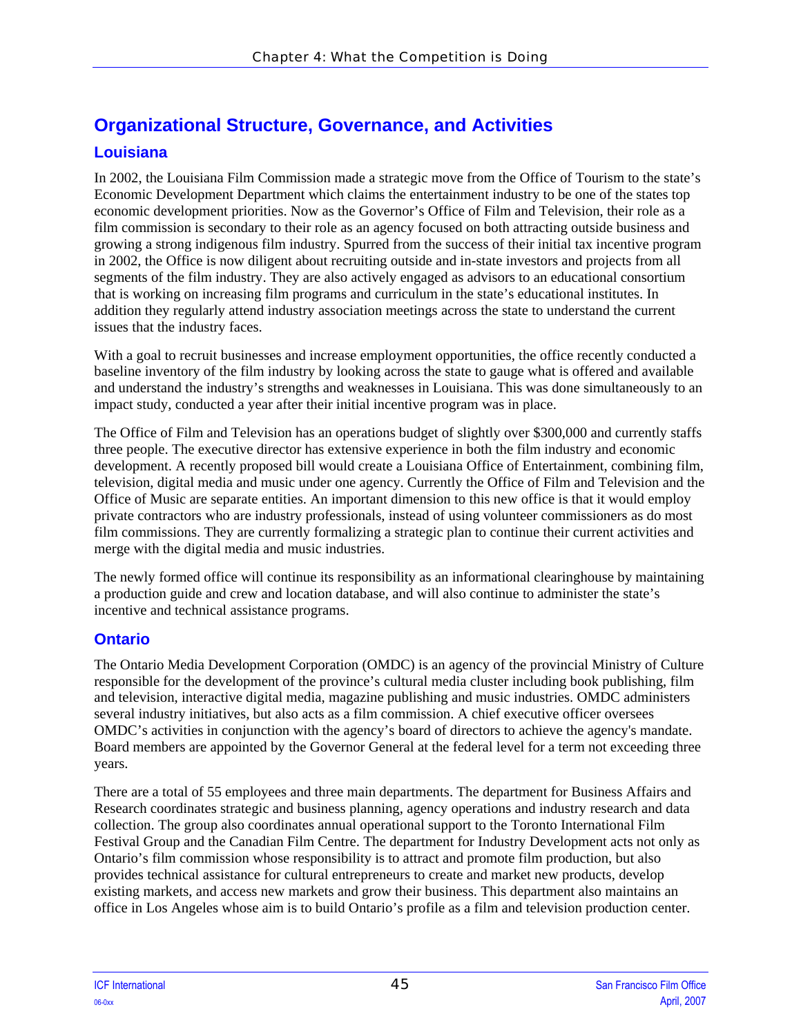## Organizational Structure, Governance, and Activities

### Louisiana

In 2002, the Louisiana Film Commission made a strategic move from the Office of Tourism to the state's Economic Development Department which claims the entertainment industry to be one of the states top economic development priorities. Now as the Governor's Office of Film and Television, their role as a film commission is secondary to their role as an agency focused on both attracting outside business and growing a strong indigenous film industry. Spurred from the success of their initial tax incentive program in 2002, the Office is now diligent about recruiting outside and in-state investors and projects from all segments of the film industry. They are also actively engaged as advisors to an educational consortium that is working on increasing film programs and curriculum in the state's educational institutes. In addition they regularly attend industry association meetings across the state to understand the current issues that the industry faces.

With a goal to recruit businesses and increase employment opportunities, the office recently conducted a baseline inventory of the film industry by looking across the state to gauge what is offered and available and understand the industry's strengths and weaknesses in Louisiana. This was done simultaneously to an impact study, conducted a year after their initial incentive program was in place.

The Office of Film and Television has an operations budget of slightly over $300,000 and currently staffs three people. The executive director has extensive experience in both the film industry and economic development. A recently proposed bill would create a Louisiana Office of Entertainment, combining film, television, digital media and music under one agency. Currently the Office of Film and Television and the Office of Music are separate entities. An important dimension to this new office is that it would employ private contractors who are industry professionals, instead of using volunteer commissioners as do most film commissions. They are currently formalizing a strategic plan to continue their current activities and merge with the digital media and music industries.

The newly formed office will continue its responsibility as an informational clearinghouse by maintaining a production guide and crew and location database, and will also continue to administer the state's incentive and technical assistance programs.

### Ontario

The Ontario Media Development Corporation (OMDC) is an agency of the provincial Ministry of Culture responsible for the development of the province's cultural media cluster including book publishing, film and television, interactive digital media, magazine publishing and music industries. OMDC administers several industry initiatives, but also acts as a film commission. A chief executive officer oversees OMDC's activities in conjunction with the agency's board of directors to achieve the agency's mandate. Board members are appointed by the Governor General at the federal level for a term not exceeding three years.

There are a total of 55 employees and three main departments. The department for Business Affairs and Research coordinates strategic and business planning, agency operations and industry research and data collection. The group also coordinates annual operational support to the Toronto International Film Festival Group and the Canadian Film Centre. The department for Industry Development acts not only as Ontario's film commission whose responsibility is to attract and promote film production, but also provides technical assistance for cultural entrepreneurs to create and market new products, develop existing markets, and access new markets and grow their business. This department also maintains an office in Los Angeles whose aim is to build Ontario's profile as a film and television production center.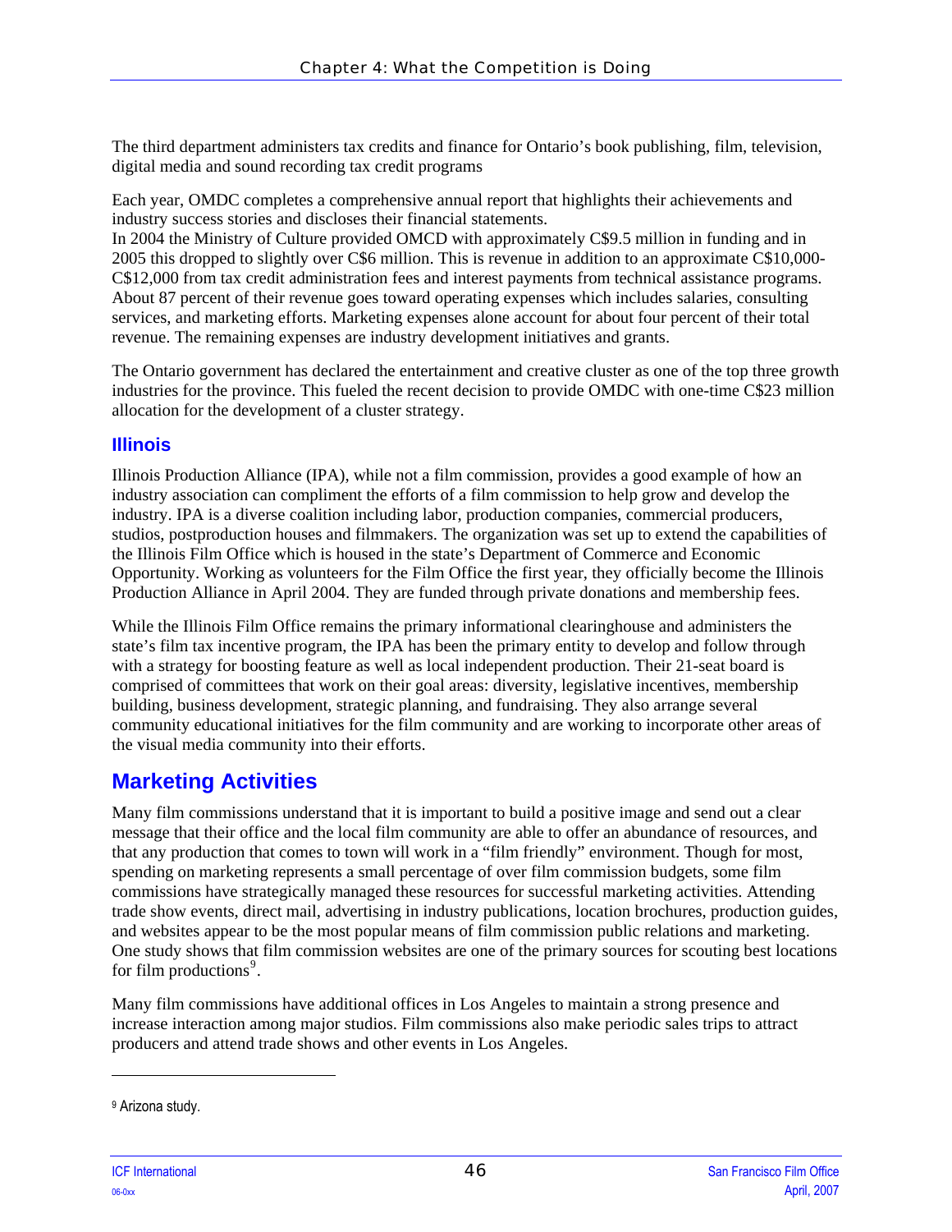The third department administers tax credits and finance for Ontario's book publishing, film, television, digital media and sound recording tax credit programs

Each year, OMDC completes a comprehensive annual report that highlights their achievements and industry success stories and discloses their financial statements.
In 2004 the Ministry of Culture provided OMCD with approximately C$9.5 million in funding and in 2005 this dropped to slightly over C$6 million. This is revenue in addition to an approximate C$10,000-C$12,000 from tax credit administration fees and interest payments from technical assistance programs. About 87 percent of their revenue goes toward operating expenses which includes salaries, consulting services, and marketing efforts. Marketing expenses alone account for about four percent of their total revenue. The remaining expenses are industry development initiatives and grants.

The Ontario government has declared the entertainment and creative cluster as one of the top three growth industries for the province. This fueled the recent decision to provide OMDC with one-time C$23 million allocation for the development of a cluster strategy.

### Illinois

Illinois Production Alliance (IPA), while not a film commission, provides a good example of how an industry association can compliment the efforts of a film commission to help grow and develop the industry. IPA is a diverse coalition including labor, production companies, commercial producers, studios, postproduction houses and filmmakers. The organization was set up to extend the capabilities of the Illinois Film Office which is housed in the state's Department of Commerce and Economic Opportunity. Working as volunteers for the Film Office the first year, they officially become the Illinois Production Alliance in April 2004. They are funded through private donations and membership fees.

While the Illinois Film Office remains the primary informational clearinghouse and administers the state's film tax incentive program, the IPA has been the primary entity to develop and follow through with a strategy for boosting feature as well as local independent production. Their 21-seat board is comprised of committees that work on their goal areas: diversity, legislative incentives, membership building, business development, strategic planning, and fundraising. They also arrange several community educational initiatives for the film community and are working to incorporate other areas of the visual media community into their efforts.

## Marketing Activities

Many film commissions understand that it is important to build a positive image and send out a clear message that their office and the local film community are able to offer an abundance of resources, and that any production that comes to town will work in a "film friendly" environment. Though for most, spending on marketing represents a small percentage of over film commission budgets, some film commissions have strategically managed these resources for successful marketing activities. Attending trade show events, direct mail, advertising in industry publications, location brochures, production guides, and websites appear to be the most popular means of film commission public relations and marketing. One study shows that film commission websites are one of the primary sources for scouting best locations for film productions[9].

Many film commissions have additional offices in Los Angeles to maintain a strong presence and increase interaction among major studios. Film commissions also make periodic sales trips to attract producers and attend trade shows and other events in Los Angeles.

---

[9] Arizona study.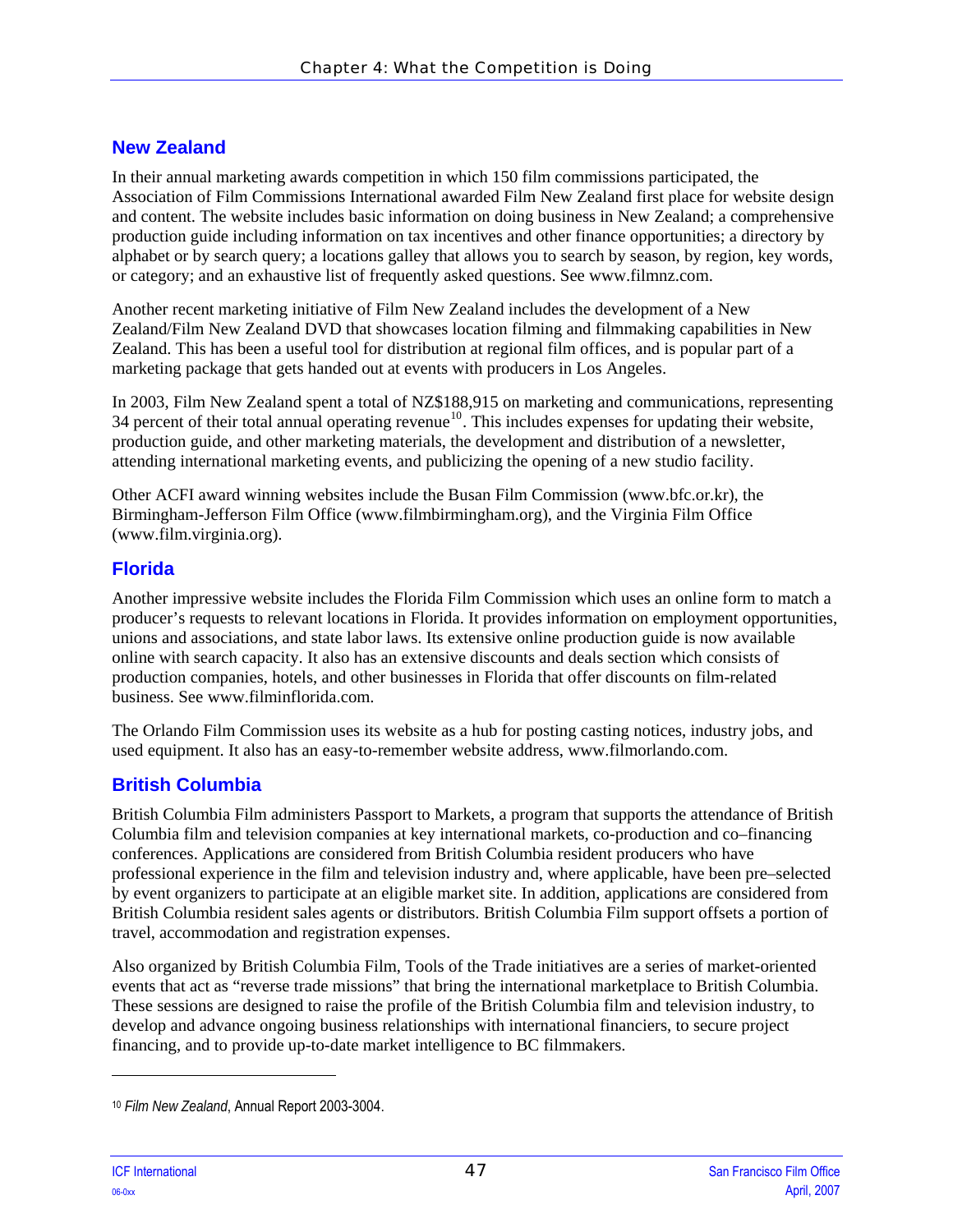## New Zealand

In their annual marketing awards competition in which 150 film commissions participated, the Association of Film Commissions International awarded Film New Zealand first place for website design and content. The website includes basic information on doing business in New Zealand; a comprehensive production guide including information on tax incentives and other finance opportunities; a directory by alphabet or by search query; a locations galley that allows you to search by season, by region, key words, or category; and an exhaustive list of frequently asked questions. See www.filmnz.com.

Another recent marketing initiative of Film New Zealand includes the development of a New Zealand/Film New Zealand DVD that showcases location filming and filmmaking capabilities in New Zealand. This has been a useful tool for distribution at regional film offices, and is popular part of a marketing package that gets handed out at events with producers in Los Angeles.

In 2003, Film New Zealand spent a total of NZ$188,915 on marketing and communications, representing 34 percent of their total annual operating revenue[10]. This includes expenses for updating their website, production guide, and other marketing materials, the development and distribution of a newsletter, attending international marketing events, and publicizing the opening of a new studio facility.

Other ACFI award winning websites include the Busan Film Commission (www.bfc.or.kr), the Birmingham-Jefferson Film Office (www.filmbirmingham.org), and the Virginia Film Office (www.film.virginia.org).

## Florida

Another impressive website includes the Florida Film Commission which uses an online form to match a producer's requests to relevant locations in Florida. It provides information on employment opportunities, unions and associations, and state labor laws. Its extensive online production guide is now available online with search capacity. It also has an extensive discounts and deals section which consists of production companies, hotels, and other businesses in Florida that offer discounts on film-related business. See www.filminflorida.com.

The Orlando Film Commission uses its website as a hub for posting casting notices, industry jobs, and used equipment. It also has an easy-to-remember website address, www.filmorlando.com.

## British Columbia

British Columbia Film administers Passport to Markets, a program that supports the attendance of British Columbia film and television companies at key international markets, co-production and co–financing conferences. Applications are considered from British Columbia resident producers who have professional experience in the film and television industry and, where applicable, have been pre–selected by event organizers to participate at an eligible market site. In addition, applications are considered from British Columbia resident sales agents or distributors. British Columbia Film support offsets a portion of travel, accommodation and registration expenses.

Also organized by British Columbia Film, Tools of the Trade initiatives are a series of market-oriented events that act as "reverse trade missions" that bring the international marketplace to British Columbia. These sessions are designed to raise the profile of the British Columbia film and television industry, to develop and advance ongoing business relationships with international financiers, to secure project financing, and to provide up-to-date market intelligence to BC filmmakers.

---

[10] *Film New Zealand*, Annual Report 2003-3004.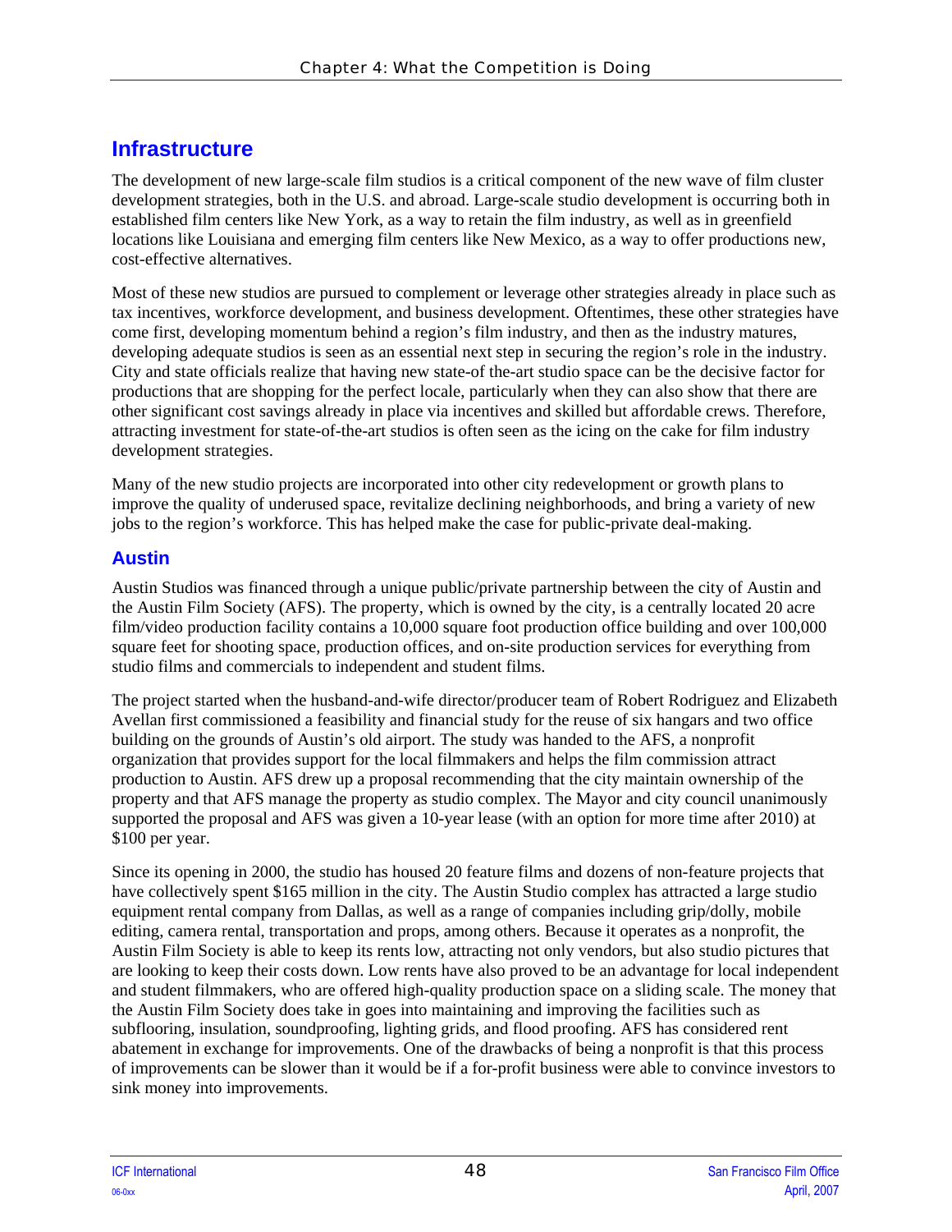## Infrastructure

The development of new large-scale film studios is a critical component of the new wave of film cluster development strategies, both in the U.S. and abroad. Large-scale studio development is occurring both in established film centers like New York, as a way to retain the film industry, as well as in greenfield locations like Louisiana and emerging film centers like New Mexico, as a way to offer productions new, cost-effective alternatives.

Most of these new studios are pursued to complement or leverage other strategies already in place such as tax incentives, workforce development, and business development. Oftentimes, these other strategies have come first, developing momentum behind a region's film industry, and then as the industry matures, developing adequate studios is seen as an essential next step in securing the region's role in the industry. City and state officials realize that having new state-of the-art studio space can be the decisive factor for productions that are shopping for the perfect locale, particularly when they can also show that there are other significant cost savings already in place via incentives and skilled but affordable crews. Therefore, attracting investment for state-of-the-art studios is often seen as the icing on the cake for film industry development strategies.

Many of the new studio projects are incorporated into other city redevelopment or growth plans to improve the quality of underused space, revitalize declining neighborhoods, and bring a variety of new jobs to the region's workforce. This has helped make the case for public-private deal-making.

### Austin

Austin Studios was financed through a unique public/private partnership between the city of Austin and the Austin Film Society (AFS). The property, which is owned by the city, is a centrally located 20 acre film/video production facility contains a 10,000 square foot production office building and over 100,000 square feet for shooting space, production offices, and on-site production services for everything from studio films and commercials to independent and student films.

The project started when the husband-and-wife director/producer team of Robert Rodriguez and Elizabeth Avellan first commissioned a feasibility and financial study for the reuse of six hangars and two office building on the grounds of Austin's old airport. The study was handed to the AFS, a nonprofit organization that provides support for the local filmmakers and helps the film commission attract production to Austin. AFS drew up a proposal recommending that the city maintain ownership of the property and that AFS manage the property as studio complex. The Mayor and city council unanimously supported the proposal and AFS was given a 10-year lease (with an option for more time after 2010) at $100 per year.

Since its opening in 2000, the studio has housed 20 feature films and dozens of non-feature projects that have collectively spent $165 million in the city. The Austin Studio complex has attracted a large studio equipment rental company from Dallas, as well as a range of companies including grip/dolly, mobile editing, camera rental, transportation and props, among others. Because it operates as a nonprofit, the Austin Film Society is able to keep its rents low, attracting not only vendors, but also studio pictures that are looking to keep their costs down. Low rents have also proved to be an advantage for local independent and student filmmakers, who are offered high-quality production space on a sliding scale. The money that the Austin Film Society does take in goes into maintaining and improving the facilities such as subflooring, insulation, soundproofing, lighting grids, and flood proofing. AFS has considered rent abatement in exchange for improvements. One of the drawbacks of being a nonprofit is that this process of improvements can be slower than it would be if a for-profit business were able to convince investors to sink money into improvements.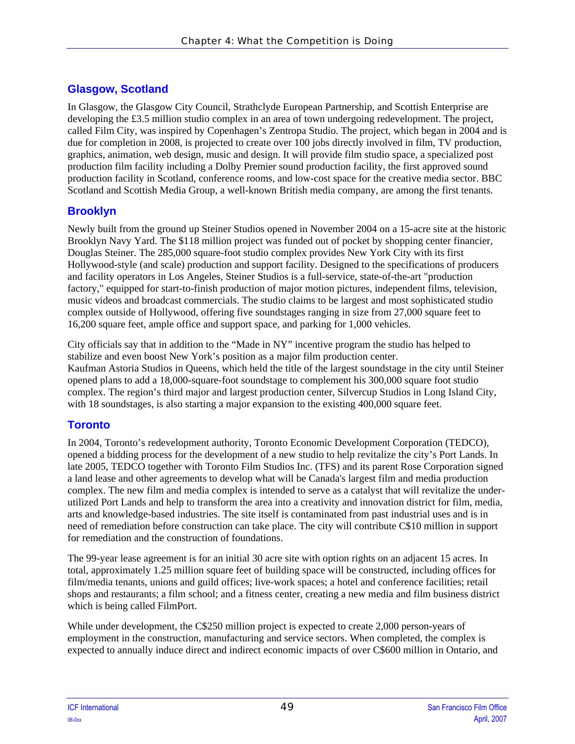## Glasgow, Scotland

In Glasgow, the Glasgow City Council, Strathclyde European Partnership, and Scottish Enterprise are developing the £3.5 million studio complex in an area of town undergoing redevelopment. The project, called Film City, was inspired by Copenhagen's Zentropa Studio. The project, which began in 2004 and is due for completion in 2008, is projected to create over 100 jobs directly involved in film, TV production, graphics, animation, web design, music and design. It will provide film studio space, a specialized post production film facility including a Dolby Premier sound production facility, the first approved sound production facility in Scotland, conference rooms, and low-cost space for the creative media sector. BBC Scotland and Scottish Media Group, a well-known British media company, are among the first tenants.

## Brooklyn

Newly built from the ground up Steiner Studios opened in November 2004 on a 15-acre site at the historic Brooklyn Navy Yard. The $118 million project was funded out of pocket by shopping center financier, Douglas Steiner. The 285,000 square-foot studio complex provides New York City with its first Hollywood-style (and scale) production and support facility. Designed to the specifications of producers and facility operators in Los Angeles, Steiner Studios is a full-service, state-of-the-art "production factory," equipped for start-to-finish production of major motion pictures, independent films, television, music videos and broadcast commercials. The studio claims to be largest and most sophisticated studio complex outside of Hollywood, offering five soundstages ranging in size from 27,000 square feet to 16,200 square feet, ample office and support space, and parking for 1,000 vehicles.

City officials say that in addition to the "Made in NY" incentive program the studio has helped to stabilize and even boost New York's position as a major film production center.
Kaufman Astoria Studios in Queens, which held the title of the largest soundstage in the city until Steiner opened plans to add a 18,000-square-foot soundstage to complement his 300,000 square foot studio complex. The region's third major and largest production center, Silvercup Studios in Long Island City, with 18 soundstages, is also starting a major expansion to the existing 400,000 square feet.

## Toronto

In 2004, Toronto's redevelopment authority, Toronto Economic Development Corporation (TEDCO), opened a bidding process for the development of a new studio to help revitalize the city's Port Lands. In late 2005, TEDCO together with Toronto Film Studios Inc. (TFS) and its parent Rose Corporation signed a land lease and other agreements to develop what will be Canada's largest film and media production complex. The new film and media complex is intended to serve as a catalyst that will revitalize the under-utilized Port Lands and help to transform the area into a creativity and innovation district for film, media, arts and knowledge-based industries. The site itself is contaminated from past industrial uses and is in need of remediation before construction can take place. The city will contribute C$10 million in support for remediation and the construction of foundations.

The 99-year lease agreement is for an initial 30 acre site with option rights on an adjacent 15 acres. In total, approximately 1.25 million square feet of building space will be constructed, including offices for film/media tenants, unions and guild offices; live-work spaces; a hotel and conference facilities; retail shops and restaurants; a film school; and a fitness center, creating a new media and film business district which is being called FilmPort.

While under development, the C$250 million project is expected to create 2,000 person-years of employment in the construction, manufacturing and service sectors. When completed, the complex is expected to annually induce direct and indirect economic impacts of over C$600 million in Ontario, and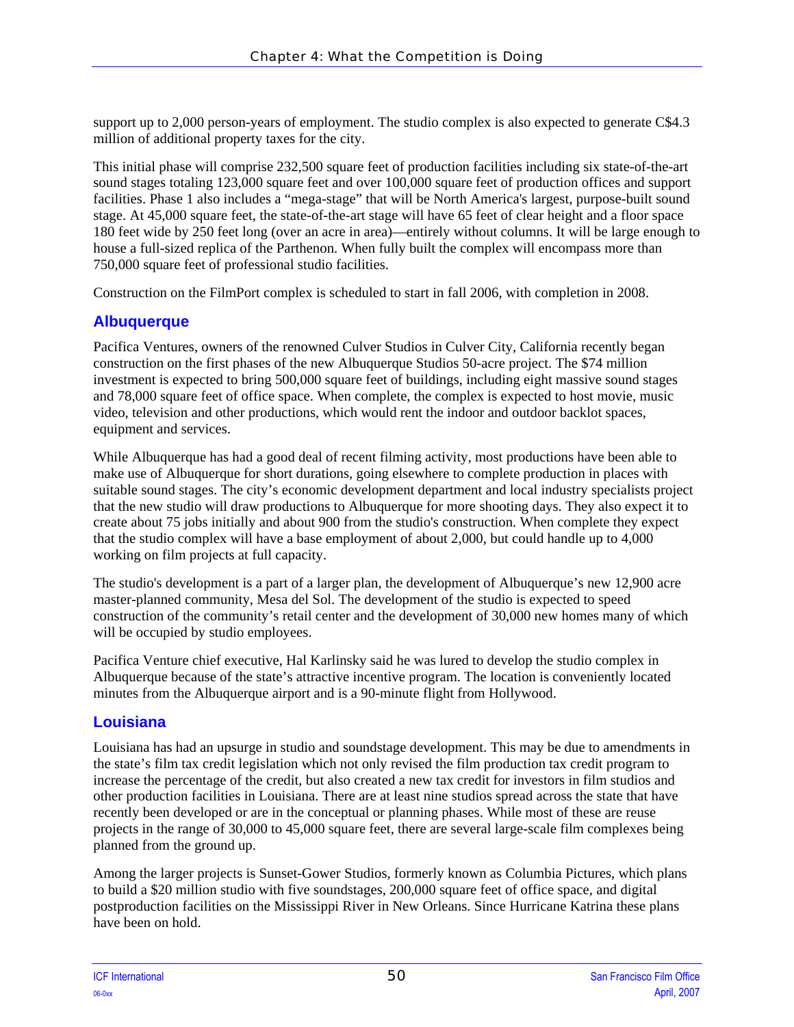support up to 2,000 person-years of employment. The studio complex is also expected to generate C$4.3 million of additional property taxes for the city.

This initial phase will comprise 232,500 square feet of production facilities including six state-of-the-art sound stages totaling 123,000 square feet and over 100,000 square feet of production offices and support facilities. Phase 1 also includes a "mega-stage" that will be North America's largest, purpose-built sound stage. At 45,000 square feet, the state-of-the-art stage will have 65 feet of clear height and a floor space 180 feet wide by 250 feet long (over an acre in area)—entirely without columns. It will be large enough to house a full-sized replica of the Parthenon. When fully built the complex will encompass more than 750,000 square feet of professional studio facilities.

Construction on the FilmPort complex is scheduled to start in fall 2006, with completion in 2008.

## Albuquerque

Pacifica Ventures, owners of the renowned Culver Studios in Culver City, California recently began construction on the first phases of the new Albuquerque Studios 50-acre project. The $74 million investment is expected to bring 500,000 square feet of buildings, including eight massive sound stages and 78,000 square feet of office space. When complete, the complex is expected to host movie, music video, television and other productions, which would rent the indoor and outdoor backlot spaces, equipment and services.

While Albuquerque has had a good deal of recent filming activity, most productions have been able to make use of Albuquerque for short durations, going elsewhere to complete production in places with suitable sound stages. The city's economic development department and local industry specialists project that the new studio will draw productions to Albuquerque for more shooting days. They also expect it to create about 75 jobs initially and about 900 from the studio's construction. When complete they expect that the studio complex will have a base employment of about 2,000, but could handle up to 4,000 working on film projects at full capacity.

The studio's development is a part of a larger plan, the development of Albuquerque's new 12,900 acre master-planned community, Mesa del Sol. The development of the studio is expected to speed construction of the community's retail center and the development of 30,000 new homes many of which will be occupied by studio employees.

Pacifica Venture chief executive, Hal Karlinsky said he was lured to develop the studio complex in Albuquerque because of the state's attractive incentive program. The location is conveniently located minutes from the Albuquerque airport and is a 90-minute flight from Hollywood.

## Louisiana

Louisiana has had an upsurge in studio and soundstage development. This may be due to amendments in the state's film tax credit legislation which not only revised the film production tax credit program to increase the percentage of the credit, but also created a new tax credit for investors in film studios and other production facilities in Louisiana. There are at least nine studios spread across the state that have recently been developed or are in the conceptual or planning phases. While most of these are reuse projects in the range of 30,000 to 45,000 square feet, there are several large-scale film complexes being planned from the ground up.

Among the larger projects is Sunset-Gower Studios, formerly known as Columbia Pictures, which plans to build a $20 million studio with five soundstages, 200,000 square feet of office space, and digital postproduction facilities on the Mississippi River in New Orleans. Since Hurricane Katrina these plans have been on hold.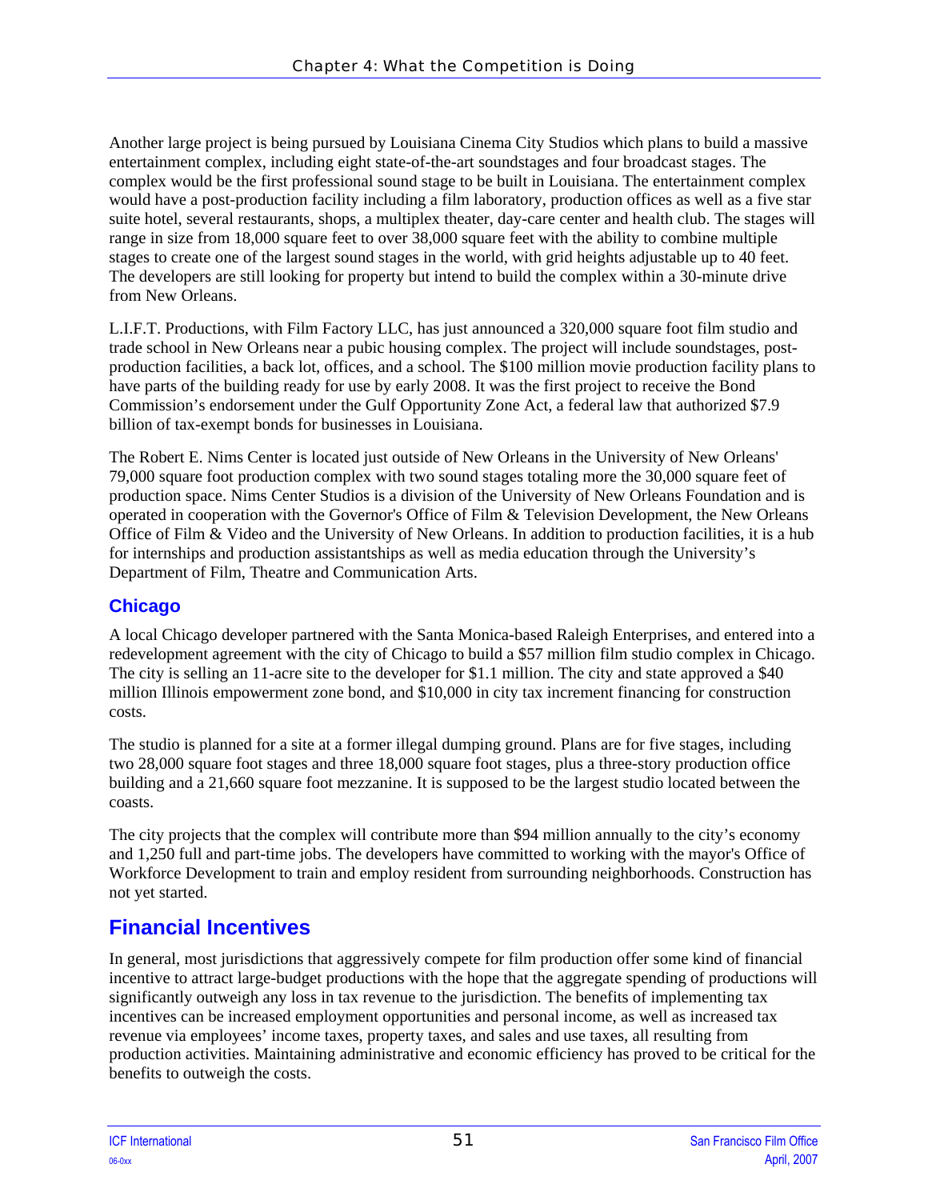Another large project is being pursued by Louisiana Cinema City Studios which plans to build a massive entertainment complex, including eight state-of-the-art soundstages and four broadcast stages. The complex would be the first professional sound stage to be built in Louisiana. The entertainment complex would have a post-production facility including a film laboratory, production offices as well as a five star suite hotel, several restaurants, shops, a multiplex theater, day-care center and health club. The stages will range in size from 18,000 square feet to over 38,000 square feet with the ability to combine multiple stages to create one of the largest sound stages in the world, with grid heights adjustable up to 40 feet. The developers are still looking for property but intend to build the complex within a 30-minute drive from New Orleans.

L.I.F.T. Productions, with Film Factory LLC, has just announced a 320,000 square foot film studio and trade school in New Orleans near a pubic housing complex. The project will include soundstages, post-production facilities, a back lot, offices, and a school. The $100 million movie production facility plans to have parts of the building ready for use by early 2008. It was the first project to receive the Bond Commission's endorsement under the Gulf Opportunity Zone Act, a federal law that authorized $7.9 billion of tax-exempt bonds for businesses in Louisiana.

The Robert E. Nims Center is located just outside of New Orleans in the University of New Orleans' 79,000 square foot production complex with two sound stages totaling more the 30,000 square feet of production space. Nims Center Studios is a division of the University of New Orleans Foundation and is operated in cooperation with the Governor's Office of Film & Television Development, the New Orleans Office of Film & Video and the University of New Orleans. In addition to production facilities, it is a hub for internships and production assistantships as well as media education through the University's Department of Film, Theatre and Communication Arts.

### Chicago

A local Chicago developer partnered with the Santa Monica-based Raleigh Enterprises, and entered into a redevelopment agreement with the city of Chicago to build a $57 million film studio complex in Chicago. The city is selling an 11-acre site to the developer for $1.1 million. The city and state approved a $40 million Illinois empowerment zone bond, and $10,000 in city tax increment financing for construction costs.

The studio is planned for a site at a former illegal dumping ground. Plans are for five stages, including two 28,000 square foot stages and three 18,000 square foot stages, plus a three-story production office building and a 21,660 square foot mezzanine. It is supposed to be the largest studio located between the coasts.

The city projects that the complex will contribute more than $94 million annually to the city's economy and 1,250 full and part-time jobs. The developers have committed to working with the mayor's Office of Workforce Development to train and employ resident from surrounding neighborhoods. Construction has not yet started.

## Financial Incentives

In general, most jurisdictions that aggressively compete for film production offer some kind of financial incentive to attract large-budget productions with the hope that the aggregate spending of productions will significantly outweigh any loss in tax revenue to the jurisdiction. The benefits of implementing tax incentives can be increased employment opportunities and personal income, as well as increased tax revenue via employees' income taxes, property taxes, and sales and use taxes, all resulting from production activities. Maintaining administrative and economic efficiency has proved to be critical for the benefits to outweigh the costs.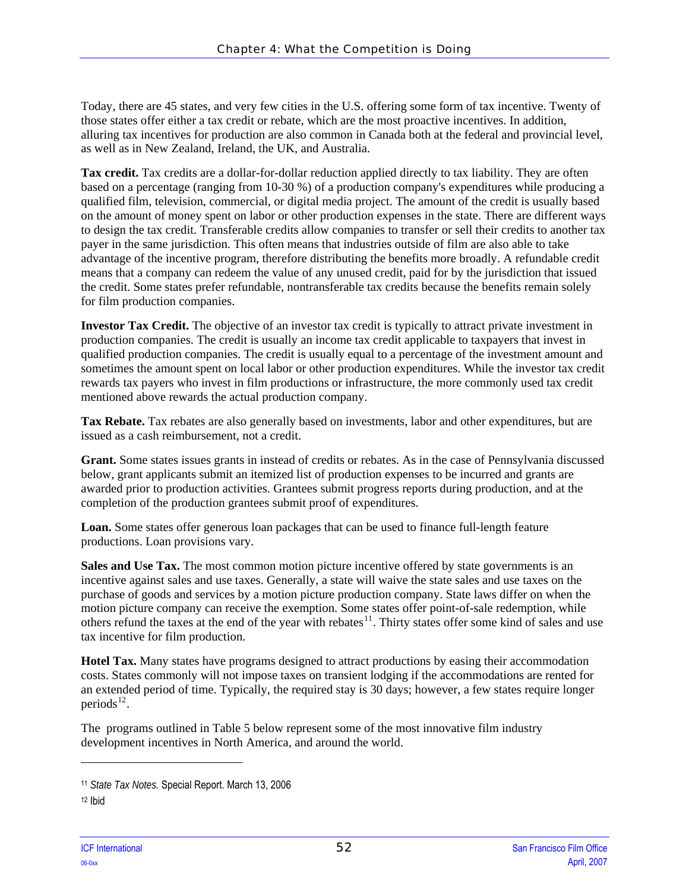Today, there are 45 states, and very few cities in the U.S. offering some form of tax incentive. Twenty of those states offer either a tax credit or rebate, which are the most proactive incentives. In addition, alluring tax incentives for production are also common in Canada both at the federal and provincial level, as well as in New Zealand, Ireland, the UK, and Australia.

**Tax credit.** Tax credits are a dollar-for-dollar reduction applied directly to tax liability. They are often based on a percentage (ranging from 10-30 %) of a production company's expenditures while producing a qualified film, television, commercial, or digital media project. The amount of the credit is usually based on the amount of money spent on labor or other production expenses in the state. There are different ways to design the tax credit. Transferable credits allow companies to transfer or sell their credits to another tax payer in the same jurisdiction. This often means that industries outside of film are also able to take advantage of the incentive program, therefore distributing the benefits more broadly. A refundable credit means that a company can redeem the value of any unused credit, paid for by the jurisdiction that issued the credit. Some states prefer refundable, nontransferable tax credits because the benefits remain solely for film production companies.

**Investor Tax Credit.** The objective of an investor tax credit is typically to attract private investment in production companies. The credit is usually an income tax credit applicable to taxpayers that invest in qualified production companies. The credit is usually equal to a percentage of the investment amount and sometimes the amount spent on local labor or other production expenditures. While the investor tax credit rewards tax payers who invest in film productions or infrastructure, the more commonly used tax credit mentioned above rewards the actual production company.

**Tax Rebate.** Tax rebates are also generally based on investments, labor and other expenditures, but are issued as a cash reimbursement, not a credit.

**Grant.** Some states issues grants in instead of credits or rebates. As in the case of Pennsylvania discussed below, grant applicants submit an itemized list of production expenses to be incurred and grants are awarded prior to production activities. Grantees submit progress reports during production, and at the completion of the production grantees submit proof of expenditures.

**Loan.** Some states offer generous loan packages that can be used to finance full-length feature productions. Loan provisions vary.

**Sales and Use Tax.** The most common motion picture incentive offered by state governments is an incentive against sales and use taxes. Generally, a state will waive the state sales and use taxes on the purchase of goods and services by a motion picture production company. State laws differ on when the motion picture company can receive the exemption. Some states offer point-of-sale redemption, while others refund the taxes at the end of the year with rebates[11]. Thirty states offer some kind of sales and use tax incentive for film production.

**Hotel Tax.** Many states have programs designed to attract productions by easing their accommodation costs. States commonly will not impose taxes on transient lodging if the accommodations are rented for an extended period of time. Typically, the required stay is 30 days; however, a few states require longer periods[12].

The programs outlined in Table 5 below represent some of the most innovative film industry development incentives in North America, and around the world.

---

[11] *State Tax Notes.* Special Report. March 13, 2006

[12] Ibid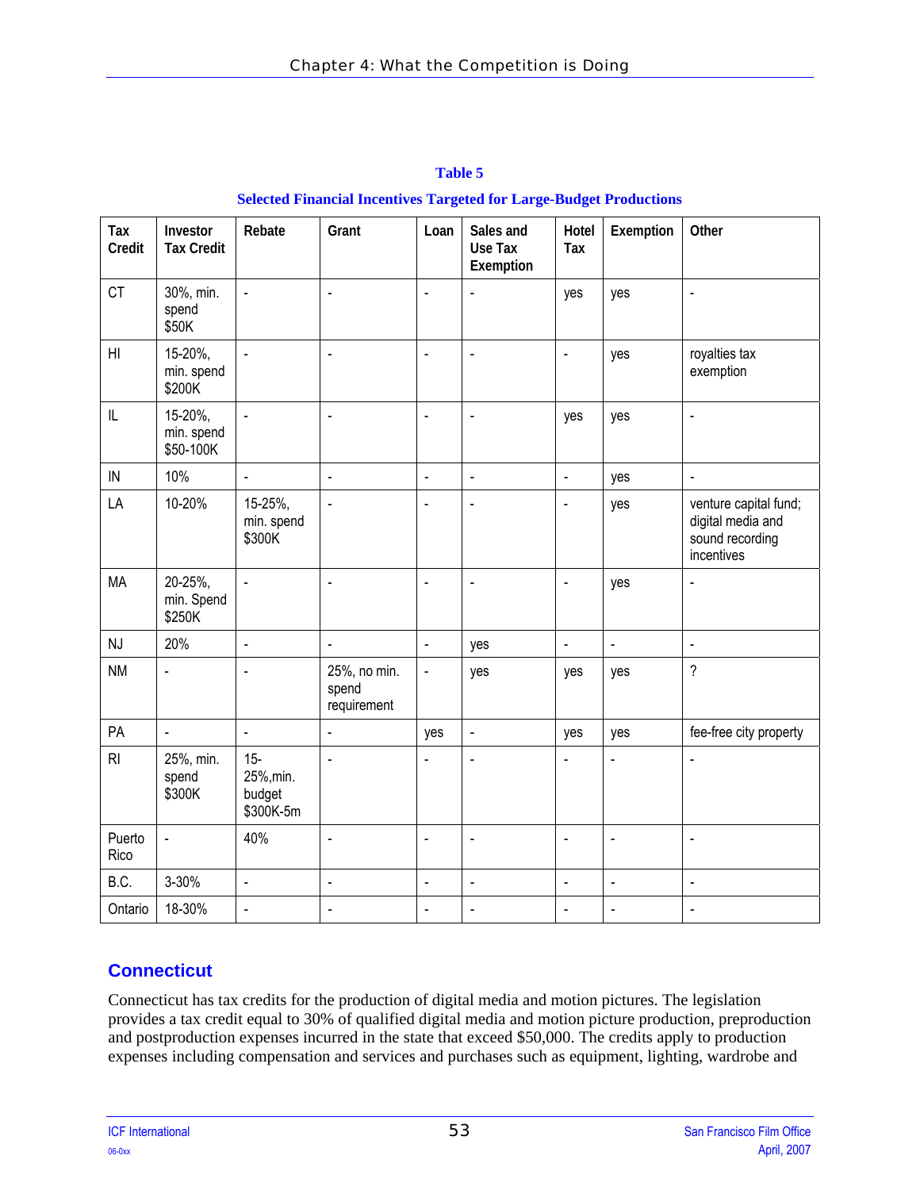**Table 5**

**Selected Financial Incentives Targeted for Large-Budget Productions**

| Tax Credit | Investor Tax Credit | Rebate | Grant | Loan | Sales and Use Tax Exemption | Hotel Tax | Exemption | Other |
|---|---|---|---|---|---|---|---|---|
| CT | 30%, min. spend $50K | - | - | - | - | yes | yes | - |
| HI | 15-20%, min. spend $200K | - | - | - | - | - | yes | royalties tax exemption |
| IL | 15-20%, min. spend $50-100K | - | - | - | - | yes | yes | - |
| IN | 10% | - | - | - | - | - | yes | - |
| LA | 10-20% | 15-25%, min. spend $300K | - | - | - | - | yes | venture capital fund; digital media and sound recording incentives |
| MA | 20-25%, min. Spend $250K | - | - | - | - | - | yes | - |
| NJ | 20% | - | - | - | yes | - | - | - |
| NM | - | - | 25%, no min. spend requirement | - | yes | yes | yes | ? |
| PA | - | - | - | yes | - | yes | yes | fee-free city property |
| RI | 25%, min. spend $300K | 15-25%,min. budget $300K-5m | - | - | - | - | - | - |
| Puerto Rico | - | 40% | - | - | - | - | - | - |
| B.C. | 3-30% | - | - | - | - | - | - | - |
| Ontario | 18-30% | - | - | - | - | - | - | - |

## Connecticut

Connecticut has tax credits for the production of digital media and motion pictures. The legislation provides a tax credit equal to 30% of qualified digital media and motion picture production, preproduction and postproduction expenses incurred in the state that exceed $50,000. The credits apply to production expenses including compensation and services and purchases such as equipment, lighting, wardrobe and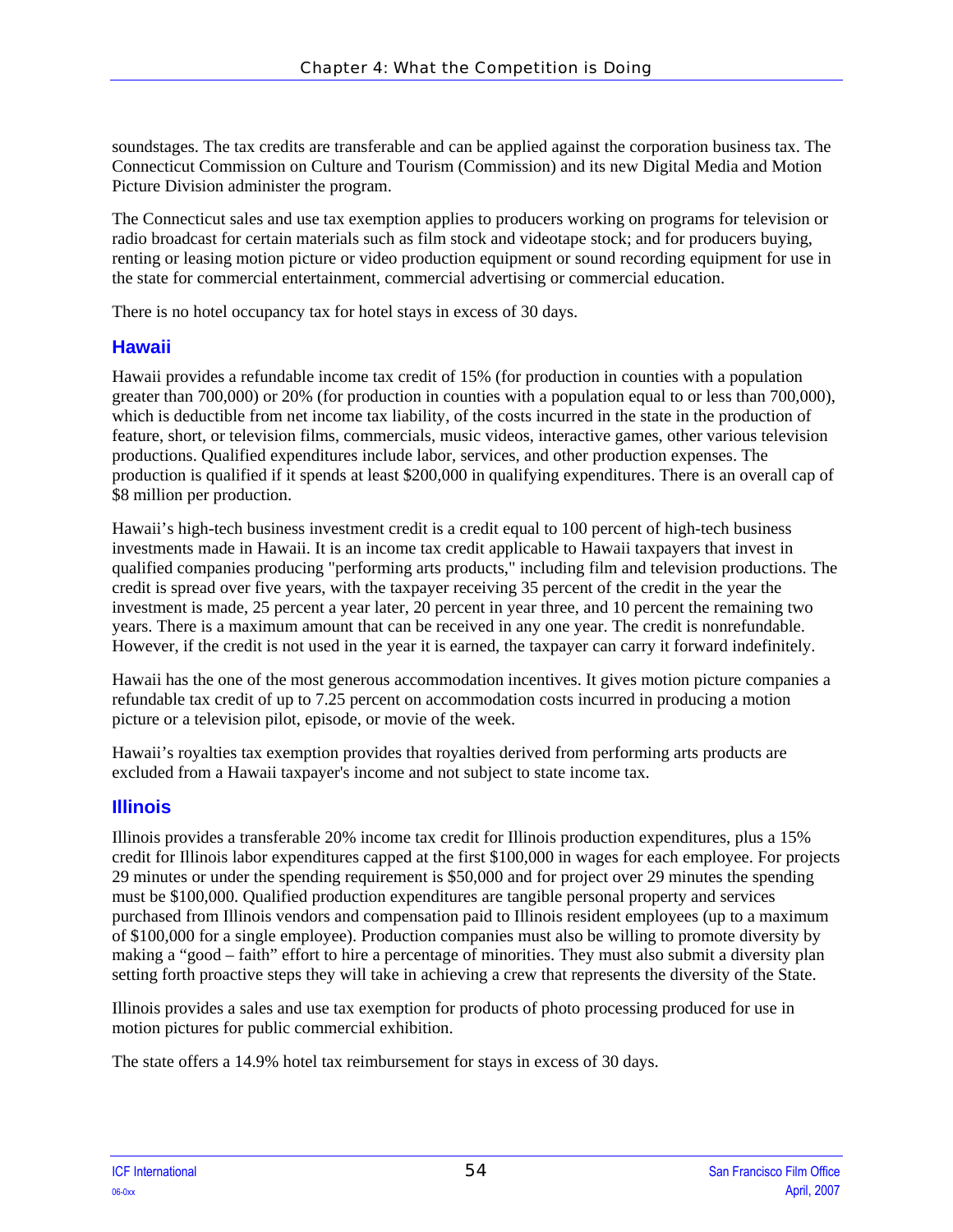soundstages. The tax credits are transferable and can be applied against the corporation business tax. The Connecticut Commission on Culture and Tourism (Commission) and its new Digital Media and Motion Picture Division administer the program.

The Connecticut sales and use tax exemption applies to producers working on programs for television or radio broadcast for certain materials such as film stock and videotape stock; and for producers buying, renting or leasing motion picture or video production equipment or sound recording equipment for use in the state for commercial entertainment, commercial advertising or commercial education.

There is no hotel occupancy tax for hotel stays in excess of 30 days.

### Hawaii

Hawaii provides a refundable income tax credit of 15% (for production in counties with a population greater than 700,000) or 20% (for production in counties with a population equal to or less than 700,000), which is deductible from net income tax liability, of the costs incurred in the state in the production of feature, short, or television films, commercials, music videos, interactive games, other various television productions. Qualified expenditures include labor, services, and other production expenses. The production is qualified if it spends at least $200,000 in qualifying expenditures. There is an overall cap of $8 million per production.

Hawaii's high-tech business investment credit is a credit equal to 100 percent of high-tech business investments made in Hawaii. It is an income tax credit applicable to Hawaii taxpayers that invest in qualified companies producing "performing arts products," including film and television productions. The credit is spread over five years, with the taxpayer receiving 35 percent of the credit in the year the investment is made, 25 percent a year later, 20 percent in year three, and 10 percent the remaining two years. There is a maximum amount that can be received in any one year. The credit is nonrefundable. However, if the credit is not used in the year it is earned, the taxpayer can carry it forward indefinitely.

Hawaii has the one of the most generous accommodation incentives. It gives motion picture companies a refundable tax credit of up to 7.25 percent on accommodation costs incurred in producing a motion picture or a television pilot, episode, or movie of the week.

Hawaii's royalties tax exemption provides that royalties derived from performing arts products are excluded from a Hawaii taxpayer's income and not subject to state income tax.

### Illinois

Illinois provides a transferable 20% income tax credit for Illinois production expenditures, plus a 15% credit for Illinois labor expenditures capped at the first $100,000 in wages for each employee. For projects 29 minutes or under the spending requirement is $50,000 and for project over 29 minutes the spending must be $100,000. Qualified production expenditures are tangible personal property and services purchased from Illinois vendors and compensation paid to Illinois resident employees (up to a maximum of $100,000 for a single employee). Production companies must also be willing to promote diversity by making a "good – faith" effort to hire a percentage of minorities. They must also submit a diversity plan setting forth proactive steps they will take in achieving a crew that represents the diversity of the State.

Illinois provides a sales and use tax exemption for products of photo processing produced for use in motion pictures for public commercial exhibition.

The state offers a 14.9% hotel tax reimbursement for stays in excess of 30 days.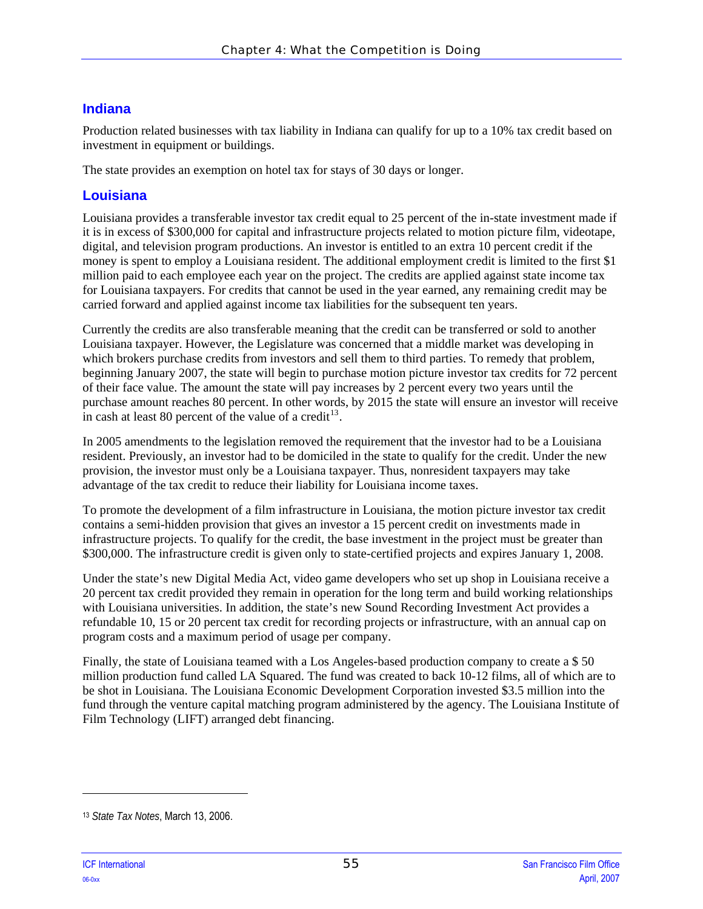## Indiana

Production related businesses with tax liability in Indiana can qualify for up to a 10% tax credit based on investment in equipment or buildings.

The state provides an exemption on hotel tax for stays of 30 days or longer.

## Louisiana

Louisiana provides a transferable investor tax credit equal to 25 percent of the in-state investment made if it is in excess of $300,000 for capital and infrastructure projects related to motion picture film, videotape, digital, and television program productions. An investor is entitled to an extra 10 percent credit if the money is spent to employ a Louisiana resident. The additional employment credit is limited to the first $1 million paid to each employee each year on the project. The credits are applied against state income tax for Louisiana taxpayers. For credits that cannot be used in the year earned, any remaining credit may be carried forward and applied against income tax liabilities for the subsequent ten years.

Currently the credits are also transferable meaning that the credit can be transferred or sold to another Louisiana taxpayer. However, the Legislature was concerned that a middle market was developing in which brokers purchase credits from investors and sell them to third parties. To remedy that problem, beginning January 2007, the state will begin to purchase motion picture investor tax credits for 72 percent of their face value. The amount the state will pay increases by 2 percent every two years until the purchase amount reaches 80 percent. In other words, by 2015 the state will ensure an investor will receive in cash at least 80 percent of the value of a credit[13].

In 2005 amendments to the legislation removed the requirement that the investor had to be a Louisiana resident. Previously, an investor had to be domiciled in the state to qualify for the credit. Under the new provision, the investor must only be a Louisiana taxpayer. Thus, nonresident taxpayers may take advantage of the tax credit to reduce their liability for Louisiana income taxes.

To promote the development of a film infrastructure in Louisiana, the motion picture investor tax credit contains a semi-hidden provision that gives an investor a 15 percent credit on investments made in infrastructure projects. To qualify for the credit, the base investment in the project must be greater than $300,000. The infrastructure credit is given only to state-certified projects and expires January 1, 2008.

Under the state's new Digital Media Act, video game developers who set up shop in Louisiana receive a 20 percent tax credit provided they remain in operation for the long term and build working relationships with Louisiana universities. In addition, the state's new Sound Recording Investment Act provides a refundable 10, 15 or 20 percent tax credit for recording projects or infrastructure, with an annual cap on program costs and a maximum period of usage per company.

Finally, the state of Louisiana teamed with a Los Angeles-based production company to create a $ 50 million production fund called LA Squared. The fund was created to back 10-12 films, all of which are to be shot in Louisiana. The Louisiana Economic Development Corporation invested $3.5 million into the fund through the venture capital matching program administered by the agency. The Louisiana Institute of Film Technology (LIFT) arranged debt financing.

---

[13] *State Tax Notes*, March 13, 2006.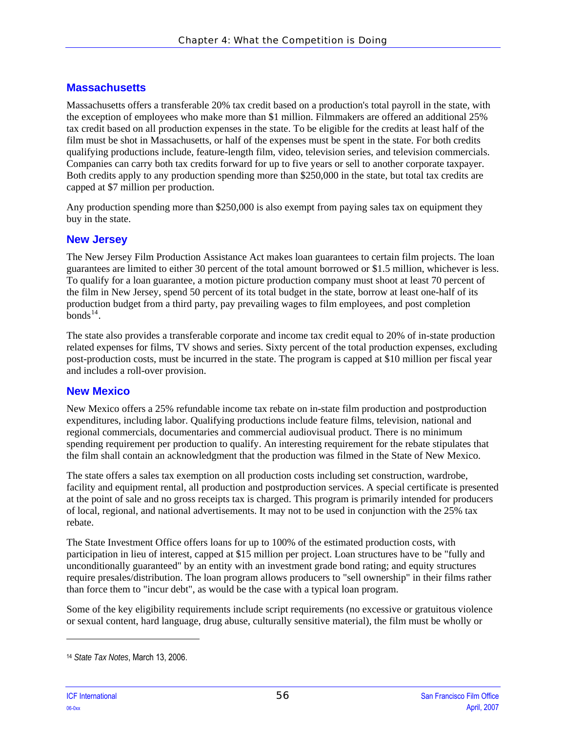## Massachusetts

Massachusetts offers a transferable 20% tax credit based on a production's total payroll in the state, with the exception of employees who make more than $1 million. Filmmakers are offered an additional 25% tax credit based on all production expenses in the state. To be eligible for the credits at least half of the film must be shot in Massachusetts, or half of the expenses must be spent in the state. For both credits qualifying productions include, feature-length film, video, television series, and television commercials. Companies can carry both tax credits forward for up to five years or sell to another corporate taxpayer. Both credits apply to any production spending more than $250,000 in the state, but total tax credits are capped at $7 million per production.

Any production spending more than $250,000 is also exempt from paying sales tax on equipment they buy in the state.

## New Jersey

The New Jersey Film Production Assistance Act makes loan guarantees to certain film projects. The loan guarantees are limited to either 30 percent of the total amount borrowed or $1.5 million, whichever is less. To qualify for a loan guarantee, a motion picture production company must shoot at least 70 percent of the film in New Jersey, spend 50 percent of its total budget in the state, borrow at least one-half of its production budget from a third party, pay prevailing wages to film employees, and post completion bonds[14].

The state also provides a transferable corporate and income tax credit equal to 20% of in-state production related expenses for films, TV shows and series. Sixty percent of the total production expenses, excluding post-production costs, must be incurred in the state. The program is capped at $10 million per fiscal year and includes a roll-over provision.

## New Mexico

New Mexico offers a 25% refundable income tax rebate on in-state film production and postproduction expenditures, including labor. Qualifying productions include feature films, television, national and regional commercials, documentaries and commercial audiovisual product. There is no minimum spending requirement per production to qualify. An interesting requirement for the rebate stipulates that the film shall contain an acknowledgment that the production was filmed in the State of New Mexico.

The state offers a sales tax exemption on all production costs including set construction, wardrobe, facility and equipment rental, all production and postproduction services. A special certificate is presented at the point of sale and no gross receipts tax is charged. This program is primarily intended for producers of local, regional, and national advertisements. It may not to be used in conjunction with the 25% tax rebate.

The State Investment Office offers loans for up to 100% of the estimated production costs, with participation in lieu of interest, capped at $15 million per project. Loan structures have to be "fully and unconditionally guaranteed" by an entity with an investment grade bond rating; and equity structures require presales/distribution. The loan program allows producers to "sell ownership" in their films rather than force them to "incur debt", as would be the case with a typical loan program.

Some of the key eligibility requirements include script requirements (no excessive or gratuitous violence or sexual content, hard language, drug abuse, culturally sensitive material), the film must be wholly or

---

[14] *State Tax Notes*, March 13, 2006.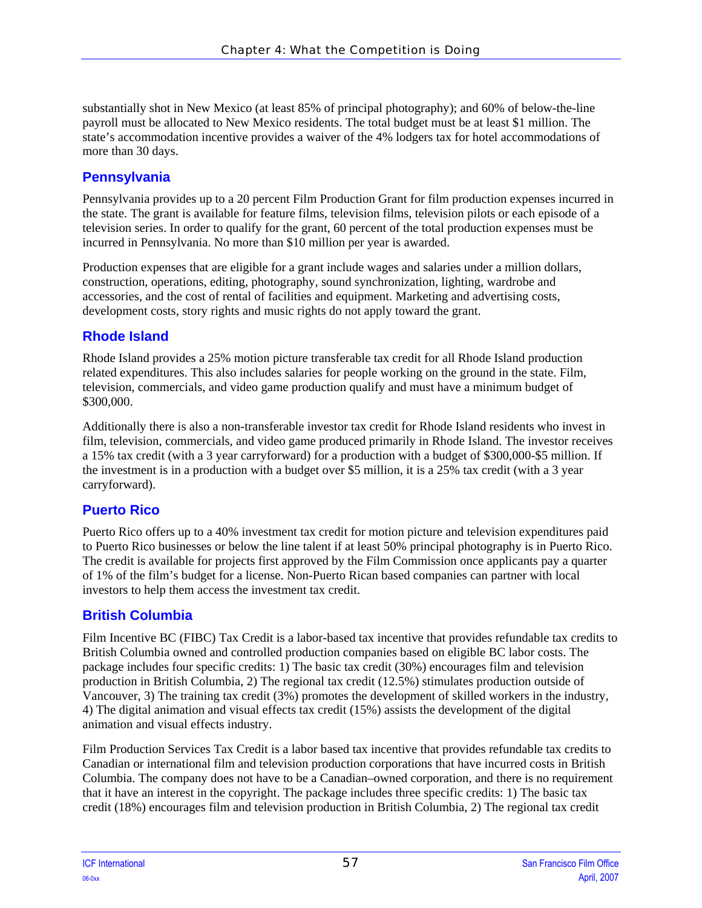substantially shot in New Mexico (at least 85% of principal photography); and 60% of below-the-line payroll must be allocated to New Mexico residents. The total budget must be at least $1 million. The state's accommodation incentive provides a waiver of the 4% lodgers tax for hotel accommodations of more than 30 days.

## Pennsylvania

Pennsylvania provides up to a 20 percent Film Production Grant for film production expenses incurred in the state. The grant is available for feature films, television films, television pilots or each episode of a television series. In order to qualify for the grant, 60 percent of the total production expenses must be incurred in Pennsylvania. No more than $10 million per year is awarded.

Production expenses that are eligible for a grant include wages and salaries under a million dollars, construction, operations, editing, photography, sound synchronization, lighting, wardrobe and accessories, and the cost of rental of facilities and equipment. Marketing and advertising costs, development costs, story rights and music rights do not apply toward the grant.

## Rhode Island

Rhode Island provides a 25% motion picture transferable tax credit for all Rhode Island production related expenditures. This also includes salaries for people working on the ground in the state. Film, television, commercials, and video game production qualify and must have a minimum budget of $300,000.

Additionally there is also a non-transferable investor tax credit for Rhode Island residents who invest in film, television, commercials, and video game produced primarily in Rhode Island. The investor receives a 15% tax credit (with a 3 year carryforward) for a production with a budget of $300,000-$5 million. If the investment is in a production with a budget over $5 million, it is a 25% tax credit (with a 3 year carryforward).

## Puerto Rico

Puerto Rico offers up to a 40% investment tax credit for motion picture and television expenditures paid to Puerto Rico businesses or below the line talent if at least 50% principal photography is in Puerto Rico. The credit is available for projects first approved by the Film Commission once applicants pay a quarter of 1% of the film's budget for a license. Non-Puerto Rican based companies can partner with local investors to help them access the investment tax credit.

## British Columbia

Film Incentive BC (FIBC) Tax Credit is a labor-based tax incentive that provides refundable tax credits to British Columbia owned and controlled production companies based on eligible BC labor costs. The package includes four specific credits: 1) The basic tax credit (30%) encourages film and television production in British Columbia, 2) The regional tax credit (12.5%) stimulates production outside of Vancouver, 3) The training tax credit (3%) promotes the development of skilled workers in the industry, 4) The digital animation and visual effects tax credit (15%) assists the development of the digital animation and visual effects industry.

Film Production Services Tax Credit is a labor based tax incentive that provides refundable tax credits to Canadian or international film and television production corporations that have incurred costs in British Columbia. The company does not have to be a Canadian–owned corporation, and there is no requirement that it have an interest in the copyright. The package includes three specific credits: 1) The basic tax credit (18%) encourages film and television production in British Columbia, 2) The regional tax credit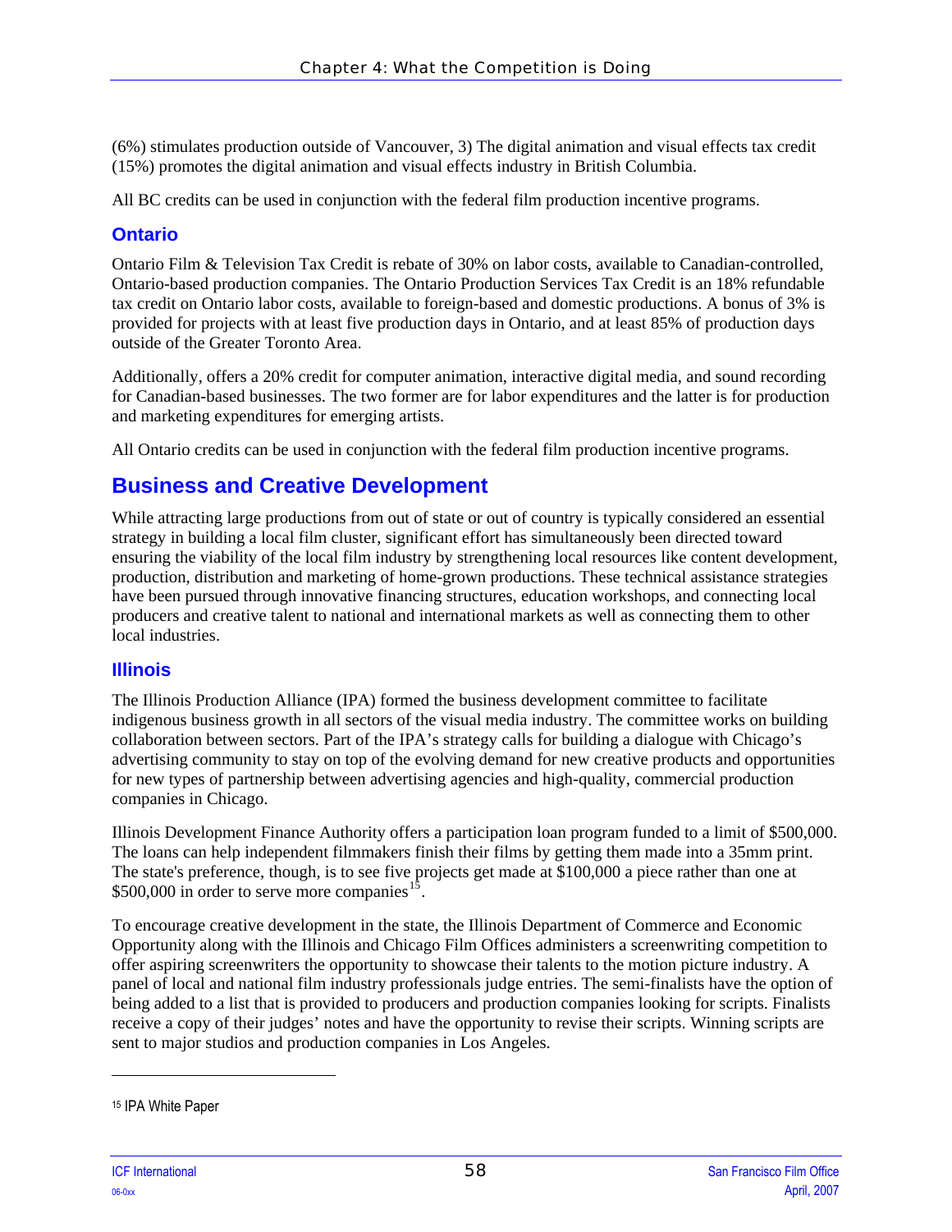(6%) stimulates production outside of Vancouver, 3) The digital animation and visual effects tax credit (15%) promotes the digital animation and visual effects industry in British Columbia.

All BC credits can be used in conjunction with the federal film production incentive programs.

### Ontario

Ontario Film & Television Tax Credit is rebate of 30% on labor costs, available to Canadian-controlled, Ontario-based production companies. The Ontario Production Services Tax Credit is an 18% refundable tax credit on Ontario labor costs, available to foreign-based and domestic productions. A bonus of 3% is provided for projects with at least five production days in Ontario, and at least 85% of production days outside of the Greater Toronto Area.

Additionally, offers a 20% credit for computer animation, interactive digital media, and sound recording for Canadian-based businesses. The two former are for labor expenditures and the latter is for production and marketing expenditures for emerging artists.

All Ontario credits can be used in conjunction with the federal film production incentive programs.

## Business and Creative Development

While attracting large productions from out of state or out of country is typically considered an essential strategy in building a local film cluster, significant effort has simultaneously been directed toward ensuring the viability of the local film industry by strengthening local resources like content development, production, distribution and marketing of home-grown productions. These technical assistance strategies have been pursued through innovative financing structures, education workshops, and connecting local producers and creative talent to national and international markets as well as connecting them to other local industries.

### Illinois

The Illinois Production Alliance (IPA) formed the business development committee to facilitate indigenous business growth in all sectors of the visual media industry. The committee works on building collaboration between sectors. Part of the IPA's strategy calls for building a dialogue with Chicago's advertising community to stay on top of the evolving demand for new creative products and opportunities for new types of partnership between advertising agencies and high-quality, commercial production companies in Chicago.

Illinois Development Finance Authority offers a participation loan program funded to a limit of $500,000. The loans can help independent filmmakers finish their films by getting them made into a 35mm print. The state's preference, though, is to see five projects get made at $100,000 a piece rather than one at $500,000 in order to serve more companies[15].

To encourage creative development in the state, the Illinois Department of Commerce and Economic Opportunity along with the Illinois and Chicago Film Offices administers a screenwriting competition to offer aspiring screenwriters the opportunity to showcase their talents to the motion picture industry. A panel of local and national film industry professionals judge entries. The semi-finalists have the option of being added to a list that is provided to producers and production companies looking for scripts. Finalists receive a copy of their judges' notes and have the opportunity to revise their scripts. Winning scripts are sent to major studios and production companies in Los Angeles.

---

[15] IPA White Paper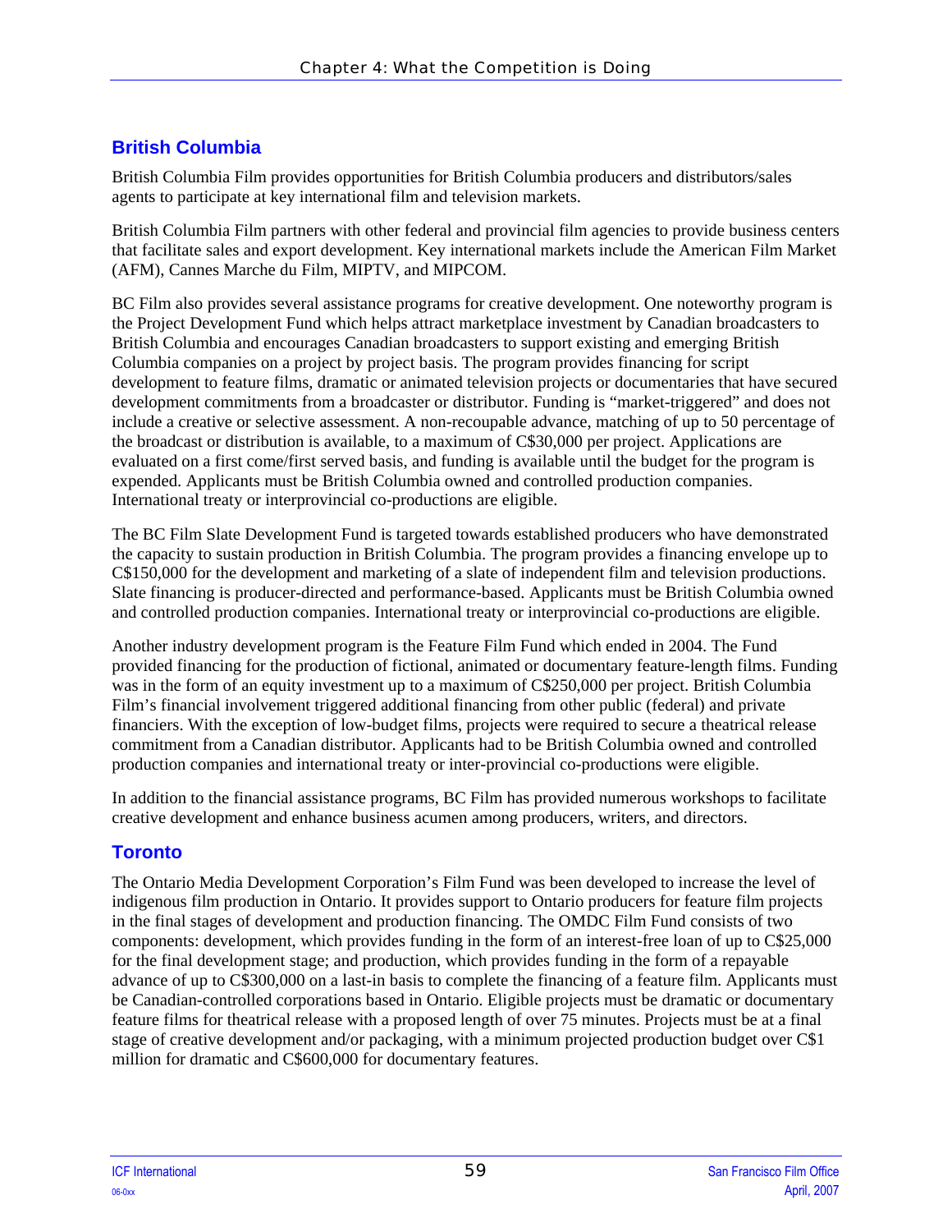## British Columbia

British Columbia Film provides opportunities for British Columbia producers and distributors/sales agents to participate at key international film and television markets.

British Columbia Film partners with other federal and provincial film agencies to provide business centers that facilitate sales and export development. Key international markets include the American Film Market (AFM), Cannes Marche du Film, MIPTV, and MIPCOM.

BC Film also provides several assistance programs for creative development. One noteworthy program is the Project Development Fund which helps attract marketplace investment by Canadian broadcasters to British Columbia and encourages Canadian broadcasters to support existing and emerging British Columbia companies on a project by project basis. The program provides financing for script development to feature films, dramatic or animated television projects or documentaries that have secured development commitments from a broadcaster or distributor. Funding is "market-triggered" and does not include a creative or selective assessment. A non-recoupable advance, matching of up to 50 percentage of the broadcast or distribution is available, to a maximum of C$30,000 per project. Applications are evaluated on a first come/first served basis, and funding is available until the budget for the program is expended. Applicants must be British Columbia owned and controlled production companies. International treaty or interprovincial co-productions are eligible.

The BC Film Slate Development Fund is targeted towards established producers who have demonstrated the capacity to sustain production in British Columbia. The program provides a financing envelope up to C$150,000 for the development and marketing of a slate of independent film and television productions. Slate financing is producer-directed and performance-based. Applicants must be British Columbia owned and controlled production companies. International treaty or interprovincial co-productions are eligible.

Another industry development program is the Feature Film Fund which ended in 2004. The Fund provided financing for the production of fictional, animated or documentary feature-length films. Funding was in the form of an equity investment up to a maximum of C$250,000 per project. British Columbia Film's financial involvement triggered additional financing from other public (federal) and private financiers. With the exception of low-budget films, projects were required to secure a theatrical release commitment from a Canadian distributor. Applicants had to be British Columbia owned and controlled production companies and international treaty or inter-provincial co-productions were eligible.

In addition to the financial assistance programs, BC Film has provided numerous workshops to facilitate creative development and enhance business acumen among producers, writers, and directors.

## Toronto

The Ontario Media Development Corporation's Film Fund was been developed to increase the level of indigenous film production in Ontario. It provides support to Ontario producers for feature film projects in the final stages of development and production financing. The OMDC Film Fund consists of two components: development, which provides funding in the form of an interest-free loan of up to C$25,000 for the final development stage; and production, which provides funding in the form of a repayable advance of up to C$300,000 on a last-in basis to complete the financing of a feature film. Applicants must be Canadian-controlled corporations based in Ontario. Eligible projects must be dramatic or documentary feature films for theatrical release with a proposed length of over 75 minutes. Projects must be at a final stage of creative development and/or packaging, with a minimum projected production budget over C$1 million for dramatic and C$600,000 for documentary features.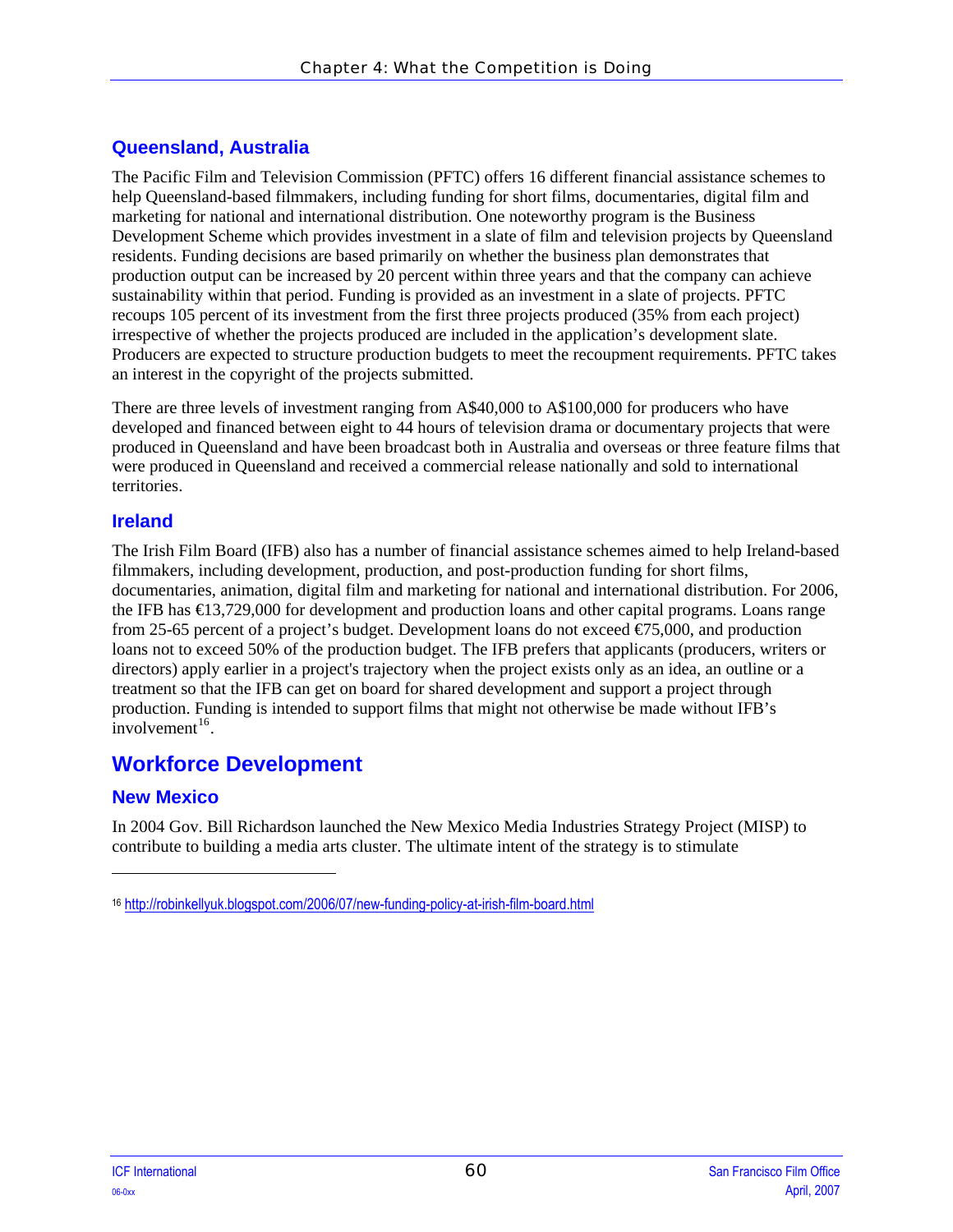### Queensland, Australia

The Pacific Film and Television Commission (PFTC) offers 16 different financial assistance schemes to help Queensland-based filmmakers, including funding for short films, documentaries, digital film and marketing for national and international distribution. One noteworthy program is the Business Development Scheme which provides investment in a slate of film and television projects by Queensland residents. Funding decisions are based primarily on whether the business plan demonstrates that production output can be increased by 20 percent within three years and that the company can achieve sustainability within that period. Funding is provided as an investment in a slate of projects. PFTC recoups 105 percent of its investment from the first three projects produced (35% from each project) irrespective of whether the projects produced are included in the application's development slate. Producers are expected to structure production budgets to meet the recoupment requirements. PFTC takes an interest in the copyright of the projects submitted.

There are three levels of investment ranging from A$40,000 to A$100,000 for producers who have developed and financed between eight to 44 hours of television drama or documentary projects that were produced in Queensland and have been broadcast both in Australia and overseas or three feature films that were produced in Queensland and received a commercial release nationally and sold to international territories.

### Ireland

The Irish Film Board (IFB) also has a number of financial assistance schemes aimed to help Ireland-based filmmakers, including development, production, and post-production funding for short films, documentaries, animation, digital film and marketing for national and international distribution. For 2006, the IFB has €13,729,000 for development and production loans and other capital programs. Loans range from 25-65 percent of a project's budget. Development loans do not exceed €75,000, and production loans not to exceed 50% of the production budget. The IFB prefers that applicants (producers, writers or directors) apply earlier in a project's trajectory when the project exists only as an idea, an outline or a treatment so that the IFB can get on board for shared development and support a project through production. Funding is intended to support films that might not otherwise be made without IFB's involvement[16].

## Workforce Development

### New Mexico

In 2004 Gov. Bill Richardson launched the New Mexico Media Industries Strategy Project (MISP) to contribute to building a media arts cluster. The ultimate intent of the strategy is to stimulate

---

[16] http://robinkellyuk.blogspot.com/2006/07/new-funding-policy-at-irish-film-board.html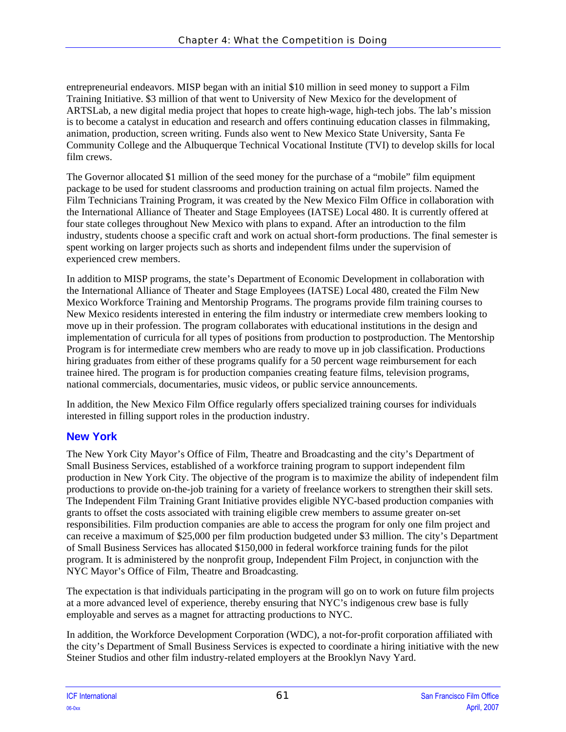entrepreneurial endeavors. MISP began with an initial $10 million in seed money to support a Film Training Initiative. $3 million of that went to University of New Mexico for the development of ARTSLab, a new digital media project that hopes to create high-wage, high-tech jobs. The lab's mission is to become a catalyst in education and research and offers continuing education classes in filmmaking, animation, production, screen writing. Funds also went to New Mexico State University, Santa Fe Community College and the Albuquerque Technical Vocational Institute (TVI) to develop skills for local film crews.

The Governor allocated $1 million of the seed money for the purchase of a "mobile" film equipment package to be used for student classrooms and production training on actual film projects. Named the Film Technicians Training Program, it was created by the New Mexico Film Office in collaboration with the International Alliance of Theater and Stage Employees (IATSE) Local 480. It is currently offered at four state colleges throughout New Mexico with plans to expand. After an introduction to the film industry, students choose a specific craft and work on actual short-form productions. The final semester is spent working on larger projects such as shorts and independent films under the supervision of experienced crew members.

In addition to MISP programs, the state's Department of Economic Development in collaboration with the International Alliance of Theater and Stage Employees (IATSE) Local 480, created the Film New Mexico Workforce Training and Mentorship Programs. The programs provide film training courses to New Mexico residents interested in entering the film industry or intermediate crew members looking to move up in their profession. The program collaborates with educational institutions in the design and implementation of curricula for all types of positions from production to postproduction. The Mentorship Program is for intermediate crew members who are ready to move up in job classification. Productions hiring graduates from either of these programs qualify for a 50 percent wage reimbursement for each trainee hired. The program is for production companies creating feature films, television programs, national commercials, documentaries, music videos, or public service announcements.

In addition, the New Mexico Film Office regularly offers specialized training courses for individuals interested in filling support roles in the production industry.

### New York

The New York City Mayor's Office of Film, Theatre and Broadcasting and the city's Department of Small Business Services, established of a workforce training program to support independent film production in New York City. The objective of the program is to maximize the ability of independent film productions to provide on-the-job training for a variety of freelance workers to strengthen their skill sets. The Independent Film Training Grant Initiative provides eligible NYC-based production companies with grants to offset the costs associated with training eligible crew members to assume greater on-set responsibilities. Film production companies are able to access the program for only one film project and can receive a maximum of $25,000 per film production budgeted under $3 million. The city's Department of Small Business Services has allocated $150,000 in federal workforce training funds for the pilot program. It is administered by the nonprofit group, Independent Film Project, in conjunction with the NYC Mayor's Office of Film, Theatre and Broadcasting.

The expectation is that individuals participating in the program will go on to work on future film projects at a more advanced level of experience, thereby ensuring that NYC's indigenous crew base is fully employable and serves as a magnet for attracting productions to NYC.

In addition, the Workforce Development Corporation (WDC), a not-for-profit corporation affiliated with the city's Department of Small Business Services is expected to coordinate a hiring initiative with the new Steiner Studios and other film industry-related employers at the Brooklyn Navy Yard.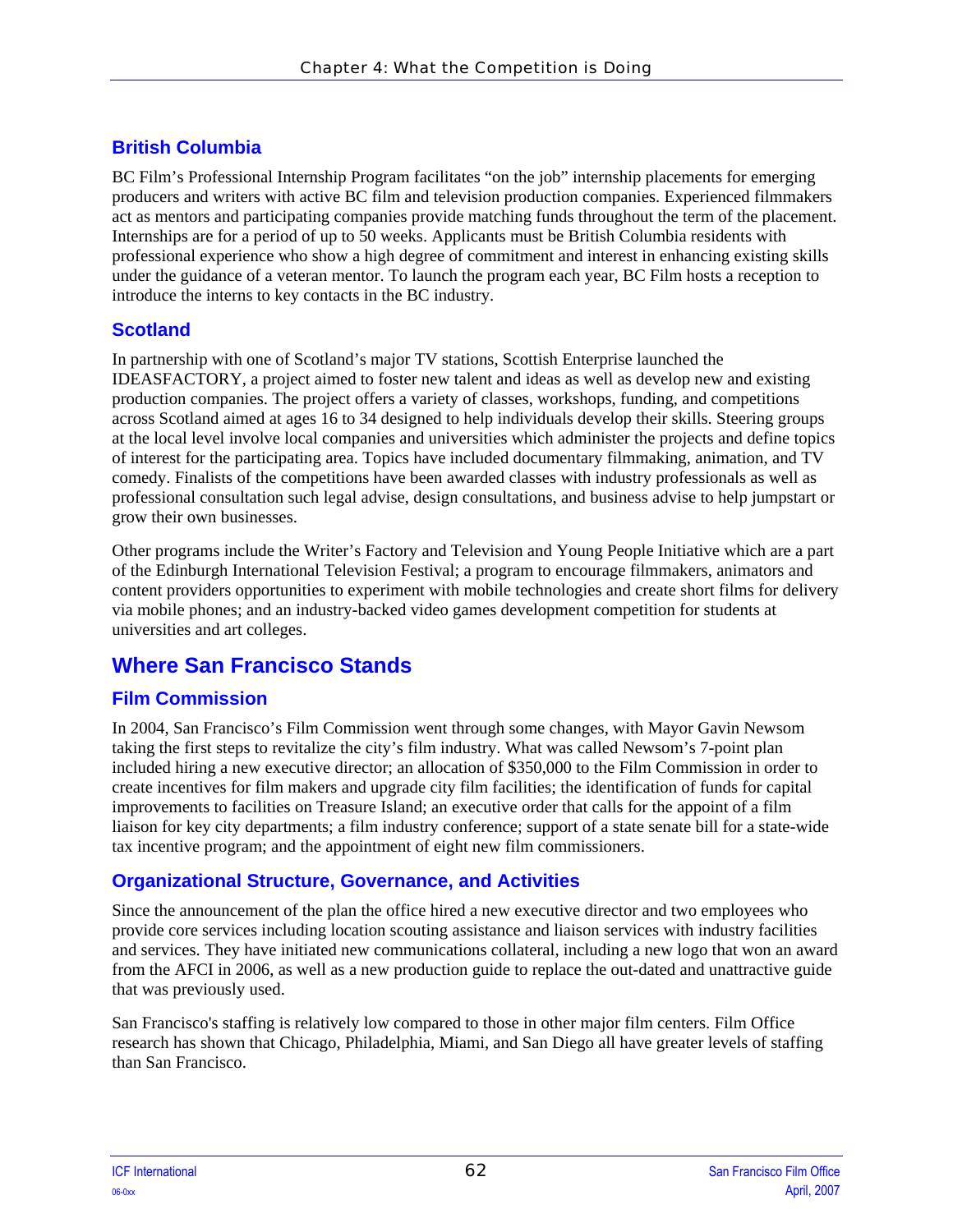### British Columbia

BC Film's Professional Internship Program facilitates "on the job" internship placements for emerging producers and writers with active BC film and television production companies. Experienced filmmakers act as mentors and participating companies provide matching funds throughout the term of the placement. Internships are for a period of up to 50 weeks. Applicants must be British Columbia residents with professional experience who show a high degree of commitment and interest in enhancing existing skills under the guidance of a veteran mentor. To launch the program each year, BC Film hosts a reception to introduce the interns to key contacts in the BC industry.

### Scotland

In partnership with one of Scotland's major TV stations, Scottish Enterprise launched the IDEASFACTORY, a project aimed to foster new talent and ideas as well as develop new and existing production companies. The project offers a variety of classes, workshops, funding, and competitions across Scotland aimed at ages 16 to 34 designed to help individuals develop their skills. Steering groups at the local level involve local companies and universities which administer the projects and define topics of interest for the participating area. Topics have included documentary filmmaking, animation, and TV comedy. Finalists of the competitions have been awarded classes with industry professionals as well as professional consultation such legal advise, design consultations, and business advise to help jumpstart or grow their own businesses.

Other programs include the Writer's Factory and Television and Young People Initiative which are a part of the Edinburgh International Television Festival; a program to encourage filmmakers, animators and content providers opportunities to experiment with mobile technologies and create short films for delivery via mobile phones; and an industry-backed video games development competition for students at universities and art colleges.

## Where San Francisco Stands

### Film Commission

In 2004, San Francisco's Film Commission went through some changes, with Mayor Gavin Newsom taking the first steps to revitalize the city's film industry. What was called Newsom's 7-point plan included hiring a new executive director; an allocation of $350,000 to the Film Commission in order to create incentives for film makers and upgrade city film facilities; the identification of funds for capital improvements to facilities on Treasure Island; an executive order that calls for the appoint of a film liaison for key city departments; a film industry conference; support of a state senate bill for a state-wide tax incentive program; and the appointment of eight new film commissioners.

### Organizational Structure, Governance, and Activities

Since the announcement of the plan the office hired a new executive director and two employees who provide core services including location scouting assistance and liaison services with industry facilities and services. They have initiated new communications collateral, including a new logo that won an award from the AFCI in 2006, as well as a new production guide to replace the out-dated and unattractive guide that was previously used.

San Francisco's staffing is relatively low compared to those in other major film centers. Film Office research has shown that Chicago, Philadelphia, Miami, and San Diego all have greater levels of staffing than San Francisco.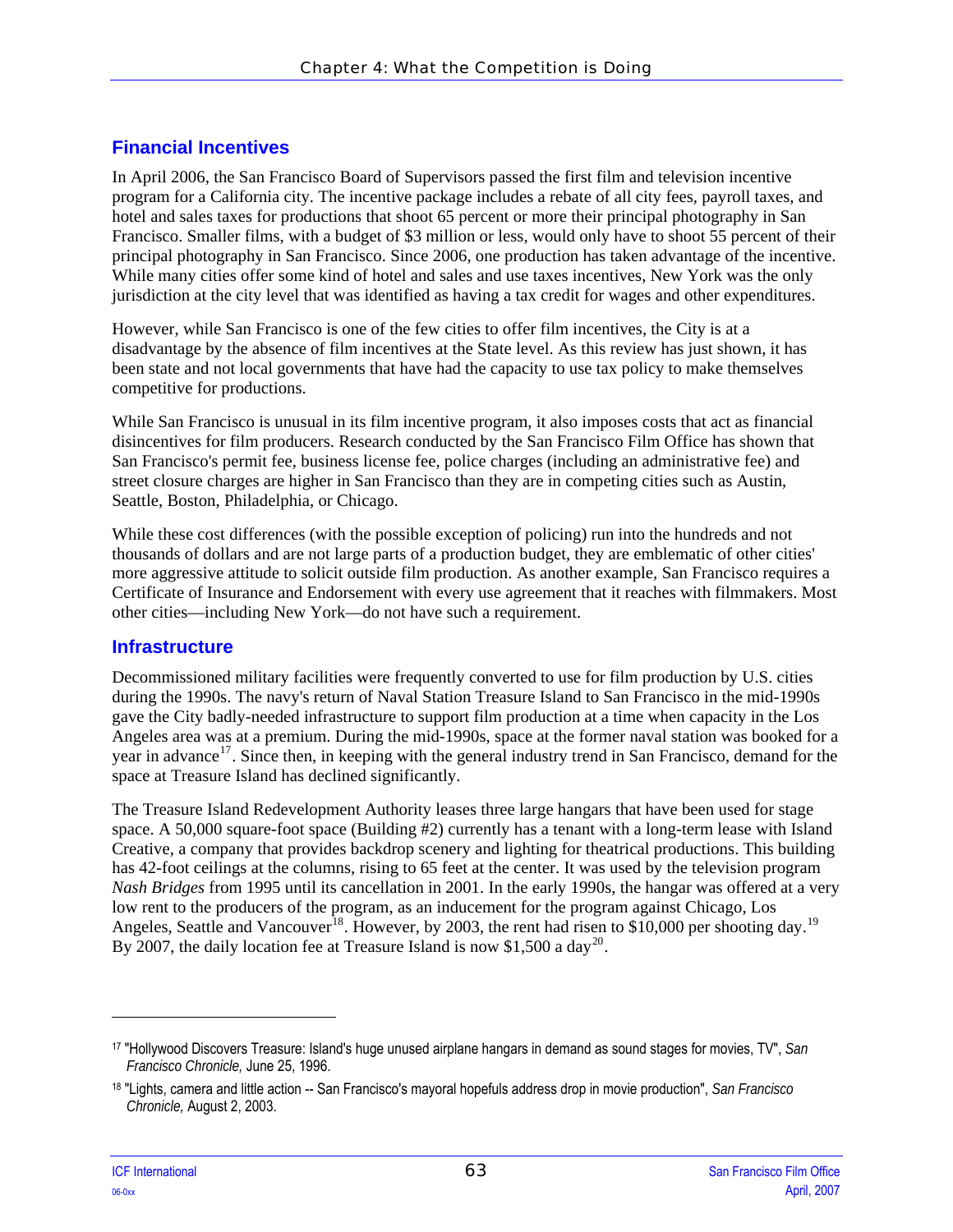## Financial Incentives

In April 2006, the San Francisco Board of Supervisors passed the first film and television incentive program for a California city. The incentive package includes a rebate of all city fees, payroll taxes, and hotel and sales taxes for productions that shoot 65 percent or more their principal photography in San Francisco. Smaller films, with a budget of $3 million or less, would only have to shoot 55 percent of their principal photography in San Francisco. Since 2006, one production has taken advantage of the incentive. While many cities offer some kind of hotel and sales and use taxes incentives, New York was the only jurisdiction at the city level that was identified as having a tax credit for wages and other expenditures.

However, while San Francisco is one of the few cities to offer film incentives, the City is at a disadvantage by the absence of film incentives at the State level. As this review has just shown, it has been state and not local governments that have had the capacity to use tax policy to make themselves competitive for productions.

While San Francisco is unusual in its film incentive program, it also imposes costs that act as financial disincentives for film producers. Research conducted by the San Francisco Film Office has shown that San Francisco's permit fee, business license fee, police charges (including an administrative fee) and street closure charges are higher in San Francisco than they are in competing cities such as Austin, Seattle, Boston, Philadelphia, or Chicago.

While these cost differences (with the possible exception of policing) run into the hundreds and not thousands of dollars and are not large parts of a production budget, they are emblematic of other cities' more aggressive attitude to solicit outside film production. As another example, San Francisco requires a Certificate of Insurance and Endorsement with every use agreement that it reaches with filmmakers. Most other cities—including New York—do not have such a requirement.

## Infrastructure

Decommissioned military facilities were frequently converted to use for film production by U.S. cities during the 1990s. The navy's return of Naval Station Treasure Island to San Francisco in the mid-1990s gave the City badly-needed infrastructure to support film production at a time when capacity in the Los Angeles area was at a premium. During the mid-1990s, space at the former naval station was booked for a year in advance[17]. Since then, in keeping with the general industry trend in San Francisco, demand for the space at Treasure Island has declined significantly.

The Treasure Island Redevelopment Authority leases three large hangars that have been used for stage space. A 50,000 square-foot space (Building #2) currently has a tenant with a long-term lease with Island Creative, a company that provides backdrop scenery and lighting for theatrical productions. This building has 42-foot ceilings at the columns, rising to 65 feet at the center. It was used by the television program *Nash Bridges* from 1995 until its cancellation in 2001. In the early 1990s, the hangar was offered at a very low rent to the producers of the program, as an inducement for the program against Chicago, Los Angeles, Seattle and Vancouver[18]. However, by 2003, the rent had risen to $10,000 per shooting day.[19] By 2007, the daily location fee at Treasure Island is now $1,500 a day[20].

---

[17] "Hollywood Discovers Treasure: Island's huge unused airplane hangars in demand as sound stages for movies, TV", *San Francisco Chronicle,* June 25, 1996.

[18] "Lights, camera and little action -- San Francisco's mayoral hopefuls address drop in movie production", *San Francisco Chronicle,* August 2, 2003.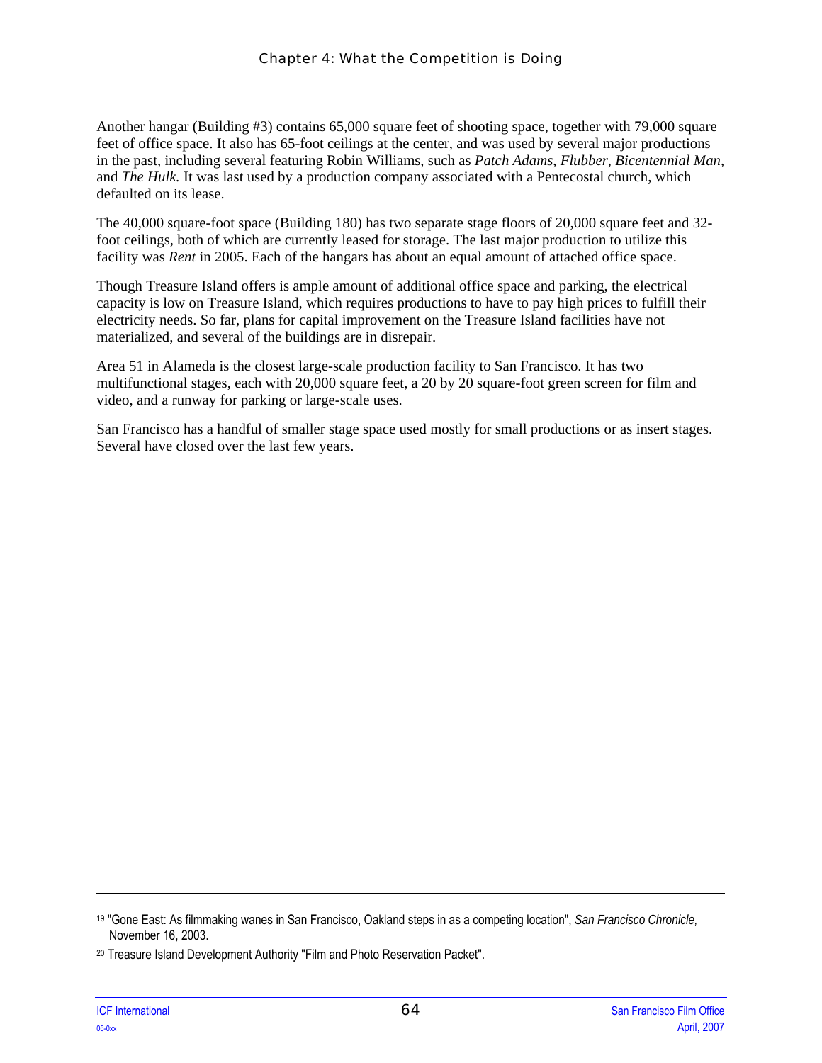Another hangar (Building #3) contains 65,000 square feet of shooting space, together with 79,000 square feet of office space. It also has 65-foot ceilings at the center, and was used by several major productions in the past, including several featuring Robin Williams, such as *Patch Adams*, *Flubber*, *Bicentennial Man*, and *The Hulk.* It was last used by a production company associated with a Pentecostal church, which defaulted on its lease.

The 40,000 square-foot space (Building 180) has two separate stage floors of 20,000 square feet and 32-foot ceilings, both of which are currently leased for storage. The last major production to utilize this facility was *Rent* in 2005. Each of the hangars has about an equal amount of attached office space.

Though Treasure Island offers is ample amount of additional office space and parking, the electrical capacity is low on Treasure Island, which requires productions to have to pay high prices to fulfill their electricity needs. So far, plans for capital improvement on the Treasure Island facilities have not materialized, and several of the buildings are in disrepair.

Area 51 in Alameda is the closest large-scale production facility to San Francisco. It has two multifunctional stages, each with 20,000 square feet, a 20 by 20 square-foot green screen for film and video, and a runway for parking or large-scale uses.

San Francisco has a handful of smaller stage space used mostly for small productions or as insert stages. Several have closed over the last few years.

---

[19] "Gone East: As filmmaking wanes in San Francisco, Oakland steps in as a competing location", *San Francisco Chronicle,* November 16, 2003.

[20] Treasure Island Development Authority "Film and Photo Reservation Packet".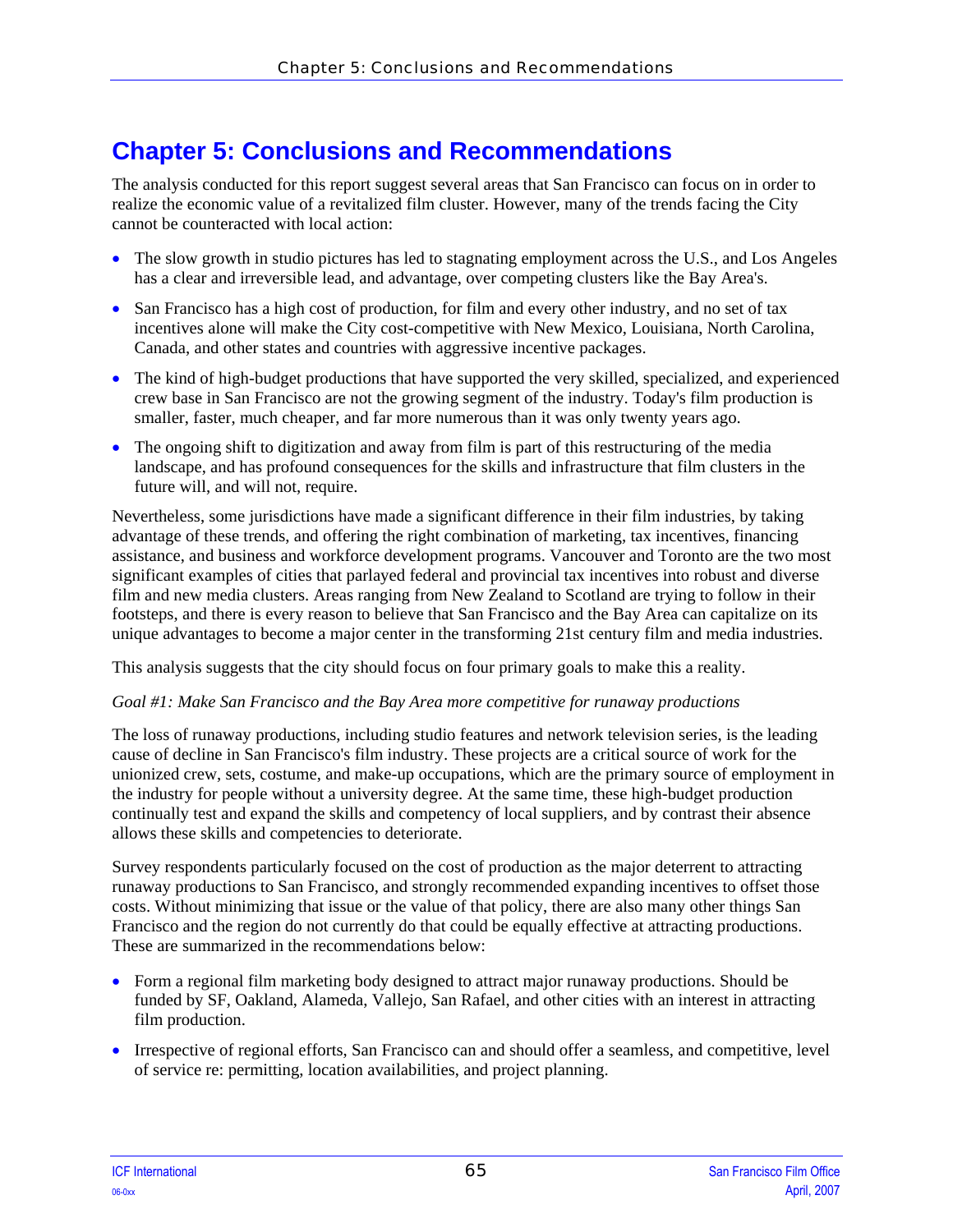# Chapter 5: Conclusions and Recommendations

The analysis conducted for this report suggest several areas that San Francisco can focus on in order to realize the economic value of a revitalized film cluster. However, many of the trends facing the City cannot be counteracted with local action:

- The slow growth in studio pictures has led to stagnating employment across the U.S., and Los Angeles has a clear and irreversible lead, and advantage, over competing clusters like the Bay Area's.
- San Francisco has a high cost of production, for film and every other industry, and no set of tax incentives alone will make the City cost-competitive with New Mexico, Louisiana, North Carolina, Canada, and other states and countries with aggressive incentive packages.
- The kind of high-budget productions that have supported the very skilled, specialized, and experienced crew base in San Francisco are not the growing segment of the industry. Today's film production is smaller, faster, much cheaper, and far more numerous than it was only twenty years ago.
- The ongoing shift to digitization and away from film is part of this restructuring of the media landscape, and has profound consequences for the skills and infrastructure that film clusters in the future will, and will not, require.

Nevertheless, some jurisdictions have made a significant difference in their film industries, by taking advantage of these trends, and offering the right combination of marketing, tax incentives, financing assistance, and business and workforce development programs. Vancouver and Toronto are the two most significant examples of cities that parlayed federal and provincial tax incentives into robust and diverse film and new media clusters. Areas ranging from New Zealand to Scotland are trying to follow in their footsteps, and there is every reason to believe that San Francisco and the Bay Area can capitalize on its unique advantages to become a major center in the transforming 21st century film and media industries.

This analysis suggests that the city should focus on four primary goals to make this a reality.

*Goal #1: Make San Francisco and the Bay Area more competitive for runaway productions*

The loss of runaway productions, including studio features and network television series, is the leading cause of decline in San Francisco's film industry. These projects are a critical source of work for the unionized crew, sets, costume, and make-up occupations, which are the primary source of employment in the industry for people without a university degree. At the same time, these high-budget production continually test and expand the skills and competency of local suppliers, and by contrast their absence allows these skills and competencies to deteriorate.

Survey respondents particularly focused on the cost of production as the major deterrent to attracting runaway productions to San Francisco, and strongly recommended expanding incentives to offset those costs. Without minimizing that issue or the value of that policy, there are also many other things San Francisco and the region do not currently do that could be equally effective at attracting productions. These are summarized in the recommendations below:

- Form a regional film marketing body designed to attract major runaway productions. Should be funded by SF, Oakland, Alameda, Vallejo, San Rafael, and other cities with an interest in attracting film production.
- Irrespective of regional efforts, San Francisco can and should offer a seamless, and competitive, level of service re: permitting, location availabilities, and project planning.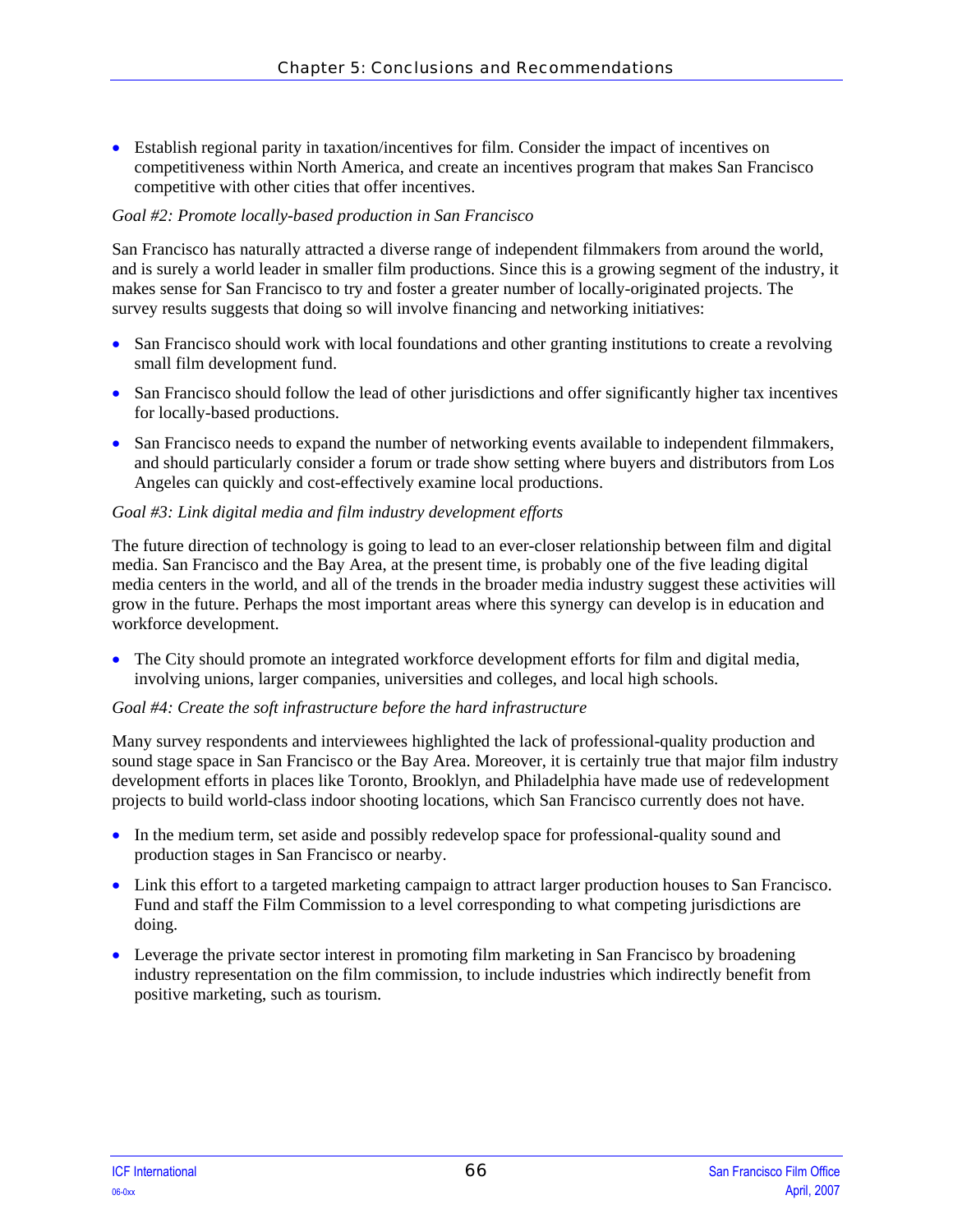- Establish regional parity in taxation/incentives for film. Consider the impact of incentives on competitiveness within North America, and create an incentives program that makes San Francisco competitive with other cities that offer incentives.

*Goal #2: Promote locally-based production in San Francisco*

San Francisco has naturally attracted a diverse range of independent filmmakers from around the world, and is surely a world leader in smaller film productions. Since this is a growing segment of the industry, it makes sense for San Francisco to try and foster a greater number of locally-originated projects. The survey results suggests that doing so will involve financing and networking initiatives:

- San Francisco should work with local foundations and other granting institutions to create a revolving small film development fund.
- San Francisco should follow the lead of other jurisdictions and offer significantly higher tax incentives for locally-based productions.
- San Francisco needs to expand the number of networking events available to independent filmmakers, and should particularly consider a forum or trade show setting where buyers and distributors from Los Angeles can quickly and cost-effectively examine local productions.

*Goal #3: Link digital media and film industry development efforts*

The future direction of technology is going to lead to an ever-closer relationship between film and digital media. San Francisco and the Bay Area, at the present time, is probably one of the five leading digital media centers in the world, and all of the trends in the broader media industry suggest these activities will grow in the future. Perhaps the most important areas where this synergy can develop is in education and workforce development.

- The City should promote an integrated workforce development efforts for film and digital media, involving unions, larger companies, universities and colleges, and local high schools.

*Goal #4: Create the soft infrastructure before the hard infrastructure*

Many survey respondents and interviewees highlighted the lack of professional-quality production and sound stage space in San Francisco or the Bay Area. Moreover, it is certainly true that major film industry development efforts in places like Toronto, Brooklyn, and Philadelphia have made use of redevelopment projects to build world-class indoor shooting locations, which San Francisco currently does not have.

- In the medium term, set aside and possibly redevelop space for professional-quality sound and production stages in San Francisco or nearby.
- Link this effort to a targeted marketing campaign to attract larger production houses to San Francisco. Fund and staff the Film Commission to a level corresponding to what competing jurisdictions are doing.
- Leverage the private sector interest in promoting film marketing in San Francisco by broadening industry representation on the film commission, to include industries which indirectly benefit from positive marketing, such as tourism.